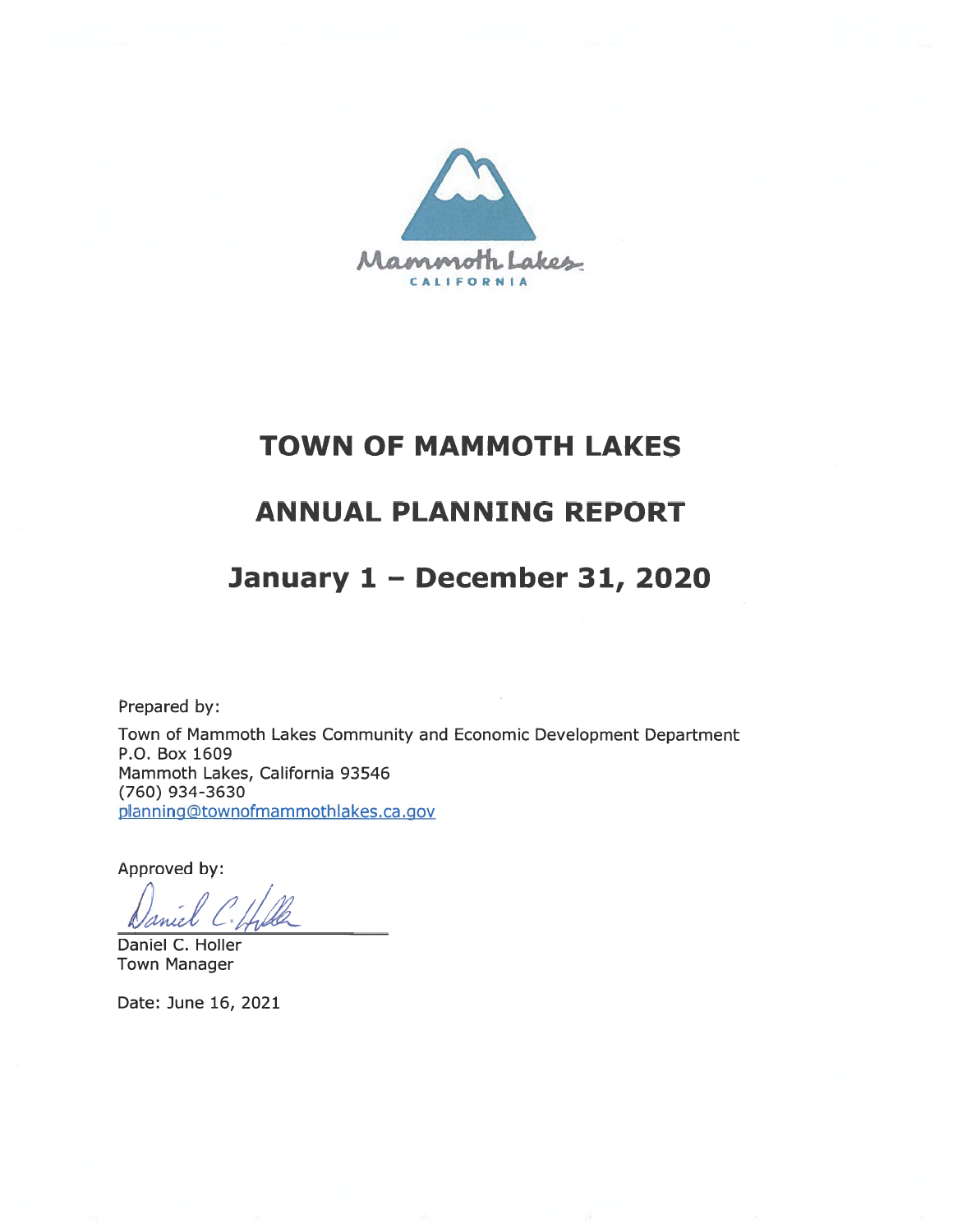# TOWN OF MAMMOTH LAKES

## ANNUAL PLANNING REPORT

## January 1 – December 31, 2020

Prepared by:

Town of Mammoth Lakes Community and Economic Development Department
P.O. Box 1609
Mammoth Lakes, California 93546
(760) 934-3630
planning@townofmammothlakes.ca.gov

Approved by:

Daniel C. Holler
Town Manager

Date: June 16, 2021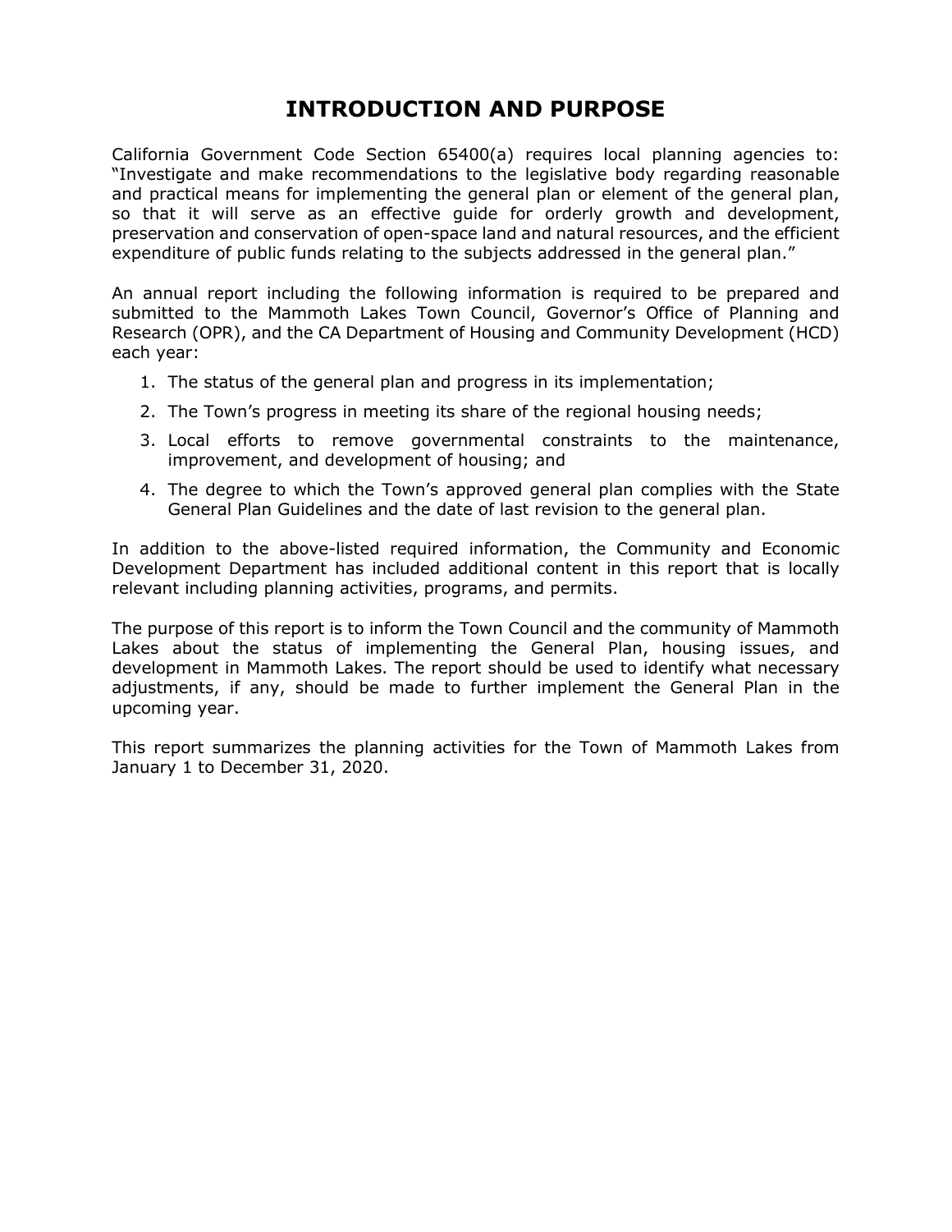# INTRODUCTION AND PURPOSE

California Government Code Section 65400(a) requires local planning agencies to: "Investigate and make recommendations to the legislative body regarding reasonable and practical means for implementing the general plan or element of the general plan, so that it will serve as an effective guide for orderly growth and development, preservation and conservation of open-space land and natural resources, and the efficient expenditure of public funds relating to the subjects addressed in the general plan."

An annual report including the following information is required to be prepared and submitted to the Mammoth Lakes Town Council, Governor's Office of Planning and Research (OPR), and the CA Department of Housing and Community Development (HCD) each year:

1. The status of the general plan and progress in its implementation;
2. The Town's progress in meeting its share of the regional housing needs;
3. Local efforts to remove governmental constraints to the maintenance, improvement, and development of housing; and
4. The degree to which the Town's approved general plan complies with the State General Plan Guidelines and the date of last revision to the general plan.

In addition to the above-listed required information, the Community and Economic Development Department has included additional content in this report that is locally relevant including planning activities, programs, and permits.

The purpose of this report is to inform the Town Council and the community of Mammoth Lakes about the status of implementing the General Plan, housing issues, and development in Mammoth Lakes. The report should be used to identify what necessary adjustments, if any, should be made to further implement the General Plan in the upcoming year.

This report summarizes the planning activities for the Town of Mammoth Lakes from January 1 to December 31, 2020.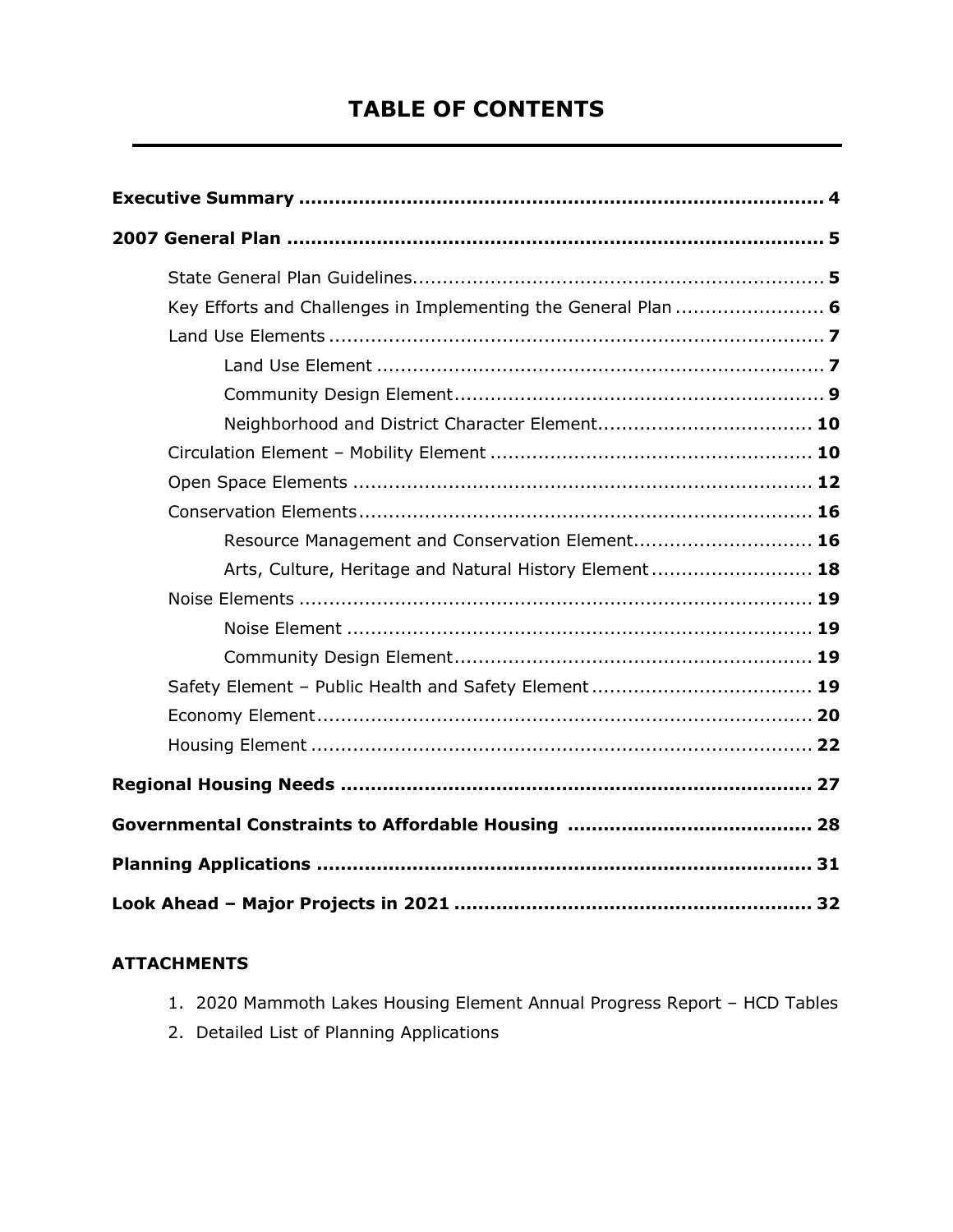# TABLE OF CONTENTS

**Executive Summary** .......................................................................... **4**

**2007 General Plan** .......................................................................... **5**

- State General Plan Guidelines.......................................................... **5**
- Key Efforts and Challenges in Implementing the General Plan ......................... **6**
- Land Use Elements .......................................................................... **7**
  - Land Use Element .......................................................................... **7**
  - Community Design Element.............................................................. **9**
  - Neighborhood and District Character Element.................................... **10**
- Circulation Element – Mobility Element ................................................. **10**
- Open Space Elements ....................................................................... **12**
- Conservation Elements...................................................................... **16**
  - Resource Management and Conservation Element............................. **16**
  - Arts, Culture, Heritage and Natural History Element ........................... **18**
- Noise Elements ............................................................................... **19**
  - Noise Element ............................................................................... **19**
  - Community Design Element............................................................. **19**
- Safety Element – Public Health and Safety Element ................................. **19**
- Economy Element............................................................................. **20**
- Housing Element ............................................................................. **22**

**Regional Housing Needs** .................................................................... **27**

**Governmental Constraints to Affordable Housing** ...................................... **28**

**Planning Applications** ....................................................................... **31**

**Look Ahead – Major Projects in 2021** .................................................... **32**

**ATTACHMENTS**

1. 2020 Mammoth Lakes Housing Element Annual Progress Report – HCD Tables
2. Detailed List of Planning Applications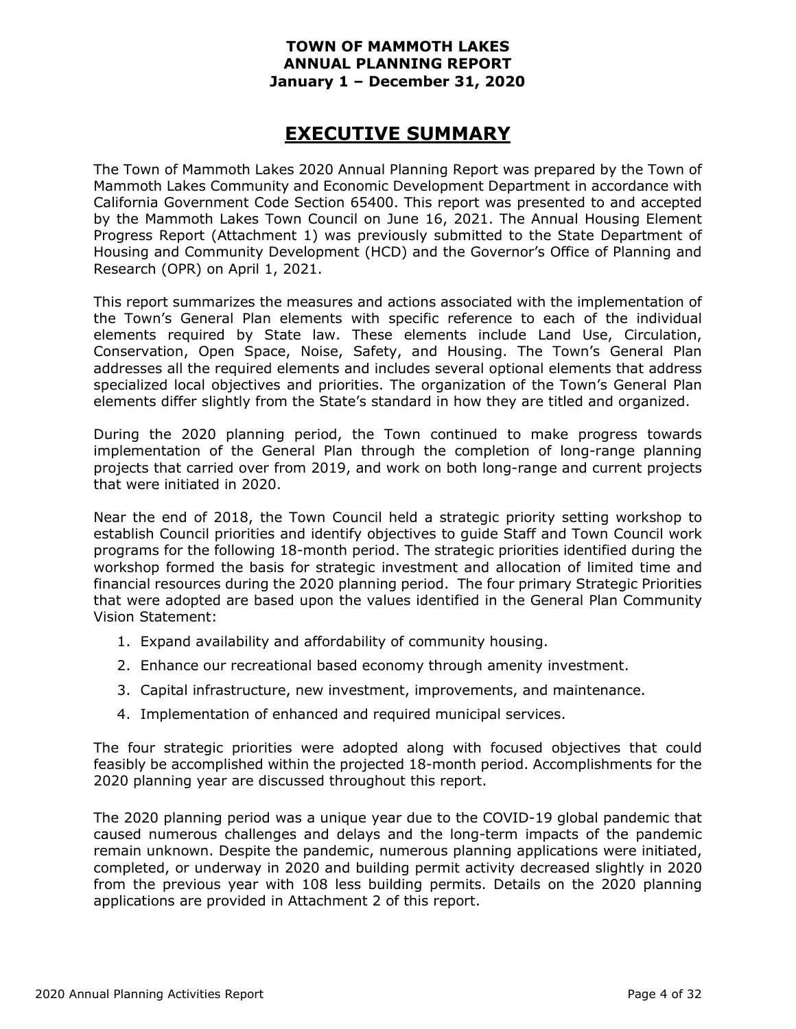**TOWN OF MAMMOTH LAKES**
**ANNUAL PLANNING REPORT**
**January 1 – December 31, 2020**

# EXECUTIVE SUMMARY

The Town of Mammoth Lakes 2020 Annual Planning Report was prepared by the Town of Mammoth Lakes Community and Economic Development Department in accordance with California Government Code Section 65400. This report was presented to and accepted by the Mammoth Lakes Town Council on June 16, 2021. The Annual Housing Element Progress Report (Attachment 1) was previously submitted to the State Department of Housing and Community Development (HCD) and the Governor's Office of Planning and Research (OPR) on April 1, 2021.

This report summarizes the measures and actions associated with the implementation of the Town's General Plan elements with specific reference to each of the individual elements required by State law. These elements include Land Use, Circulation, Conservation, Open Space, Noise, Safety, and Housing. The Town's General Plan addresses all the required elements and includes several optional elements that address specialized local objectives and priorities. The organization of the Town's General Plan elements differ slightly from the State's standard in how they are titled and organized.

During the 2020 planning period, the Town continued to make progress towards implementation of the General Plan through the completion of long-range planning projects that carried over from 2019, and work on both long-range and current projects that were initiated in 2020.

Near the end of 2018, the Town Council held a strategic priority setting workshop to establish Council priorities and identify objectives to guide Staff and Town Council work programs for the following 18-month period. The strategic priorities identified during the workshop formed the basis for strategic investment and allocation of limited time and financial resources during the 2020 planning period. The four primary Strategic Priorities that were adopted are based upon the values identified in the General Plan Community Vision Statement:

1. Expand availability and affordability of community housing.
2. Enhance our recreational based economy through amenity investment.
3. Capital infrastructure, new investment, improvements, and maintenance.
4. Implementation of enhanced and required municipal services.

The four strategic priorities were adopted along with focused objectives that could feasibly be accomplished within the projected 18-month period. Accomplishments for the 2020 planning year are discussed throughout this report.

The 2020 planning period was a unique year due to the COVID-19 global pandemic that caused numerous challenges and delays and the long-term impacts of the pandemic remain unknown. Despite the pandemic, numerous planning applications were initiated, completed, or underway in 2020 and building permit activity decreased slightly in 2020 from the previous year with 108 less building permits. Details on the 2020 planning applications are provided in Attachment 2 of this report.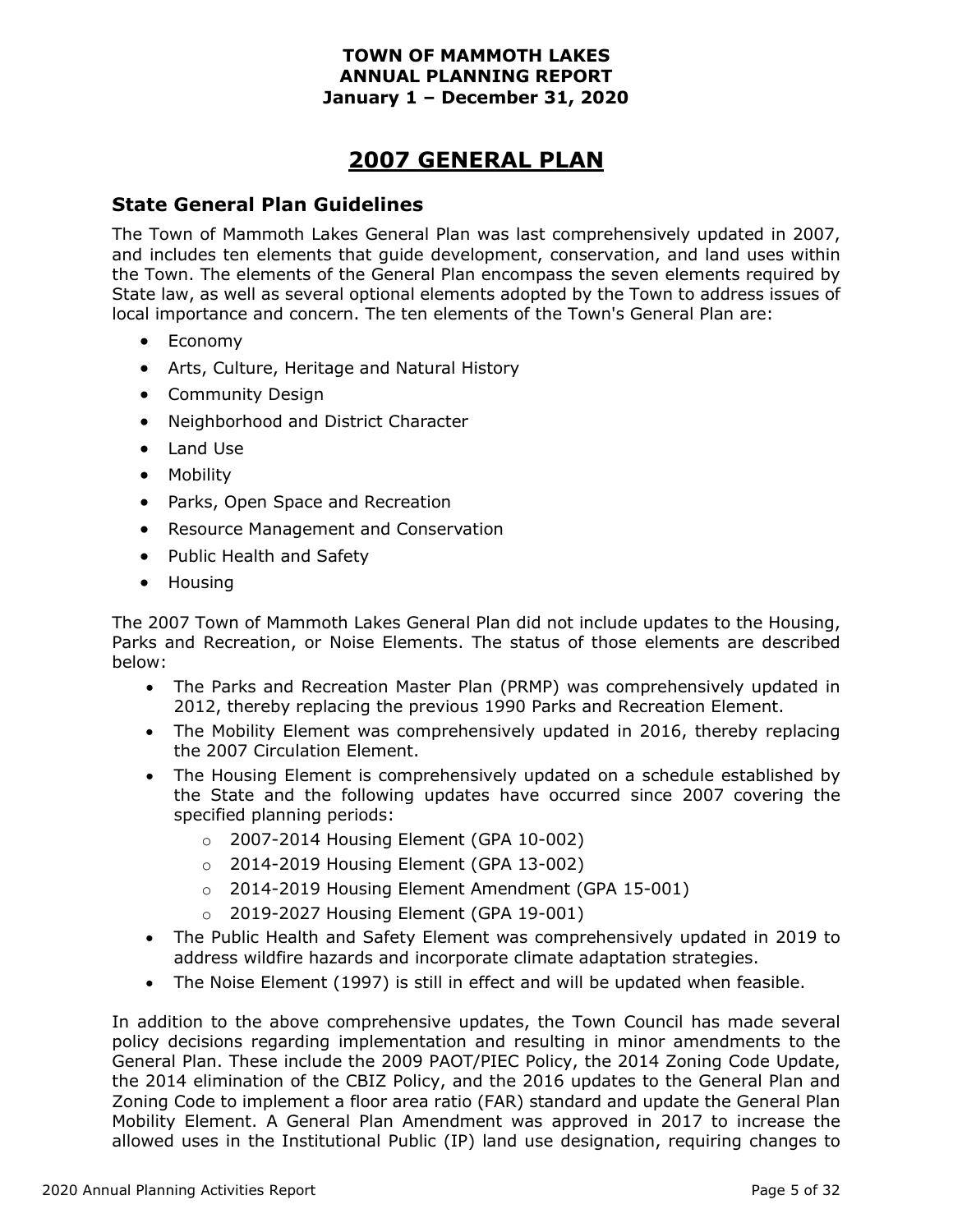# 2007 GENERAL PLAN

## State General Plan Guidelines

The Town of Mammoth Lakes General Plan was last comprehensively updated in 2007, and includes ten elements that guide development, conservation, and land uses within the Town. The elements of the General Plan encompass the seven elements required by State law, as well as several optional elements adopted by the Town to address issues of local importance and concern. The ten elements of the Town's General Plan are:

- Economy
- Arts, Culture, Heritage and Natural History
- Community Design
- Neighborhood and District Character
- Land Use
- Mobility
- Parks, Open Space and Recreation
- Resource Management and Conservation
- Public Health and Safety
- Housing

The 2007 Town of Mammoth Lakes General Plan did not include updates to the Housing, Parks and Recreation, or Noise Elements. The status of those elements are described below:

- The Parks and Recreation Master Plan (PRMP) was comprehensively updated in 2012, thereby replacing the previous 1990 Parks and Recreation Element.
- The Mobility Element was comprehensively updated in 2016, thereby replacing the 2007 Circulation Element.
- The Housing Element is comprehensively updated on a schedule established by the State and the following updates have occurred since 2007 covering the specified planning periods:
  - 2007-2014 Housing Element (GPA 10-002)
  - 2014-2019 Housing Element (GPA 13-002)
  - 2014-2019 Housing Element Amendment (GPA 15-001)
  - 2019-2027 Housing Element (GPA 19-001)
- The Public Health and Safety Element was comprehensively updated in 2019 to address wildfire hazards and incorporate climate adaptation strategies.
- The Noise Element (1997) is still in effect and will be updated when feasible.

In addition to the above comprehensive updates, the Town Council has made several policy decisions regarding implementation and resulting in minor amendments to the General Plan. These include the 2009 PAOT/PIEC Policy, the 2014 Zoning Code Update, the 2014 elimination of the CBIZ Policy, and the 2016 updates to the General Plan and Zoning Code to implement a floor area ratio (FAR) standard and update the General Plan Mobility Element. A General Plan Amendment was approved in 2017 to increase the allowed uses in the Institutional Public (IP) land use designation, requiring changes to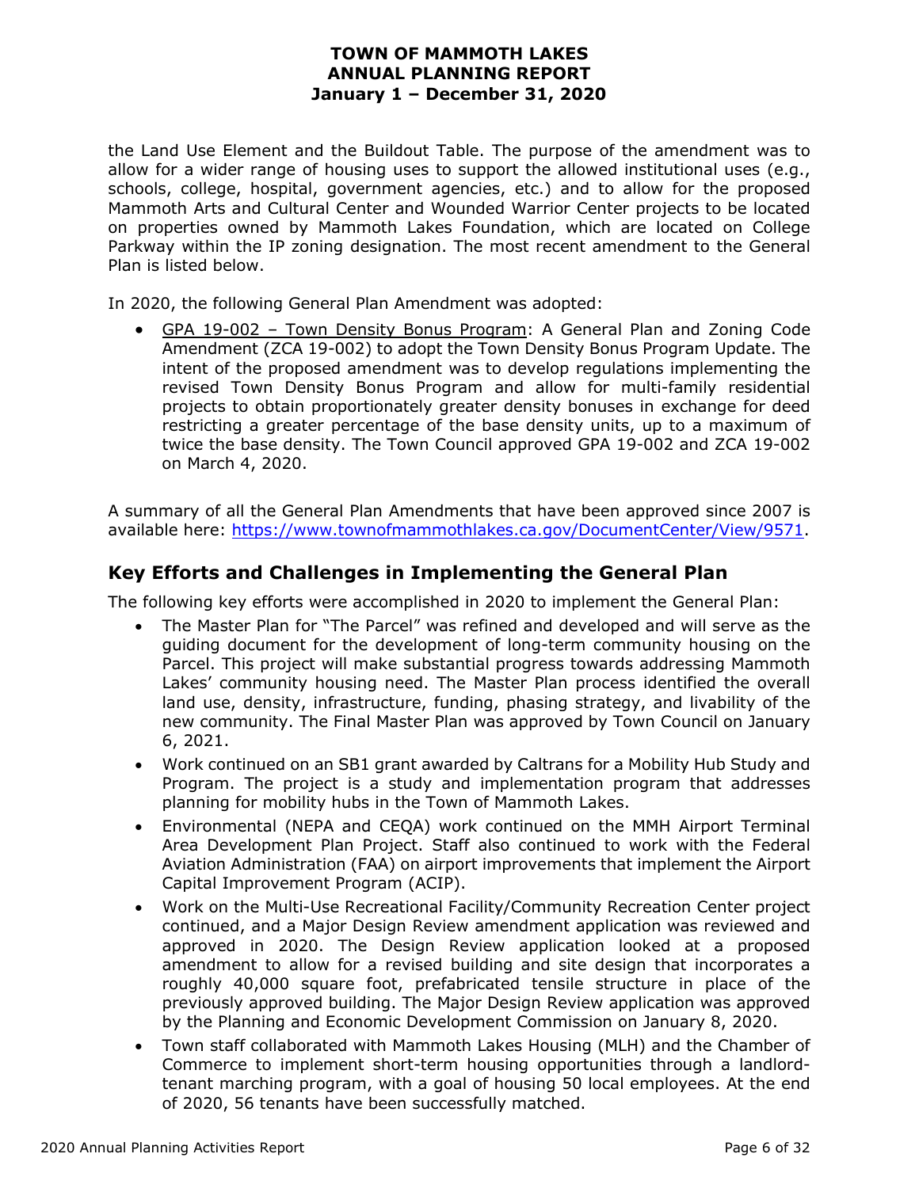the Land Use Element and the Buildout Table. The purpose of the amendment was to allow for a wider range of housing uses to support the allowed institutional uses (e.g., schools, college, hospital, government agencies, etc.) and to allow for the proposed Mammoth Arts and Cultural Center and Wounded Warrior Center projects to be located on properties owned by Mammoth Lakes Foundation, which are located on College Parkway within the IP zoning designation. The most recent amendment to the General Plan is listed below.

In 2020, the following General Plan Amendment was adopted:

- GPA 19-002 – Town Density Bonus Program: A General Plan and Zoning Code Amendment (ZCA 19-002) to adopt the Town Density Bonus Program Update. The intent of the proposed amendment was to develop regulations implementing the revised Town Density Bonus Program and allow for multi-family residential projects to obtain proportionately greater density bonuses in exchange for deed restricting a greater percentage of the base density units, up to a maximum of twice the base density. The Town Council approved GPA 19-002 and ZCA 19-002 on March 4, 2020.

A summary of all the General Plan Amendments that have been approved since 2007 is available here: https://www.townofmammothlakes.ca.gov/DocumentCenter/View/9571.

## Key Efforts and Challenges in Implementing the General Plan

The following key efforts were accomplished in 2020 to implement the General Plan:

- The Master Plan for "The Parcel" was refined and developed and will serve as the guiding document for the development of long-term community housing on the Parcel. This project will make substantial progress towards addressing Mammoth Lakes' community housing need. The Master Plan process identified the overall land use, density, infrastructure, funding, phasing strategy, and livability of the new community. The Final Master Plan was approved by Town Council on January 6, 2021.
- Work continued on an SB1 grant awarded by Caltrans for a Mobility Hub Study and Program. The project is a study and implementation program that addresses planning for mobility hubs in the Town of Mammoth Lakes.
- Environmental (NEPA and CEQA) work continued on the MMH Airport Terminal Area Development Plan Project. Staff also continued to work with the Federal Aviation Administration (FAA) on airport improvements that implement the Airport Capital Improvement Program (ACIP).
- Work on the Multi-Use Recreational Facility/Community Recreation Center project continued, and a Major Design Review amendment application was reviewed and approved in 2020. The Design Review application looked at a proposed amendment to allow for a revised building and site design that incorporates a roughly 40,000 square foot, prefabricated tensile structure in place of the previously approved building. The Major Design Review application was approved by the Planning and Economic Development Commission on January 8, 2020.
- Town staff collaborated with Mammoth Lakes Housing (MLH) and the Chamber of Commerce to implement short-term housing opportunities through a landlord-tenant marching program, with a goal of housing 50 local employees. At the end of 2020, 56 tenants have been successfully matched.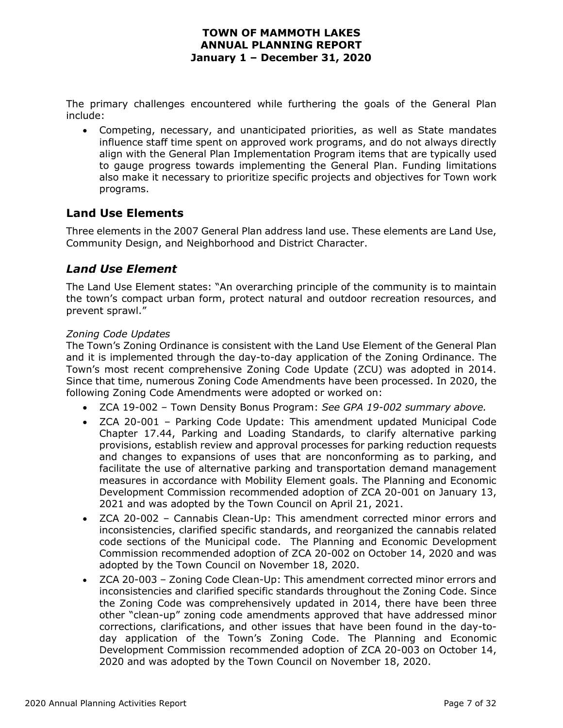The primary challenges encountered while furthering the goals of the General Plan include:

- Competing, necessary, and unanticipated priorities, as well as State mandates influence staff time spent on approved work programs, and do not always directly align with the General Plan Implementation Program items that are typically used to gauge progress towards implementing the General Plan. Funding limitations also make it necessary to prioritize specific projects and objectives for Town work programs.

## Land Use Elements

Three elements in the 2007 General Plan address land use. These elements are Land Use, Community Design, and Neighborhood and District Character.

## *Land Use Element*

The Land Use Element states: "An overarching principle of the community is to maintain the town's compact urban form, protect natural and outdoor recreation resources, and prevent sprawl."

*Zoning Code Updates*

The Town's Zoning Ordinance is consistent with the Land Use Element of the General Plan and it is implemented through the day-to-day application of the Zoning Ordinance. The Town's most recent comprehensive Zoning Code Update (ZCU) was adopted in 2014. Since that time, numerous Zoning Code Amendments have been processed. In 2020, the following Zoning Code Amendments were adopted or worked on:

- ZCA 19-002 – Town Density Bonus Program: *See GPA 19-002 summary above.*
- ZCA 20-001 – Parking Code Update: This amendment updated Municipal Code Chapter 17.44, Parking and Loading Standards, to clarify alternative parking provisions, establish review and approval processes for parking reduction requests and changes to expansions of uses that are nonconforming as to parking, and facilitate the use of alternative parking and transportation demand management measures in accordance with Mobility Element goals. The Planning and Economic Development Commission recommended adoption of ZCA 20-001 on January 13, 2021 and was adopted by the Town Council on April 21, 2021.
- ZCA 20-002 – Cannabis Clean-Up: This amendment corrected minor errors and inconsistencies, clarified specific standards, and reorganized the cannabis related code sections of the Municipal code. The Planning and Economic Development Commission recommended adoption of ZCA 20-002 on October 14, 2020 and was adopted by the Town Council on November 18, 2020.
- ZCA 20-003 – Zoning Code Clean-Up: This amendment corrected minor errors and inconsistencies and clarified specific standards throughout the Zoning Code. Since the Zoning Code was comprehensively updated in 2014, there have been three other "clean-up" zoning code amendments approved that have addressed minor corrections, clarifications, and other issues that have been found in the day-to-day application of the Town's Zoning Code. The Planning and Economic Development Commission recommended adoption of ZCA 20-003 on October 14, 2020 and was adopted by the Town Council on November 18, 2020.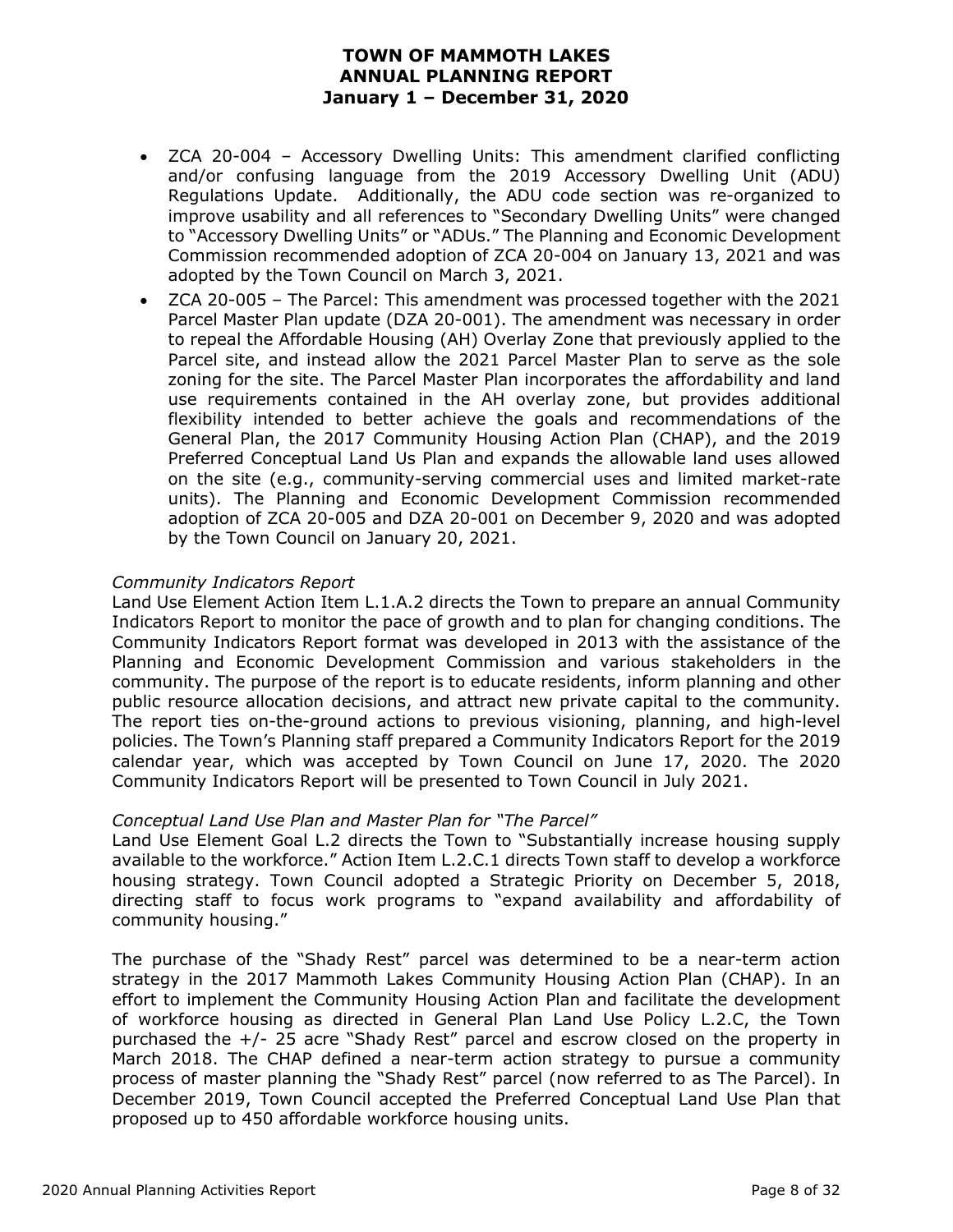- ZCA 20-004 – Accessory Dwelling Units: This amendment clarified conflicting and/or confusing language from the 2019 Accessory Dwelling Unit (ADU) Regulations Update. Additionally, the ADU code section was re-organized to improve usability and all references to "Secondary Dwelling Units" were changed to "Accessory Dwelling Units" or "ADUs." The Planning and Economic Development Commission recommended adoption of ZCA 20-004 on January 13, 2021 and was adopted by the Town Council on March 3, 2021.
- ZCA 20-005 – The Parcel: This amendment was processed together with the 2021 Parcel Master Plan update (DZA 20-001). The amendment was necessary in order to repeal the Affordable Housing (AH) Overlay Zone that previously applied to the Parcel site, and instead allow the 2021 Parcel Master Plan to serve as the sole zoning for the site. The Parcel Master Plan incorporates the affordability and land use requirements contained in the AH overlay zone, but provides additional flexibility intended to better achieve the goals and recommendations of the General Plan, the 2017 Community Housing Action Plan (CHAP), and the 2019 Preferred Conceptual Land Us Plan and expands the allowable land uses allowed on the site (e.g., community-serving commercial uses and limited market-rate units). The Planning and Economic Development Commission recommended adoption of ZCA 20-005 and DZA 20-001 on December 9, 2020 and was adopted by the Town Council on January 20, 2021.

*Community Indicators Report*

Land Use Element Action Item L.1.A.2 directs the Town to prepare an annual Community Indicators Report to monitor the pace of growth and to plan for changing conditions. The Community Indicators Report format was developed in 2013 with the assistance of the Planning and Economic Development Commission and various stakeholders in the community. The purpose of the report is to educate residents, inform planning and other public resource allocation decisions, and attract new private capital to the community. The report ties on-the-ground actions to previous visioning, planning, and high-level policies. The Town's Planning staff prepared a Community Indicators Report for the 2019 calendar year, which was accepted by Town Council on June 17, 2020. The 2020 Community Indicators Report will be presented to Town Council in July 2021.

*Conceptual Land Use Plan and Master Plan for "The Parcel"*

Land Use Element Goal L.2 directs the Town to "Substantially increase housing supply available to the workforce." Action Item L.2.C.1 directs Town staff to develop a workforce housing strategy. Town Council adopted a Strategic Priority on December 5, 2018, directing staff to focus work programs to "expand availability and affordability of community housing."

The purchase of the "Shady Rest" parcel was determined to be a near-term action strategy in the 2017 Mammoth Lakes Community Housing Action Plan (CHAP). In an effort to implement the Community Housing Action Plan and facilitate the development of workforce housing as directed in General Plan Land Use Policy L.2.C, the Town purchased the +/- 25 acre "Shady Rest" parcel and escrow closed on the property in March 2018. The CHAP defined a near-term action strategy to pursue a community process of master planning the "Shady Rest" parcel (now referred to as The Parcel). In December 2019, Town Council accepted the Preferred Conceptual Land Use Plan that proposed up to 450 affordable workforce housing units.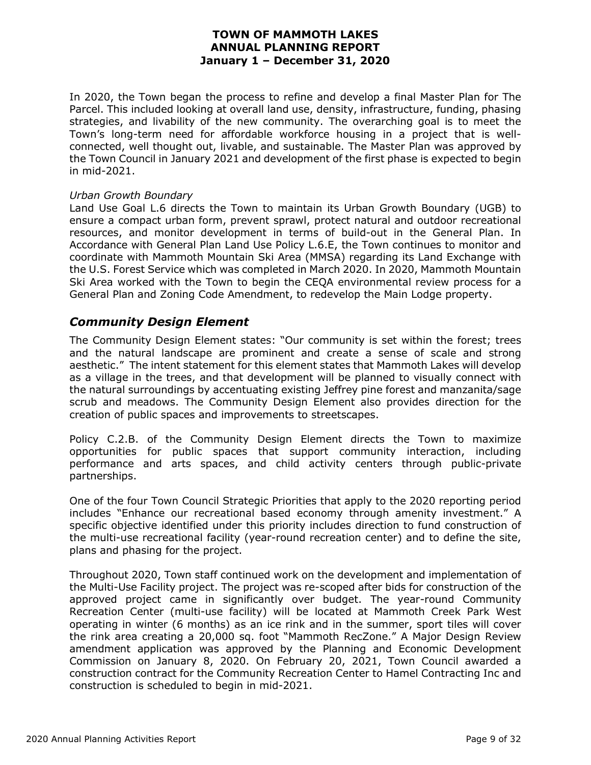In 2020, the Town began the process to refine and develop a final Master Plan for The Parcel. This included looking at overall land use, density, infrastructure, funding, phasing strategies, and livability of the new community. The overarching goal is to meet the Town's long-term need for affordable workforce housing in a project that is well-connected, well thought out, livable, and sustainable. The Master Plan was approved by the Town Council in January 2021 and development of the first phase is expected to begin in mid-2021.

*Urban Growth Boundary*

Land Use Goal L.6 directs the Town to maintain its Urban Growth Boundary (UGB) to ensure a compact urban form, prevent sprawl, protect natural and outdoor recreational resources, and monitor development in terms of build-out in the General Plan. In Accordance with General Plan Land Use Policy L.6.E, the Town continues to monitor and coordinate with Mammoth Mountain Ski Area (MMSA) regarding its Land Exchange with the U.S. Forest Service which was completed in March 2020. In 2020, Mammoth Mountain Ski Area worked with the Town to begin the CEQA environmental review process for a General Plan and Zoning Code Amendment, to redevelop the Main Lodge property.

## *Community Design Element*

The Community Design Element states: "Our community is set within the forest; trees and the natural landscape are prominent and create a sense of scale and strong aesthetic." The intent statement for this element states that Mammoth Lakes will develop as a village in the trees, and that development will be planned to visually connect with the natural surroundings by accentuating existing Jeffrey pine forest and manzanita/sage scrub and meadows. The Community Design Element also provides direction for the creation of public spaces and improvements to streetscapes.

Policy C.2.B. of the Community Design Element directs the Town to maximize opportunities for public spaces that support community interaction, including performance and arts spaces, and child activity centers through public-private partnerships.

One of the four Town Council Strategic Priorities that apply to the 2020 reporting period includes "Enhance our recreational based economy through amenity investment." A specific objective identified under this priority includes direction to fund construction of the multi-use recreational facility (year-round recreation center) and to define the site, plans and phasing for the project.

Throughout 2020, Town staff continued work on the development and implementation of the Multi-Use Facility project. The project was re-scoped after bids for construction of the approved project came in significantly over budget. The year-round Community Recreation Center (multi-use facility) will be located at Mammoth Creek Park West operating in winter (6 months) as an ice rink and in the summer, sport tiles will cover the rink area creating a 20,000 sq. foot "Mammoth RecZone." A Major Design Review amendment application was approved by the Planning and Economic Development Commission on January 8, 2020. On February 20, 2021, Town Council awarded a construction contract for the Community Recreation Center to Hamel Contracting Inc and construction is scheduled to begin in mid-2021.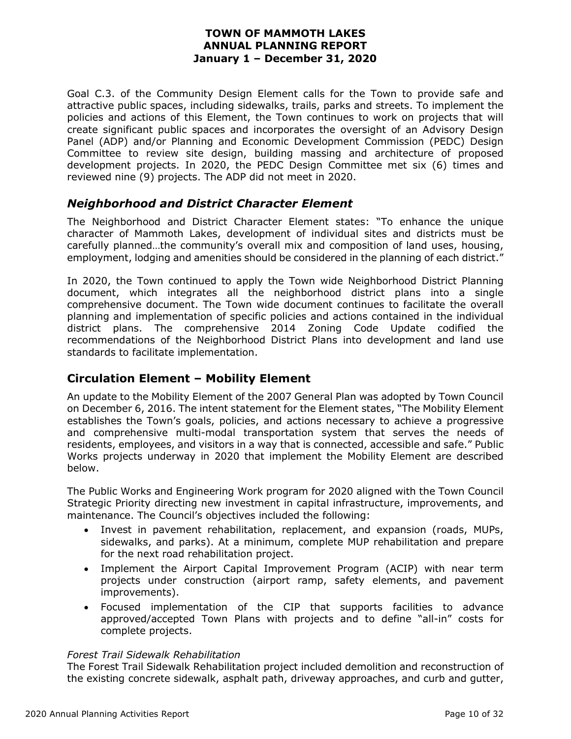Goal C.3. of the Community Design Element calls for the Town to provide safe and attractive public spaces, including sidewalks, trails, parks and streets. To implement the policies and actions of this Element, the Town continues to work on projects that will create significant public spaces and incorporates the oversight of an Advisory Design Panel (ADP) and/or Planning and Economic Development Commission (PEDC) Design Committee to review site design, building massing and architecture of proposed development projects. In 2020, the PEDC Design Committee met six (6) times and reviewed nine (9) projects. The ADP did not meet in 2020.

### *Neighborhood and District Character Element*

The Neighborhood and District Character Element states: "To enhance the unique character of Mammoth Lakes, development of individual sites and districts must be carefully planned…the community's overall mix and composition of land uses, housing, employment, lodging and amenities should be considered in the planning of each district."

In 2020, the Town continued to apply the Town wide Neighborhood District Planning document, which integrates all the neighborhood district plans into a single comprehensive document. The Town wide document continues to facilitate the overall planning and implementation of specific policies and actions contained in the individual district plans. The comprehensive 2014 Zoning Code Update codified the recommendations of the Neighborhood District Plans into development and land use standards to facilitate implementation.

## Circulation Element – Mobility Element

An update to the Mobility Element of the 2007 General Plan was adopted by Town Council on December 6, 2016. The intent statement for the Element states, "The Mobility Element establishes the Town's goals, policies, and actions necessary to achieve a progressive and comprehensive multi-modal transportation system that serves the needs of residents, employees, and visitors in a way that is connected, accessible and safe." Public Works projects underway in 2020 that implement the Mobility Element are described below.

The Public Works and Engineering Work program for 2020 aligned with the Town Council Strategic Priority directing new investment in capital infrastructure, improvements, and maintenance. The Council's objectives included the following:

- Invest in pavement rehabilitation, replacement, and expansion (roads, MUPs, sidewalks, and parks). At a minimum, complete MUP rehabilitation and prepare for the next road rehabilitation project.
- Implement the Airport Capital Improvement Program (ACIP) with near term projects under construction (airport ramp, safety elements, and pavement improvements).
- Focused implementation of the CIP that supports facilities to advance approved/accepted Town Plans with projects and to define "all-in" costs for complete projects.

*Forest Trail Sidewalk Rehabilitation*

The Forest Trail Sidewalk Rehabilitation project included demolition and reconstruction of the existing concrete sidewalk, asphalt path, driveway approaches, and curb and gutter,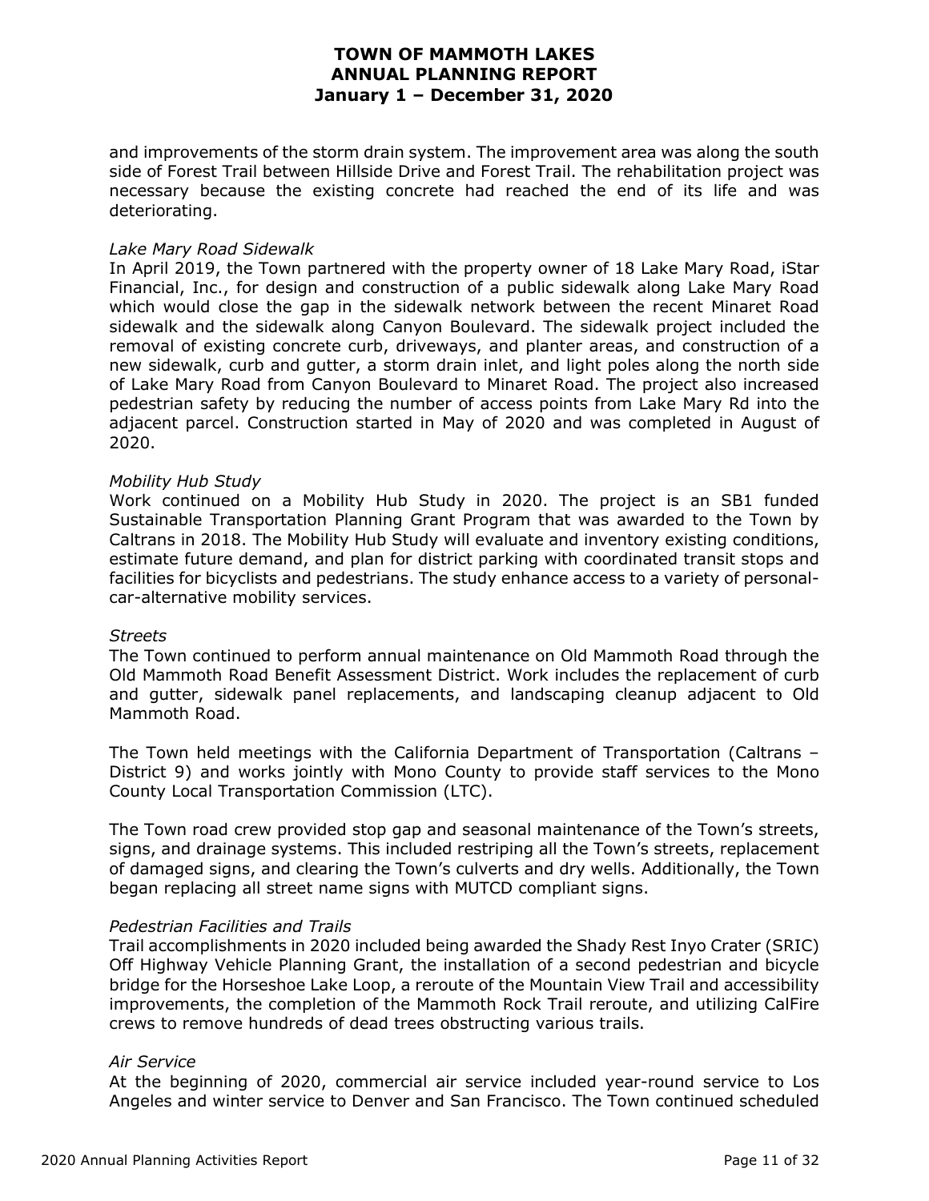and improvements of the storm drain system. The improvement area was along the south side of Forest Trail between Hillside Drive and Forest Trail. The rehabilitation project was necessary because the existing concrete had reached the end of its life and was deteriorating.

*Lake Mary Road Sidewalk*

In April 2019, the Town partnered with the property owner of 18 Lake Mary Road, iStar Financial, Inc., for design and construction of a public sidewalk along Lake Mary Road which would close the gap in the sidewalk network between the recent Minaret Road sidewalk and the sidewalk along Canyon Boulevard. The sidewalk project included the removal of existing concrete curb, driveways, and planter areas, and construction of a new sidewalk, curb and gutter, a storm drain inlet, and light poles along the north side of Lake Mary Road from Canyon Boulevard to Minaret Road. The project also increased pedestrian safety by reducing the number of access points from Lake Mary Rd into the adjacent parcel. Construction started in May of 2020 and was completed in August of 2020.

*Mobility Hub Study*

Work continued on a Mobility Hub Study in 2020. The project is an SB1 funded Sustainable Transportation Planning Grant Program that was awarded to the Town by Caltrans in 2018. The Mobility Hub Study will evaluate and inventory existing conditions, estimate future demand, and plan for district parking with coordinated transit stops and facilities for bicyclists and pedestrians. The study enhance access to a variety of personal-car-alternative mobility services.

*Streets*

The Town continued to perform annual maintenance on Old Mammoth Road through the Old Mammoth Road Benefit Assessment District. Work includes the replacement of curb and gutter, sidewalk panel replacements, and landscaping cleanup adjacent to Old Mammoth Road.

The Town held meetings with the California Department of Transportation (Caltrans – District 9) and works jointly with Mono County to provide staff services to the Mono County Local Transportation Commission (LTC).

The Town road crew provided stop gap and seasonal maintenance of the Town's streets, signs, and drainage systems. This included restriping all the Town's streets, replacement of damaged signs, and clearing the Town's culverts and dry wells. Additionally, the Town began replacing all street name signs with MUTCD compliant signs.

*Pedestrian Facilities and Trails*

Trail accomplishments in 2020 included being awarded the Shady Rest Inyo Crater (SRIC) Off Highway Vehicle Planning Grant, the installation of a second pedestrian and bicycle bridge for the Horseshoe Lake Loop, a reroute of the Mountain View Trail and accessibility improvements, the completion of the Mammoth Rock Trail reroute, and utilizing CalFire crews to remove hundreds of dead trees obstructing various trails.

*Air Service*

At the beginning of 2020, commercial air service included year-round service to Los Angeles and winter service to Denver and San Francisco. The Town continued scheduled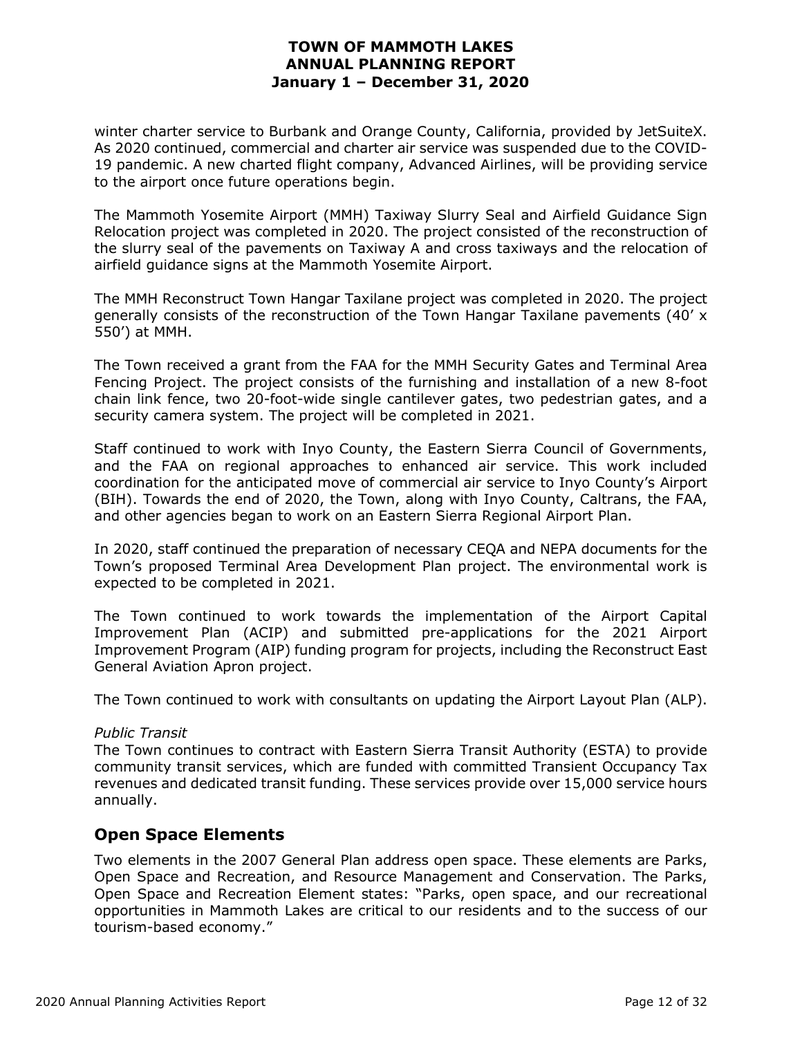winter charter service to Burbank and Orange County, California, provided by JetSuiteX. As 2020 continued, commercial and charter air service was suspended due to the COVID-19 pandemic. A new charted flight company, Advanced Airlines, will be providing service to the airport once future operations begin.

The Mammoth Yosemite Airport (MMH) Taxiway Slurry Seal and Airfield Guidance Sign Relocation project was completed in 2020. The project consisted of the reconstruction of the slurry seal of the pavements on Taxiway A and cross taxiways and the relocation of airfield guidance signs at the Mammoth Yosemite Airport.

The MMH Reconstruct Town Hangar Taxilane project was completed in 2020. The project generally consists of the reconstruction of the Town Hangar Taxilane pavements (40' x 550') at MMH.

The Town received a grant from the FAA for the MMH Security Gates and Terminal Area Fencing Project. The project consists of the furnishing and installation of a new 8-foot chain link fence, two 20-foot-wide single cantilever gates, two pedestrian gates, and a security camera system. The project will be completed in 2021.

Staff continued to work with Inyo County, the Eastern Sierra Council of Governments, and the FAA on regional approaches to enhanced air service. This work included coordination for the anticipated move of commercial air service to Inyo County's Airport (BIH). Towards the end of 2020, the Town, along with Inyo County, Caltrans, the FAA, and other agencies began to work on an Eastern Sierra Regional Airport Plan.

In 2020, staff continued the preparation of necessary CEQA and NEPA documents for the Town's proposed Terminal Area Development Plan project. The environmental work is expected to be completed in 2021.

The Town continued to work towards the implementation of the Airport Capital Improvement Plan (ACIP) and submitted pre-applications for the 2021 Airport Improvement Program (AIP) funding program for projects, including the Reconstruct East General Aviation Apron project.

The Town continued to work with consultants on updating the Airport Layout Plan (ALP).

*Public Transit*

The Town continues to contract with Eastern Sierra Transit Authority (ESTA) to provide community transit services, which are funded with committed Transient Occupancy Tax revenues and dedicated transit funding. These services provide over 15,000 service hours annually.

## Open Space Elements

Two elements in the 2007 General Plan address open space. These elements are Parks, Open Space and Recreation, and Resource Management and Conservation. The Parks, Open Space and Recreation Element states: "Parks, open space, and our recreational opportunities in Mammoth Lakes are critical to our residents and to the success of our tourism-based economy."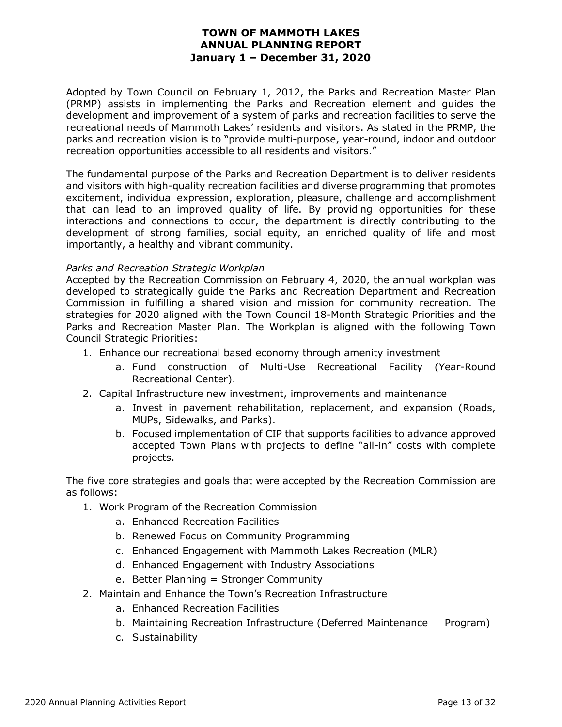Adopted by Town Council on February 1, 2012, the Parks and Recreation Master Plan (PRMP) assists in implementing the Parks and Recreation element and guides the development and improvement of a system of parks and recreation facilities to serve the recreational needs of Mammoth Lakes' residents and visitors. As stated in the PRMP, the parks and recreation vision is to "provide multi-purpose, year-round, indoor and outdoor recreation opportunities accessible to all residents and visitors."

The fundamental purpose of the Parks and Recreation Department is to deliver residents and visitors with high-quality recreation facilities and diverse programming that promotes excitement, individual expression, exploration, pleasure, challenge and accomplishment that can lead to an improved quality of life. By providing opportunities for these interactions and connections to occur, the department is directly contributing to the development of strong families, social equity, an enriched quality of life and most importantly, a healthy and vibrant community.

*Parks and Recreation Strategic Workplan*

Accepted by the Recreation Commission on February 4, 2020, the annual workplan was developed to strategically guide the Parks and Recreation Department and Recreation Commission in fulfilling a shared vision and mission for community recreation. The strategies for 2020 aligned with the Town Council 18-Month Strategic Priorities and the Parks and Recreation Master Plan. The Workplan is aligned with the following Town Council Strategic Priorities:

1. Enhance our recreational based economy through amenity investment
    a. Fund construction of Multi-Use Recreational Facility (Year-Round Recreational Center).
2. Capital Infrastructure new investment, improvements and maintenance
    a. Invest in pavement rehabilitation, replacement, and expansion (Roads, MUPs, Sidewalks, and Parks).
    b. Focused implementation of CIP that supports facilities to advance approved accepted Town Plans with projects to define "all-in" costs with complete projects.

The five core strategies and goals that were accepted by the Recreation Commission are as follows:

1. Work Program of the Recreation Commission
    a. Enhanced Recreation Facilities
    b. Renewed Focus on Community Programming
    c. Enhanced Engagement with Mammoth Lakes Recreation (MLR)
    d. Enhanced Engagement with Industry Associations
    e. Better Planning = Stronger Community
2. Maintain and Enhance the Town's Recreation Infrastructure
    a. Enhanced Recreation Facilities
    b. Maintaining Recreation Infrastructure (Deferred Maintenance Program)
    c. Sustainability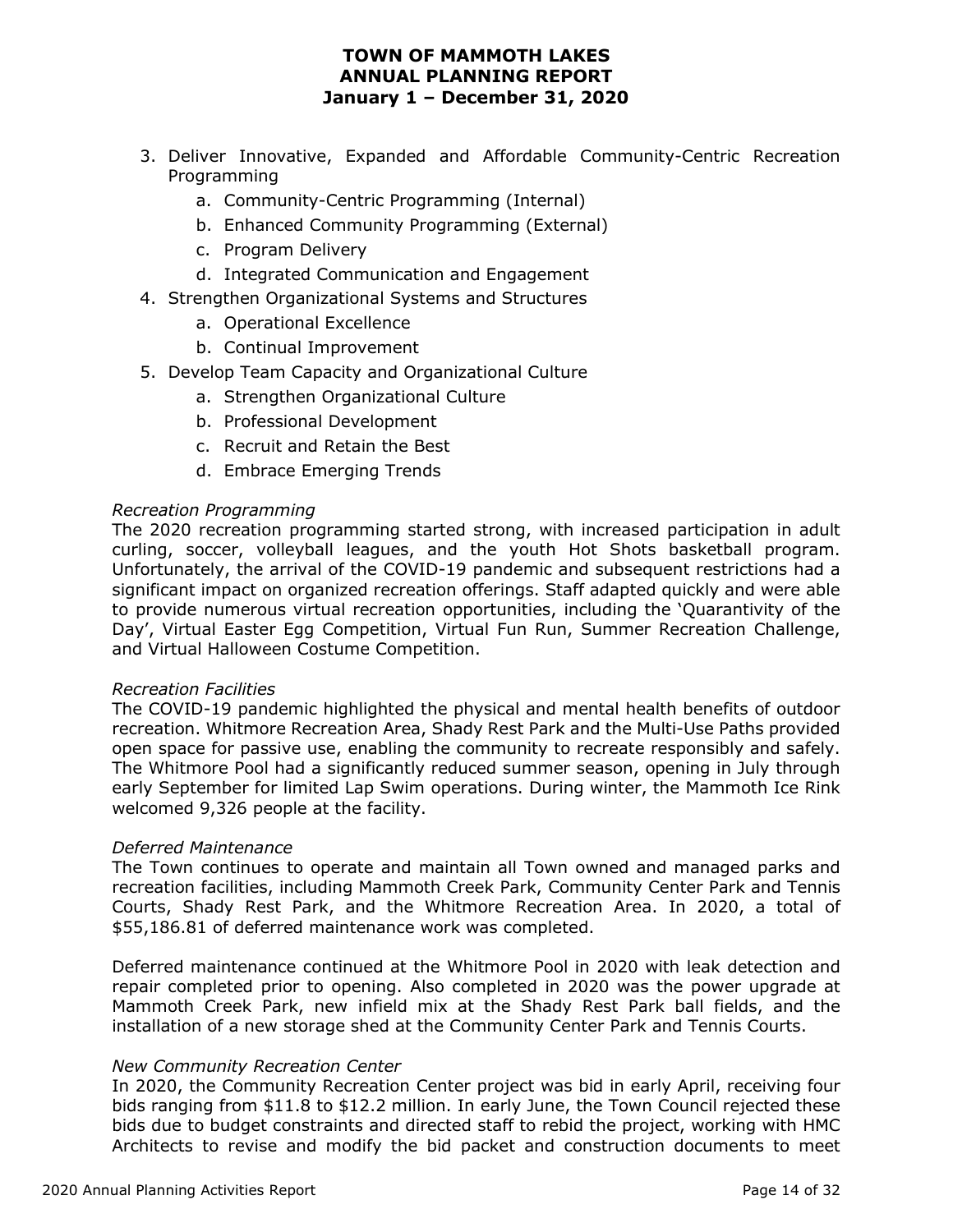3. Deliver Innovative, Expanded and Affordable Community-Centric Recreation Programming
    a. Community-Centric Programming (Internal)
    b. Enhanced Community Programming (External)
    c. Program Delivery
    d. Integrated Communication and Engagement
4. Strengthen Organizational Systems and Structures
    a. Operational Excellence
    b. Continual Improvement
5. Develop Team Capacity and Organizational Culture
    a. Strengthen Organizational Culture
    b. Professional Development
    c. Recruit and Retain the Best
    d. Embrace Emerging Trends

*Recreation Programming*

The 2020 recreation programming started strong, with increased participation in adult curling, soccer, volleyball leagues, and the youth Hot Shots basketball program. Unfortunately, the arrival of the COVID-19 pandemic and subsequent restrictions had a significant impact on organized recreation offerings. Staff adapted quickly and were able to provide numerous virtual recreation opportunities, including the 'Quarantivity of the Day', Virtual Easter Egg Competition, Virtual Fun Run, Summer Recreation Challenge, and Virtual Halloween Costume Competition.

*Recreation Facilities*

The COVID-19 pandemic highlighted the physical and mental health benefits of outdoor recreation. Whitmore Recreation Area, Shady Rest Park and the Multi-Use Paths provided open space for passive use, enabling the community to recreate responsibly and safely. The Whitmore Pool had a significantly reduced summer season, opening in July through early September for limited Lap Swim operations. During winter, the Mammoth Ice Rink welcomed 9,326 people at the facility.

*Deferred Maintenance*

The Town continues to operate and maintain all Town owned and managed parks and recreation facilities, including Mammoth Creek Park, Community Center Park and Tennis Courts, Shady Rest Park, and the Whitmore Recreation Area. In 2020, a total of $55,186.81 of deferred maintenance work was completed.

Deferred maintenance continued at the Whitmore Pool in 2020 with leak detection and repair completed prior to opening. Also completed in 2020 was the power upgrade at Mammoth Creek Park, new infield mix at the Shady Rest Park ball fields, and the installation of a new storage shed at the Community Center Park and Tennis Courts.

*New Community Recreation Center*

In 2020, the Community Recreation Center project was bid in early April, receiving four bids ranging from $11.8 to $12.2 million. In early June, the Town Council rejected these bids due to budget constraints and directed staff to rebid the project, working with HMC Architects to revise and modify the bid packet and construction documents to meet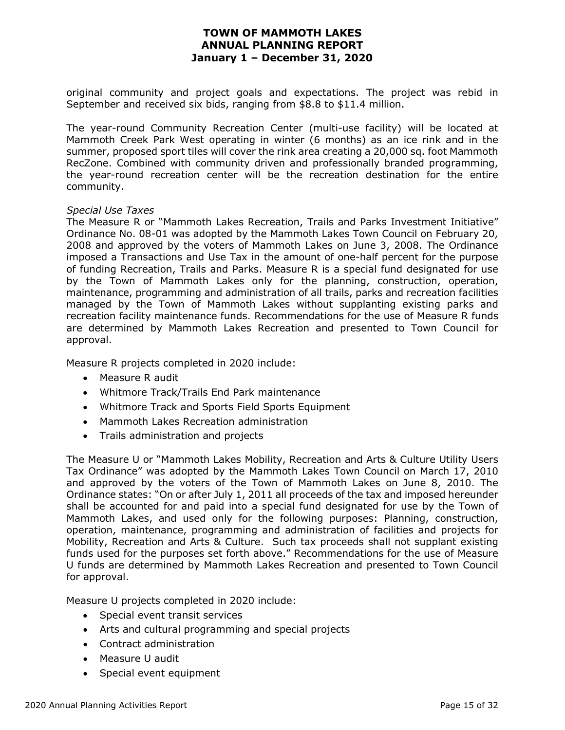original community and project goals and expectations. The project was rebid in September and received six bids, ranging from $8.8 to $11.4 million.

The year-round Community Recreation Center (multi-use facility) will be located at Mammoth Creek Park West operating in winter (6 months) as an ice rink and in the summer, proposed sport tiles will cover the rink area creating a 20,000 sq. foot Mammoth RecZone. Combined with community driven and professionally branded programming, the year-round recreation center will be the recreation destination for the entire community.

*Special Use Taxes*

The Measure R or "Mammoth Lakes Recreation, Trails and Parks Investment Initiative" Ordinance No. 08-01 was adopted by the Mammoth Lakes Town Council on February 20, 2008 and approved by the voters of Mammoth Lakes on June 3, 2008. The Ordinance imposed a Transactions and Use Tax in the amount of one-half percent for the purpose of funding Recreation, Trails and Parks. Measure R is a special fund designated for use by the Town of Mammoth Lakes only for the planning, construction, operation, maintenance, programming and administration of all trails, parks and recreation facilities managed by the Town of Mammoth Lakes without supplanting existing parks and recreation facility maintenance funds. Recommendations for the use of Measure R funds are determined by Mammoth Lakes Recreation and presented to Town Council for approval.

Measure R projects completed in 2020 include:

- Measure R audit
- Whitmore Track/Trails End Park maintenance
- Whitmore Track and Sports Field Sports Equipment
- Mammoth Lakes Recreation administration
- Trails administration and projects

The Measure U or "Mammoth Lakes Mobility, Recreation and Arts & Culture Utility Users Tax Ordinance" was adopted by the Mammoth Lakes Town Council on March 17, 2010 and approved by the voters of the Town of Mammoth Lakes on June 8, 2010. The Ordinance states: "On or after July 1, 2011 all proceeds of the tax and imposed hereunder shall be accounted for and paid into a special fund designated for use by the Town of Mammoth Lakes, and used only for the following purposes: Planning, construction, operation, maintenance, programming and administration of facilities and projects for Mobility, Recreation and Arts & Culture. Such tax proceeds shall not supplant existing funds used for the purposes set forth above." Recommendations for the use of Measure U funds are determined by Mammoth Lakes Recreation and presented to Town Council for approval.

Measure U projects completed in 2020 include:

- Special event transit services
- Arts and cultural programming and special projects
- Contract administration
- Measure U audit
- Special event equipment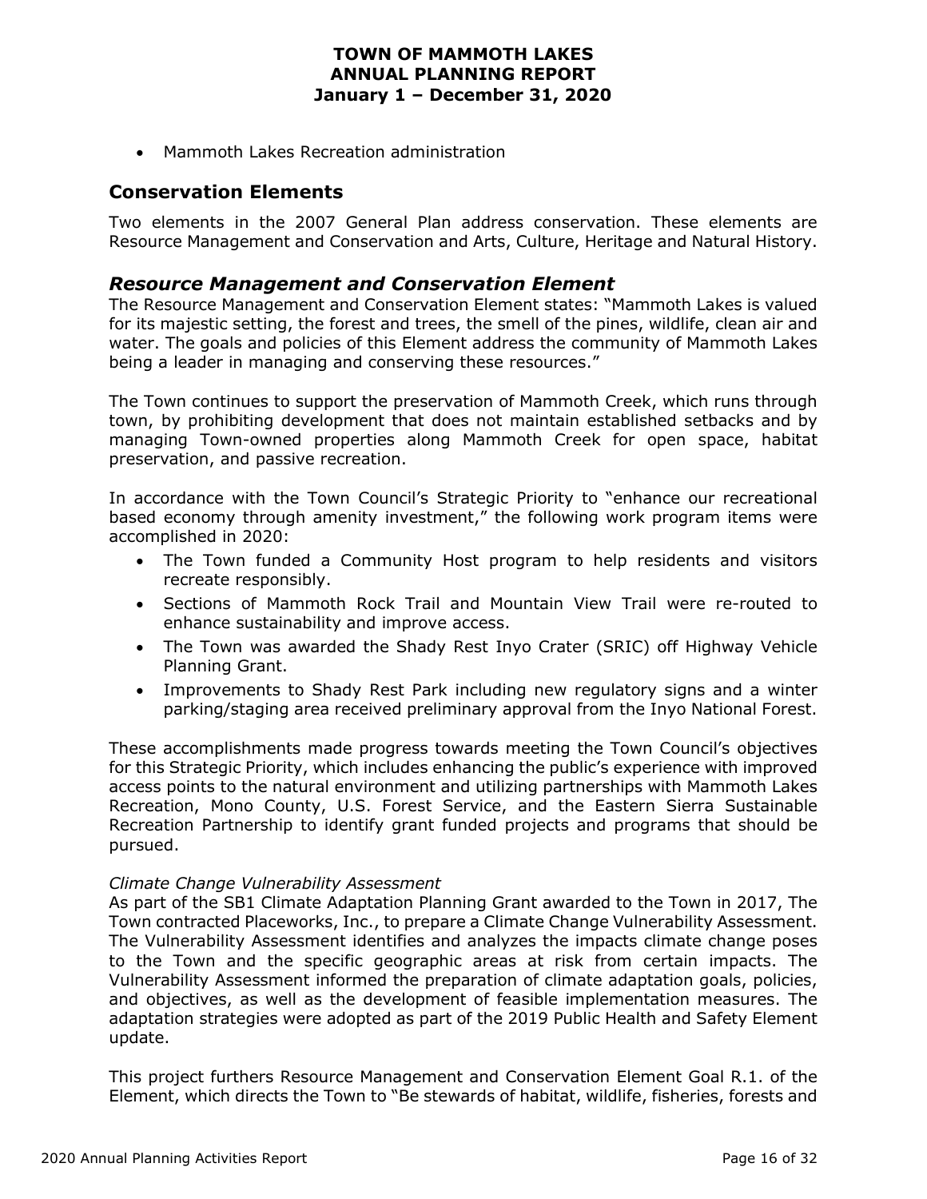- Mammoth Lakes Recreation administration

## Conservation Elements

Two elements in the 2007 General Plan address conservation. These elements are Resource Management and Conservation and Arts, Culture, Heritage and Natural History.

### *Resource Management and Conservation Element*

The Resource Management and Conservation Element states: "Mammoth Lakes is valued for its majestic setting, the forest and trees, the smell of the pines, wildlife, clean air and water. The goals and policies of this Element address the community of Mammoth Lakes being a leader in managing and conserving these resources."

The Town continues to support the preservation of Mammoth Creek, which runs through town, by prohibiting development that does not maintain established setbacks and by managing Town-owned properties along Mammoth Creek for open space, habitat preservation, and passive recreation.

In accordance with the Town Council's Strategic Priority to "enhance our recreational based economy through amenity investment," the following work program items were accomplished in 2020:

- The Town funded a Community Host program to help residents and visitors recreate responsibly.
- Sections of Mammoth Rock Trail and Mountain View Trail were re-routed to enhance sustainability and improve access.
- The Town was awarded the Shady Rest Inyo Crater (SRIC) off Highway Vehicle Planning Grant.
- Improvements to Shady Rest Park including new regulatory signs and a winter parking/staging area received preliminary approval from the Inyo National Forest.

These accomplishments made progress towards meeting the Town Council's objectives for this Strategic Priority, which includes enhancing the public's experience with improved access points to the natural environment and utilizing partnerships with Mammoth Lakes Recreation, Mono County, U.S. Forest Service, and the Eastern Sierra Sustainable Recreation Partnership to identify grant funded projects and programs that should be pursued.

*Climate Change Vulnerability Assessment*

As part of the SB1 Climate Adaptation Planning Grant awarded to the Town in 2017, The Town contracted Placeworks, Inc., to prepare a Climate Change Vulnerability Assessment. The Vulnerability Assessment identifies and analyzes the impacts climate change poses to the Town and the specific geographic areas at risk from certain impacts. The Vulnerability Assessment informed the preparation of climate adaptation goals, policies, and objectives, as well as the development of feasible implementation measures. The adaptation strategies were adopted as part of the 2019 Public Health and Safety Element update.

This project furthers Resource Management and Conservation Element Goal R.1. of the Element, which directs the Town to "Be stewards of habitat, wildlife, fisheries, forests and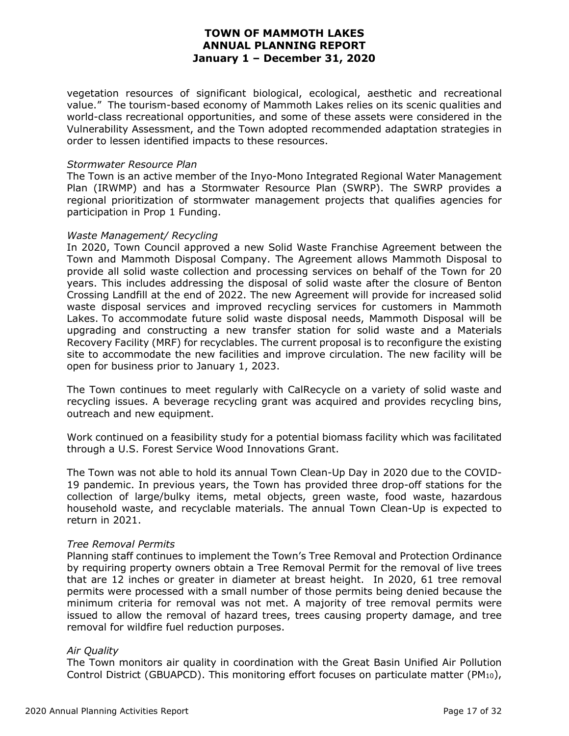vegetation resources of significant biological, ecological, aesthetic and recreational value." The tourism-based economy of Mammoth Lakes relies on its scenic qualities and world-class recreational opportunities, and some of these assets were considered in the Vulnerability Assessment, and the Town adopted recommended adaptation strategies in order to lessen identified impacts to these resources.

*Stormwater Resource Plan*

The Town is an active member of the Inyo-Mono Integrated Regional Water Management Plan (IRWMP) and has a Stormwater Resource Plan (SWRP). The SWRP provides a regional prioritization of stormwater management projects that qualifies agencies for participation in Prop 1 Funding.

*Waste Management/ Recycling*

In 2020, Town Council approved a new Solid Waste Franchise Agreement between the Town and Mammoth Disposal Company. The Agreement allows Mammoth Disposal to provide all solid waste collection and processing services on behalf of the Town for 20 years. This includes addressing the disposal of solid waste after the closure of Benton Crossing Landfill at the end of 2022. The new Agreement will provide for increased solid waste disposal services and improved recycling services for customers in Mammoth Lakes. To accommodate future solid waste disposal needs, Mammoth Disposal will be upgrading and constructing a new transfer station for solid waste and a Materials Recovery Facility (MRF) for recyclables. The current proposal is to reconfigure the existing site to accommodate the new facilities and improve circulation. The new facility will be open for business prior to January 1, 2023.

The Town continues to meet regularly with CalRecycle on a variety of solid waste and recycling issues. A beverage recycling grant was acquired and provides recycling bins, outreach and new equipment.

Work continued on a feasibility study for a potential biomass facility which was facilitated through a U.S. Forest Service Wood Innovations Grant.

The Town was not able to hold its annual Town Clean-Up Day in 2020 due to the COVID-19 pandemic. In previous years, the Town has provided three drop-off stations for the collection of large/bulky items, metal objects, green waste, food waste, hazardous household waste, and recyclable materials. The annual Town Clean-Up is expected to return in 2021.

*Tree Removal Permits*

Planning staff continues to implement the Town's Tree Removal and Protection Ordinance by requiring property owners obtain a Tree Removal Permit for the removal of live trees that are 12 inches or greater in diameter at breast height. In 2020, 61 tree removal permits were processed with a small number of those permits being denied because the minimum criteria for removal was not met. A majority of tree removal permits were issued to allow the removal of hazard trees, trees causing property damage, and tree removal for wildfire fuel reduction purposes.

*Air Quality*

The Town monitors air quality in coordination with the Great Basin Unified Air Pollution Control District (GBUAPCD). This monitoring effort focuses on particulate matter ($PM_{10}$),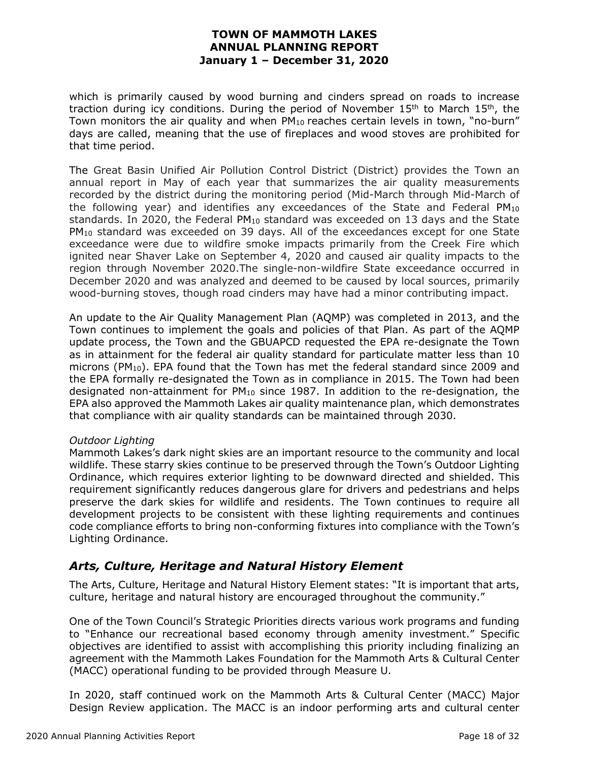which is primarily caused by wood burning and cinders spread on roads to increase traction during icy conditions. During the period of November 15th to March 15th, the Town monitors the air quality and when $PM_{10}$ reaches certain levels in town, "no-burn" days are called, meaning that the use of fireplaces and wood stoves are prohibited for that time period.

The Great Basin Unified Air Pollution Control District (District) provides the Town an annual report in May of each year that summarizes the air quality measurements recorded by the district during the monitoring period (Mid-March through Mid-March of the following year) and identifies any exceedances of the State and Federal $PM_{10}$ standards. In 2020, the Federal $PM_{10}$ standard was exceeded on 13 days and the State $PM_{10}$ standard was exceeded on 39 days. All of the exceedances except for one State exceedance were due to wildfire smoke impacts primarily from the Creek Fire which ignited near Shaver Lake on September 4, 2020 and caused air quality impacts to the region through November 2020.The single-non-wildfire State exceedance occurred in December 2020 and was analyzed and deemed to be caused by local sources, primarily wood-burning stoves, though road cinders may have had a minor contributing impact.

An update to the Air Quality Management Plan (AQMP) was completed in 2013, and the Town continues to implement the goals and policies of that Plan. As part of the AQMP update process, the Town and the GBUAPCD requested the EPA re-designate the Town as in attainment for the federal air quality standard for particulate matter less than 10 microns ($PM_{10}$). EPA found that the Town has met the federal standard since 2009 and the EPA formally re-designated the Town as in compliance in 2015. The Town had been designated non-attainment for $PM_{10}$ since 1987. In addition to the re-designation, the EPA also approved the Mammoth Lakes air quality maintenance plan, which demonstrates that compliance with air quality standards can be maintained through 2030.

*Outdoor Lighting*

Mammoth Lakes's dark night skies are an important resource to the community and local wildlife. These starry skies continue to be preserved through the Town's Outdoor Lighting Ordinance, which requires exterior lighting to be downward directed and shielded. This requirement significantly reduces dangerous glare for drivers and pedestrians and helps preserve the dark skies for wildlife and residents. The Town continues to require all development projects to be consistent with these lighting requirements and continues code compliance efforts to bring non-conforming fixtures into compliance with the Town's Lighting Ordinance.

## *Arts, Culture, Heritage and Natural History Element*

The Arts, Culture, Heritage and Natural History Element states: "It is important that arts, culture, heritage and natural history are encouraged throughout the community."

One of the Town Council's Strategic Priorities directs various work programs and funding to "Enhance our recreational based economy through amenity investment." Specific objectives are identified to assist with accomplishing this priority including finalizing an agreement with the Mammoth Lakes Foundation for the Mammoth Arts & Cultural Center (MACC) operational funding to be provided through Measure U.

In 2020, staff continued work on the Mammoth Arts & Cultural Center (MACC) Major Design Review application. The MACC is an indoor performing arts and cultural center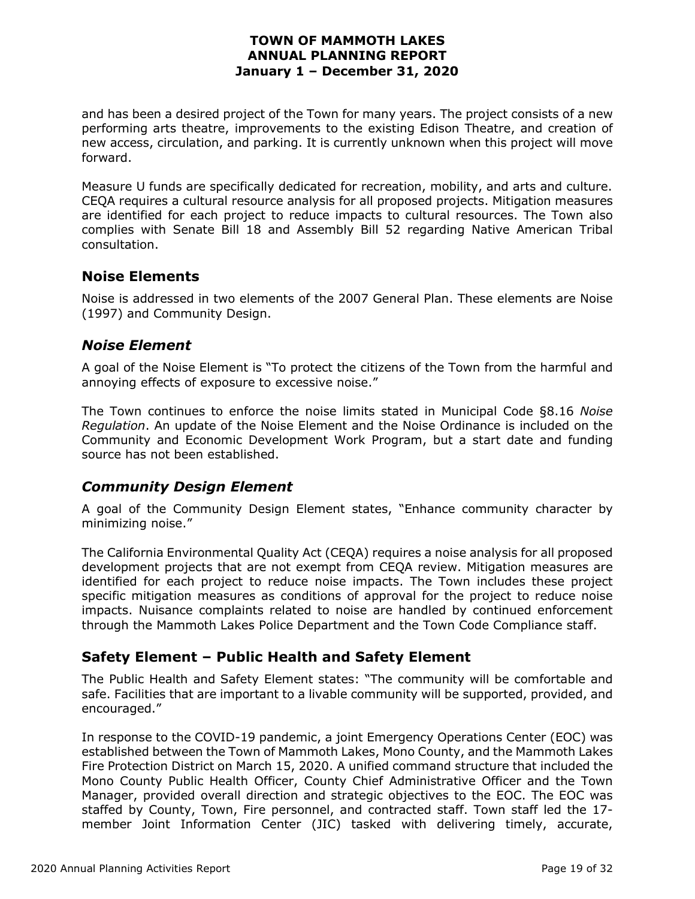and has been a desired project of the Town for many years. The project consists of a new performing arts theatre, improvements to the existing Edison Theatre, and creation of new access, circulation, and parking. It is currently unknown when this project will move forward.

Measure U funds are specifically dedicated for recreation, mobility, and arts and culture. CEQA requires a cultural resource analysis for all proposed projects. Mitigation measures are identified for each project to reduce impacts to cultural resources. The Town also complies with Senate Bill 18 and Assembly Bill 52 regarding Native American Tribal consultation.

## Noise Elements

Noise is addressed in two elements of the 2007 General Plan. These elements are Noise (1997) and Community Design.

### *Noise Element*

A goal of the Noise Element is "To protect the citizens of the Town from the harmful and annoying effects of exposure to excessive noise."

The Town continues to enforce the noise limits stated in Municipal Code §8.16 *Noise Regulation*. An update of the Noise Element and the Noise Ordinance is included on the Community and Economic Development Work Program, but a start date and funding source has not been established.

### *Community Design Element*

A goal of the Community Design Element states, "Enhance community character by minimizing noise."

The California Environmental Quality Act (CEQA) requires a noise analysis for all proposed development projects that are not exempt from CEQA review. Mitigation measures are identified for each project to reduce noise impacts. The Town includes these project specific mitigation measures as conditions of approval for the project to reduce noise impacts. Nuisance complaints related to noise are handled by continued enforcement through the Mammoth Lakes Police Department and the Town Code Compliance staff.

## Safety Element – Public Health and Safety Element

The Public Health and Safety Element states: "The community will be comfortable and safe. Facilities that are important to a livable community will be supported, provided, and encouraged."

In response to the COVID-19 pandemic, a joint Emergency Operations Center (EOC) was established between the Town of Mammoth Lakes, Mono County, and the Mammoth Lakes Fire Protection District on March 15, 2020. A unified command structure that included the Mono County Public Health Officer, County Chief Administrative Officer and the Town Manager, provided overall direction and strategic objectives to the EOC. The EOC was staffed by County, Town, Fire personnel, and contracted staff. Town staff led the 17-member Joint Information Center (JIC) tasked with delivering timely, accurate,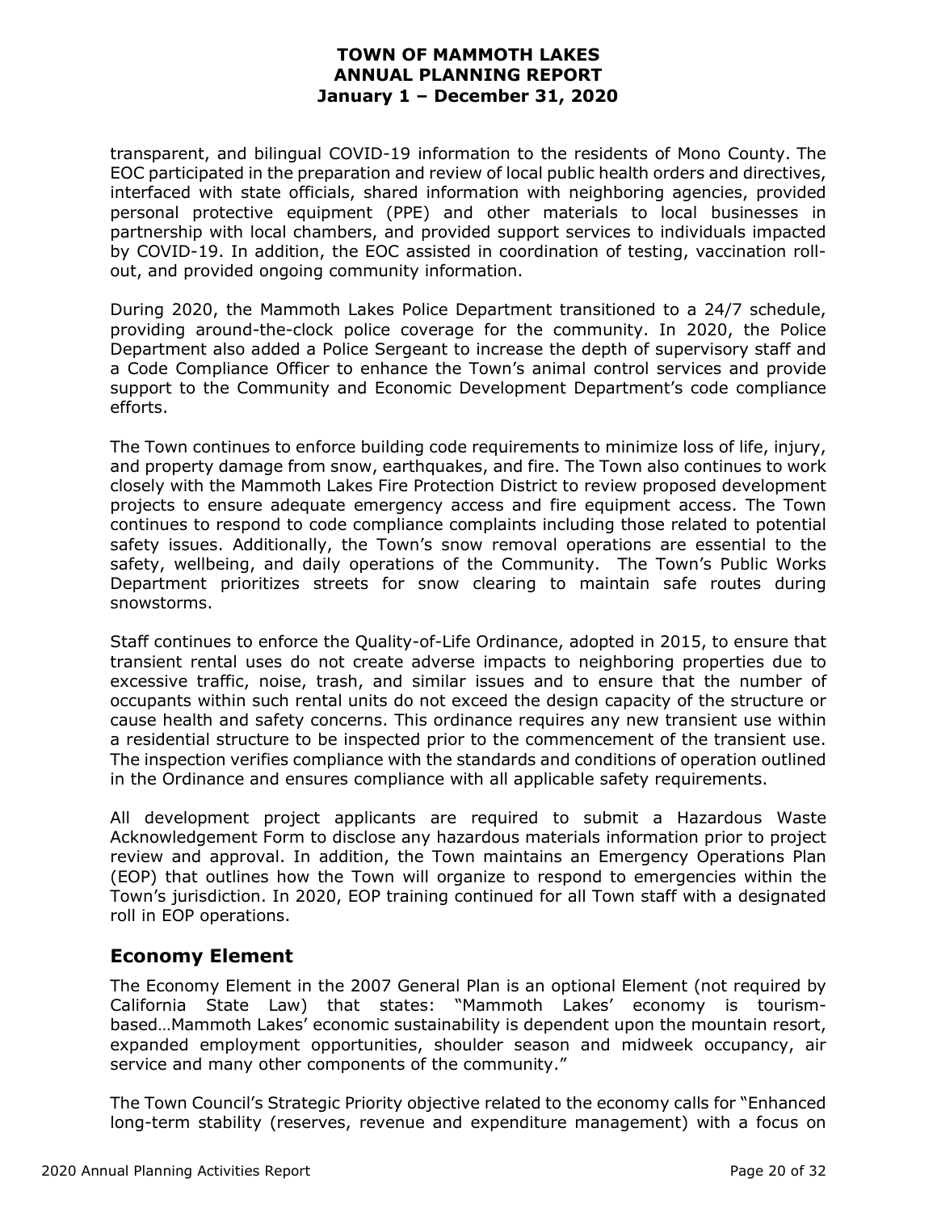transparent, and bilingual COVID-19 information to the residents of Mono County. The EOC participated in the preparation and review of local public health orders and directives, interfaced with state officials, shared information with neighboring agencies, provided personal protective equipment (PPE) and other materials to local businesses in partnership with local chambers, and provided support services to individuals impacted by COVID-19. In addition, the EOC assisted in coordination of testing, vaccination roll-out, and provided ongoing community information.

During 2020, the Mammoth Lakes Police Department transitioned to a 24/7 schedule, providing around-the-clock police coverage for the community. In 2020, the Police Department also added a Police Sergeant to increase the depth of supervisory staff and a Code Compliance Officer to enhance the Town's animal control services and provide support to the Community and Economic Development Department's code compliance efforts.

The Town continues to enforce building code requirements to minimize loss of life, injury, and property damage from snow, earthquakes, and fire. The Town also continues to work closely with the Mammoth Lakes Fire Protection District to review proposed development projects to ensure adequate emergency access and fire equipment access. The Town continues to respond to code compliance complaints including those related to potential safety issues. Additionally, the Town's snow removal operations are essential to the safety, wellbeing, and daily operations of the Community. The Town's Public Works Department prioritizes streets for snow clearing to maintain safe routes during snowstorms.

Staff continues to enforce the Quality-of-Life Ordinance, adopted in 2015, to ensure that transient rental uses do not create adverse impacts to neighboring properties due to excessive traffic, noise, trash, and similar issues and to ensure that the number of occupants within such rental units do not exceed the design capacity of the structure or cause health and safety concerns. This ordinance requires any new transient use within a residential structure to be inspected prior to the commencement of the transient use. The inspection verifies compliance with the standards and conditions of operation outlined in the Ordinance and ensures compliance with all applicable safety requirements.

All development project applicants are required to submit a Hazardous Waste Acknowledgement Form to disclose any hazardous materials information prior to project review and approval. In addition, the Town maintains an Emergency Operations Plan (EOP) that outlines how the Town will organize to respond to emergencies within the Town's jurisdiction. In 2020, EOP training continued for all Town staff with a designated roll in EOP operations.

## Economy Element

The Economy Element in the 2007 General Plan is an optional Element (not required by California State Law) that states: "Mammoth Lakes' economy is tourism-based…Mammoth Lakes' economic sustainability is dependent upon the mountain resort, expanded employment opportunities, shoulder season and midweek occupancy, air service and many other components of the community."

The Town Council's Strategic Priority objective related to the economy calls for "Enhanced long-term stability (reserves, revenue and expenditure management) with a focus on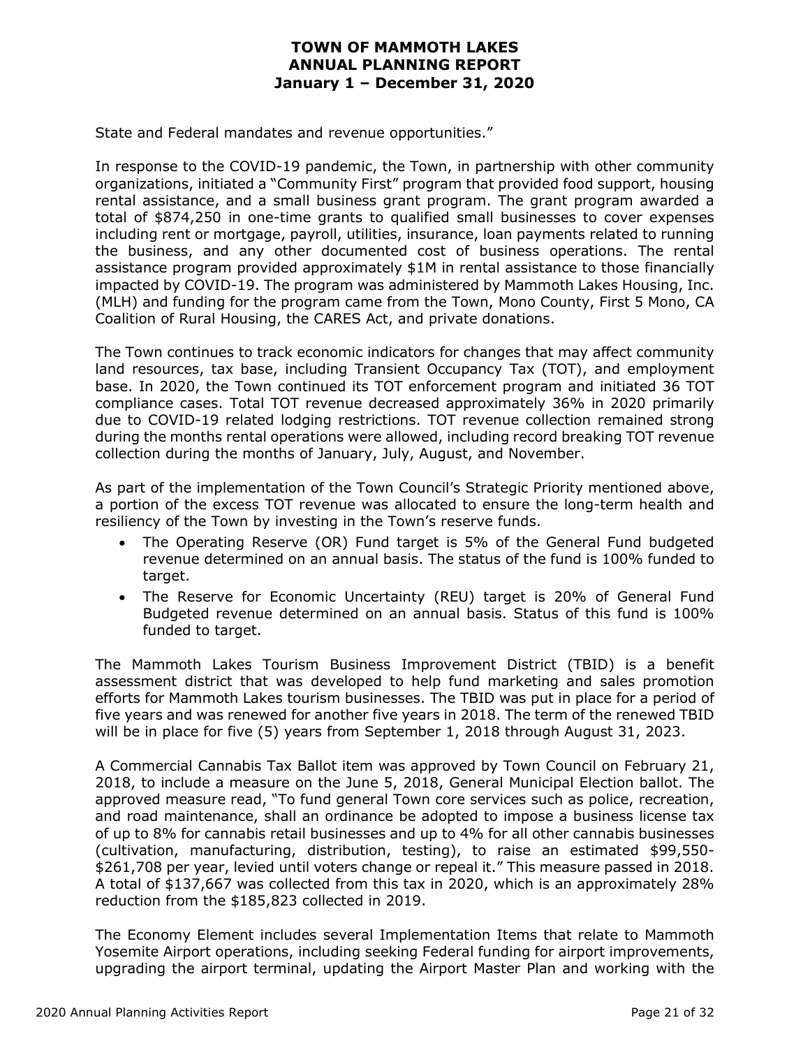State and Federal mandates and revenue opportunities."

In response to the COVID-19 pandemic, the Town, in partnership with other community organizations, initiated a "Community First" program that provided food support, housing rental assistance, and a small business grant program. The grant program awarded a total of $874,250 in one-time grants to qualified small businesses to cover expenses including rent or mortgage, payroll, utilities, insurance, loan payments related to running the business, and any other documented cost of business operations. The rental assistance program provided approximately $1M in rental assistance to those financially impacted by COVID-19. The program was administered by Mammoth Lakes Housing, Inc. (MLH) and funding for the program came from the Town, Mono County, First 5 Mono, CA Coalition of Rural Housing, the CARES Act, and private donations.

The Town continues to track economic indicators for changes that may affect community land resources, tax base, including Transient Occupancy Tax (TOT), and employment base. In 2020, the Town continued its TOT enforcement program and initiated 36 TOT compliance cases. Total TOT revenue decreased approximately 36% in 2020 primarily due to COVID-19 related lodging restrictions. TOT revenue collection remained strong during the months rental operations were allowed, including record breaking TOT revenue collection during the months of January, July, August, and November.

As part of the implementation of the Town Council's Strategic Priority mentioned above, a portion of the excess TOT revenue was allocated to ensure the long-term health and resiliency of the Town by investing in the Town's reserve funds.

- The Operating Reserve (OR) Fund target is 5% of the General Fund budgeted revenue determined on an annual basis. The status of the fund is 100% funded to target.
- The Reserve for Economic Uncertainty (REU) target is 20% of General Fund Budgeted revenue determined on an annual basis. Status of this fund is 100% funded to target.

The Mammoth Lakes Tourism Business Improvement District (TBID) is a benefit assessment district that was developed to help fund marketing and sales promotion efforts for Mammoth Lakes tourism businesses. The TBID was put in place for a period of five years and was renewed for another five years in 2018. The term of the renewed TBID will be in place for five (5) years from September 1, 2018 through August 31, 2023.

A Commercial Cannabis Tax Ballot item was approved by Town Council on February 21, 2018, to include a measure on the June 5, 2018, General Municipal Election ballot. The approved measure read, "To fund general Town core services such as police, recreation, and road maintenance, shall an ordinance be adopted to impose a business license tax of up to 8% for cannabis retail businesses and up to 4% for all other cannabis businesses (cultivation, manufacturing, distribution, testing), to raise an estimated $99,550-$261,708 per year, levied until voters change or repeal it." This measure passed in 2018. A total of $137,667 was collected from this tax in 2020, which is an approximately 28% reduction from the $185,823 collected in 2019.

The Economy Element includes several Implementation Items that relate to Mammoth Yosemite Airport operations, including seeking Federal funding for airport improvements, upgrading the airport terminal, updating the Airport Master Plan and working with the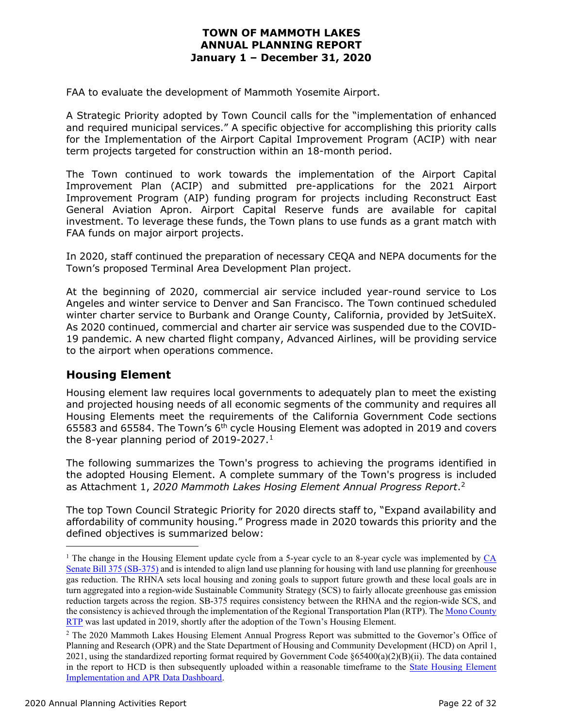FAA to evaluate the development of Mammoth Yosemite Airport.

A Strategic Priority adopted by Town Council calls for the "implementation of enhanced and required municipal services." A specific objective for accomplishing this priority calls for the Implementation of the Airport Capital Improvement Program (ACIP) with near term projects targeted for construction within an 18-month period.

The Town continued to work towards the implementation of the Airport Capital Improvement Plan (ACIP) and submitted pre-applications for the 2021 Airport Improvement Program (AIP) funding program for projects including Reconstruct East General Aviation Apron. Airport Capital Reserve funds are available for capital investment. To leverage these funds, the Town plans to use funds as a grant match with FAA funds on major airport projects.

In 2020, staff continued the preparation of necessary CEQA and NEPA documents for the Town's proposed Terminal Area Development Plan project.

At the beginning of 2020, commercial air service included year-round service to Los Angeles and winter service to Denver and San Francisco. The Town continued scheduled winter charter service to Burbank and Orange County, California, provided by JetSuiteX. As 2020 continued, commercial and charter air service was suspended due to the COVID-19 pandemic. A new charted flight company, Advanced Airlines, will be providing service to the airport when operations commence.

## Housing Element

Housing element law requires local governments to adequately plan to meet the existing and projected housing needs of all economic segments of the community and requires all Housing Elements meet the requirements of the California Government Code sections 65583 and 65584. The Town's 6th cycle Housing Element was adopted in 2019 and covers the 8-year planning period of 2019-2027.[1]

The following summarizes the Town's progress to achieving the programs identified in the adopted Housing Element. A complete summary of the Town's progress is included as Attachment 1, *2020 Mammoth Lakes Hosing Element Annual Progress Report*.[2]

The top Town Council Strategic Priority for 2020 directs staff to, "Expand availability and affordability of community housing." Progress made in 2020 towards this priority and the defined objectives is summarized below:

---

[1] The change in the Housing Element update cycle from a 5-year cycle to an 8-year cycle was implemented by CA Senate Bill 375 (SB-375) and is intended to align land use planning for housing with land use planning for greenhouse gas reduction. The RHNA sets local housing and zoning goals to support future growth and these local goals are in turn aggregated into a region-wide Sustainable Community Strategy (SCS) to fairly allocate greenhouse gas emission reduction targets across the region. SB-375 requires consistency between the RHNA and the region-wide SCS, and the consistency is achieved through the implementation of the Regional Transportation Plan (RTP). The Mono County RTP was last updated in 2019, shortly after the adoption of the Town's Housing Element.

[2] The 2020 Mammoth Lakes Housing Element Annual Progress Report was submitted to the Governor's Office of Planning and Research (OPR) and the State Department of Housing and Community Development (HCD) on April 1, 2021, using the standardized reporting format required by Government Code §65400(a)(2)(B)(ii). The data contained in the report to HCD is then subsequently uploaded within a reasonable timeframe to the State Housing Element Implementation and APR Data Dashboard.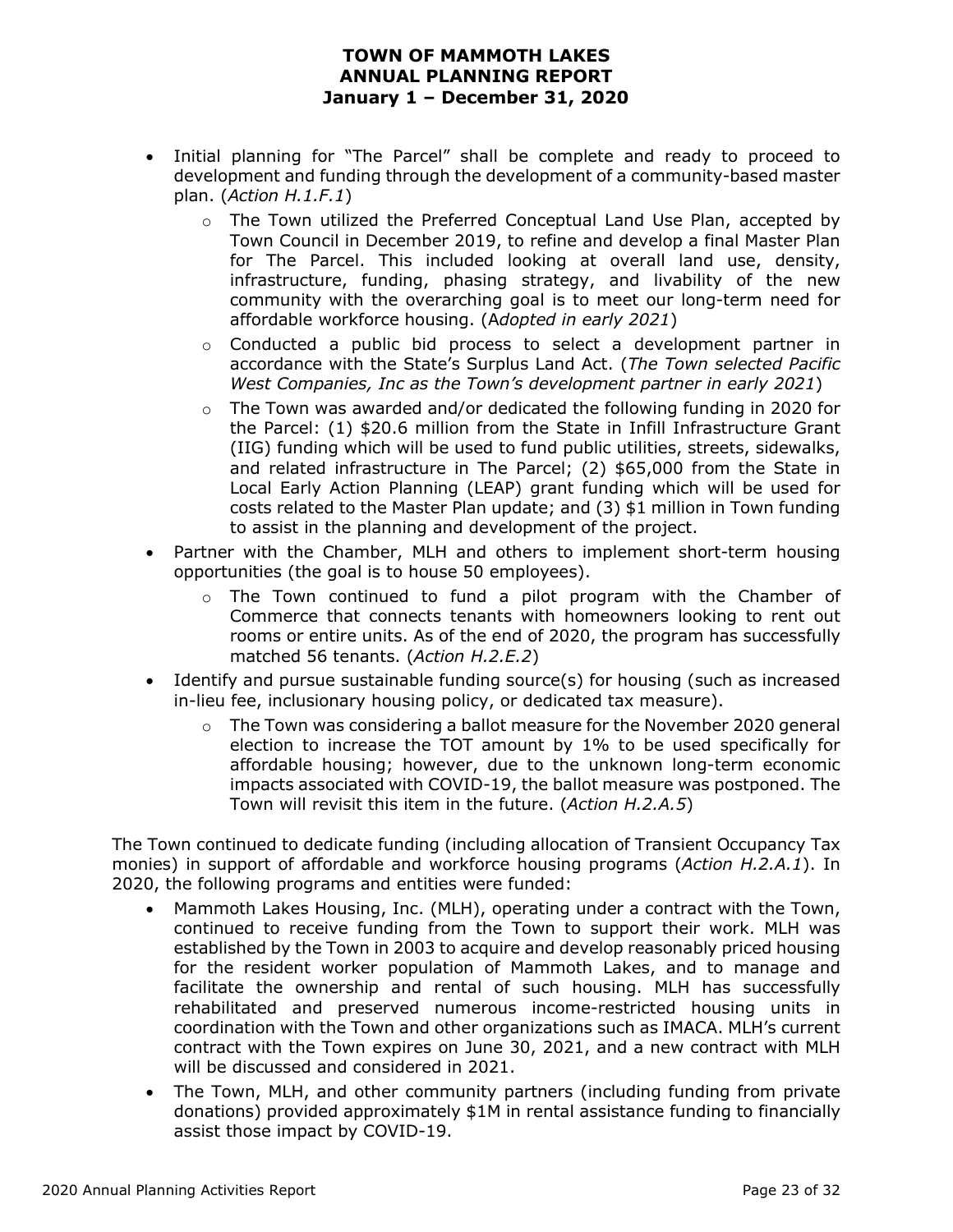- Initial planning for "The Parcel" shall be complete and ready to proceed to development and funding through the development of a community-based master plan. (*Action H.1.F.1*)
  - The Town utilized the Preferred Conceptual Land Use Plan, accepted by Town Council in December 2019, to refine and develop a final Master Plan for The Parcel. This included looking at overall land use, density, infrastructure, funding, phasing strategy, and livability of the new community with the overarching goal is to meet our long-term need for affordable workforce housing. (A*dopted in early 2021*)
  - Conducted a public bid process to select a development partner in accordance with the State's Surplus Land Act. (*The Town selected Pacific West Companies, Inc as the Town's development partner in early 2021*)
  - The Town was awarded and/or dedicated the following funding in 2020 for the Parcel: (1) $20.6 million from the State in Infill Infrastructure Grant (IIG) funding which will be used to fund public utilities, streets, sidewalks, and related infrastructure in The Parcel; (2) $65,000 from the State in Local Early Action Planning (LEAP) grant funding which will be used for costs related to the Master Plan update; and (3) $1 million in Town funding to assist in the planning and development of the project.
- Partner with the Chamber, MLH and others to implement short-term housing opportunities (the goal is to house 50 employees).
  - The Town continued to fund a pilot program with the Chamber of Commerce that connects tenants with homeowners looking to rent out rooms or entire units. As of the end of 2020, the program has successfully matched 56 tenants. (*Action H.2.E.2*)
- Identify and pursue sustainable funding source(s) for housing (such as increased in-lieu fee, inclusionary housing policy, or dedicated tax measure).
  - The Town was considering a ballot measure for the November 2020 general election to increase the TOT amount by 1% to be used specifically for affordable housing; however, due to the unknown long-term economic impacts associated with COVID-19, the ballot measure was postponed. The Town will revisit this item in the future. (*Action H.2.A.5*)

The Town continued to dedicate funding (including allocation of Transient Occupancy Tax monies) in support of affordable and workforce housing programs (*Action H.2.A.1*). In 2020, the following programs and entities were funded:

- Mammoth Lakes Housing, Inc. (MLH), operating under a contract with the Town, continued to receive funding from the Town to support their work. MLH was established by the Town in 2003 to acquire and develop reasonably priced housing for the resident worker population of Mammoth Lakes, and to manage and facilitate the ownership and rental of such housing. MLH has successfully rehabilitated and preserved numerous income-restricted housing units in coordination with the Town and other organizations such as IMACA. MLH's current contract with the Town expires on June 30, 2021, and a new contract with MLH will be discussed and considered in 2021.
- The Town, MLH, and other community partners (including funding from private donations) provided approximately $1M in rental assistance funding to financially assist those impact by COVID-19.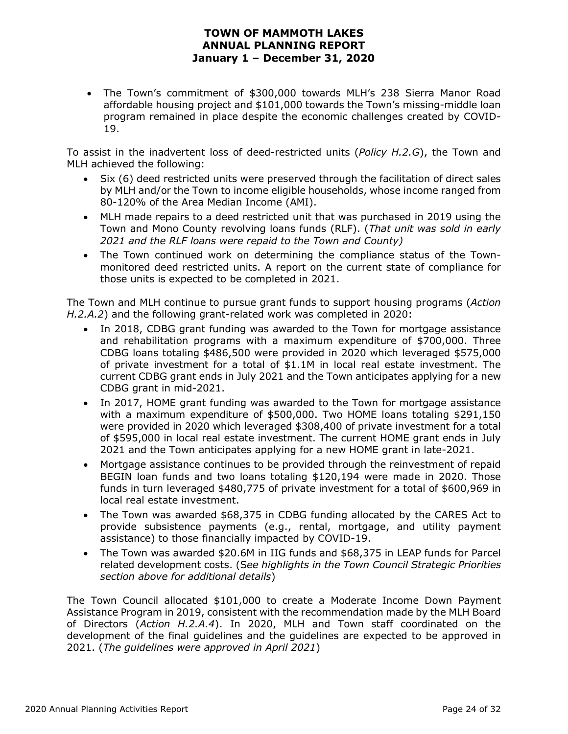- The Town's commitment of $300,000 towards MLH's 238 Sierra Manor Road affordable housing project and $101,000 towards the Town's missing-middle loan program remained in place despite the economic challenges created by COVID-19.

To assist in the inadvertent loss of deed-restricted units (*Policy H.2.G*), the Town and MLH achieved the following:

- Six (6) deed restricted units were preserved through the facilitation of direct sales by MLH and/or the Town to income eligible households, whose income ranged from 80-120% of the Area Median Income (AMI).
- MLH made repairs to a deed restricted unit that was purchased in 2019 using the Town and Mono County revolving loans funds (RLF). (*That unit was sold in early 2021 and the RLF loans were repaid to the Town and County)*
- The Town continued work on determining the compliance status of the Town-monitored deed restricted units. A report on the current state of compliance for those units is expected to be completed in 2021.

The Town and MLH continue to pursue grant funds to support housing programs (*Action H.2.A.2*) and the following grant-related work was completed in 2020:

- In 2018, CDBG grant funding was awarded to the Town for mortgage assistance and rehabilitation programs with a maximum expenditure of $700,000. Three CDBG loans totaling $486,500 were provided in 2020 which leveraged $575,000 of private investment for a total of $1.1M in local real estate investment. The current CDBG grant ends in July 2021 and the Town anticipates applying for a new CDBG grant in mid-2021.
- In 2017, HOME grant funding was awarded to the Town for mortgage assistance with a maximum expenditure of $500,000. Two HOME loans totaling $291,150 were provided in 2020 which leveraged $308,400 of private investment for a total of $595,000 in local real estate investment. The current HOME grant ends in July 2021 and the Town anticipates applying for a new HOME grant in late-2021.
- Mortgage assistance continues to be provided through the reinvestment of repaid BEGIN loan funds and two loans totaling $120,194 were made in 2020. Those funds in turn leveraged $480,775 of private investment for a total of $600,969 in local real estate investment.
- The Town was awarded $68,375 in CDBG funding allocated by the CARES Act to provide subsistence payments (e.g., rental, mortgage, and utility payment assistance) to those financially impacted by COVID-19.
- The Town was awarded $20.6M in IIG funds and $68,375 in LEAP funds for Parcel related development costs. (*See highlights in the Town Council Strategic Priorities section above for additional details*)

The Town Council allocated $101,000 to create a Moderate Income Down Payment Assistance Program in 2019, consistent with the recommendation made by the MLH Board of Directors (*Action H.2.A.4*). In 2020, MLH and Town staff coordinated on the development of the final guidelines and the guidelines are expected to be approved in 2021. (*The guidelines were approved in April 2021*)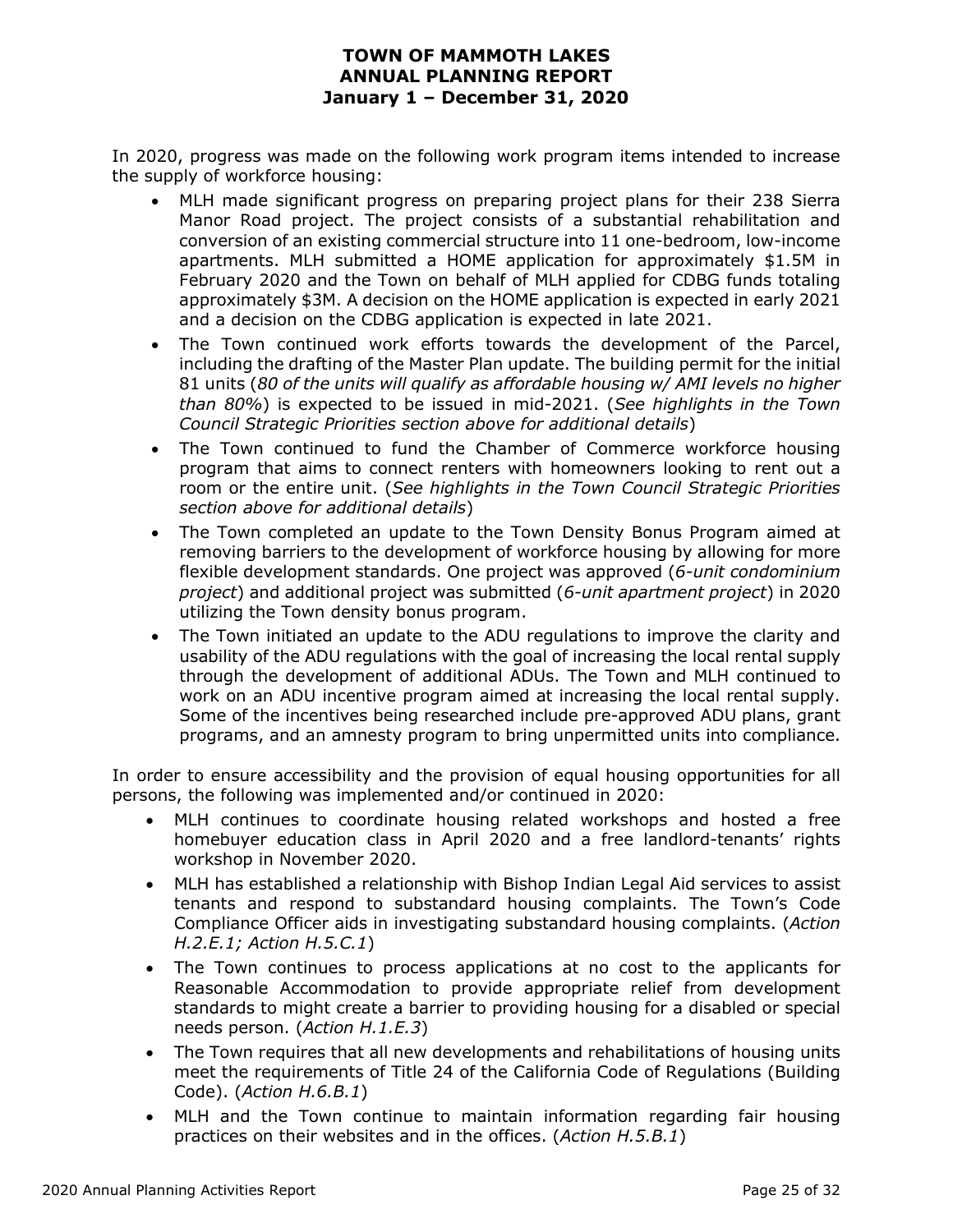In 2020, progress was made on the following work program items intended to increase the supply of workforce housing:

- MLH made significant progress on preparing project plans for their 238 Sierra Manor Road project. The project consists of a substantial rehabilitation and conversion of an existing commercial structure into 11 one-bedroom, low-income apartments. MLH submitted a HOME application for approximately $1.5M in February 2020 and the Town on behalf of MLH applied for CDBG funds totaling approximately $3M. A decision on the HOME application is expected in early 2021 and a decision on the CDBG application is expected in late 2021.
- The Town continued work efforts towards the development of the Parcel, including the drafting of the Master Plan update. The building permit for the initial 81 units (*80 of the units will qualify as affordable housing w/ AMI levels no higher than 80%*) is expected to be issued in mid-2021. (*See highlights in the Town Council Strategic Priorities section above for additional details*)
- The Town continued to fund the Chamber of Commerce workforce housing program that aims to connect renters with homeowners looking to rent out a room or the entire unit. (*See highlights in the Town Council Strategic Priorities section above for additional details*)
- The Town completed an update to the Town Density Bonus Program aimed at removing barriers to the development of workforce housing by allowing for more flexible development standards. One project was approved (*6-unit condominium project*) and additional project was submitted (*6-unit apartment project*) in 2020 utilizing the Town density bonus program.
- The Town initiated an update to the ADU regulations to improve the clarity and usability of the ADU regulations with the goal of increasing the local rental supply through the development of additional ADUs. The Town and MLH continued to work on an ADU incentive program aimed at increasing the local rental supply. Some of the incentives being researched include pre-approved ADU plans, grant programs, and an amnesty program to bring unpermitted units into compliance.

In order to ensure accessibility and the provision of equal housing opportunities for all persons, the following was implemented and/or continued in 2020:

- MLH continues to coordinate housing related workshops and hosted a free homebuyer education class in April 2020 and a free landlord-tenants' rights workshop in November 2020.
- MLH has established a relationship with Bishop Indian Legal Aid services to assist tenants and respond to substandard housing complaints. The Town's Code Compliance Officer aids in investigating substandard housing complaints. (*Action H.2.E.1; Action H.5.C.1*)
- The Town continues to process applications at no cost to the applicants for Reasonable Accommodation to provide appropriate relief from development standards to might create a barrier to providing housing for a disabled or special needs person. (*Action H.1.E.3*)
- The Town requires that all new developments and rehabilitations of housing units meet the requirements of Title 24 of the California Code of Regulations (Building Code). (*Action H.6.B.1*)
- MLH and the Town continue to maintain information regarding fair housing practices on their websites and in the offices. (*Action H.5.B.1*)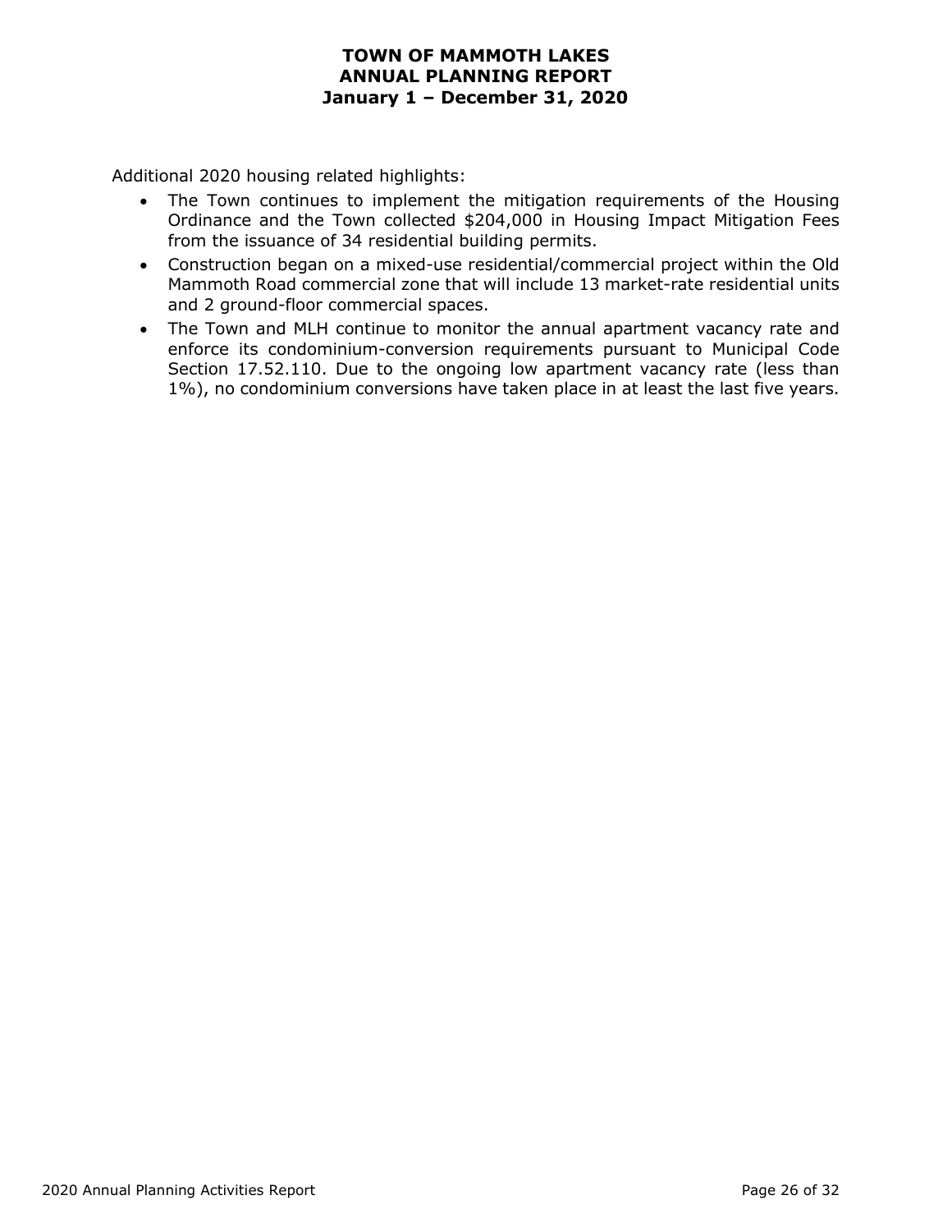Additional 2020 housing related highlights:

- The Town continues to implement the mitigation requirements of the Housing Ordinance and the Town collected $204,000 in Housing Impact Mitigation Fees from the issuance of 34 residential building permits.
- Construction began on a mixed-use residential/commercial project within the Old Mammoth Road commercial zone that will include 13 market-rate residential units and 2 ground-floor commercial spaces.
- The Town and MLH continue to monitor the annual apartment vacancy rate and enforce its condominium-conversion requirements pursuant to Municipal Code Section 17.52.110. Due to the ongoing low apartment vacancy rate (less than 1%), no condominium conversions have taken place in at least the last five years.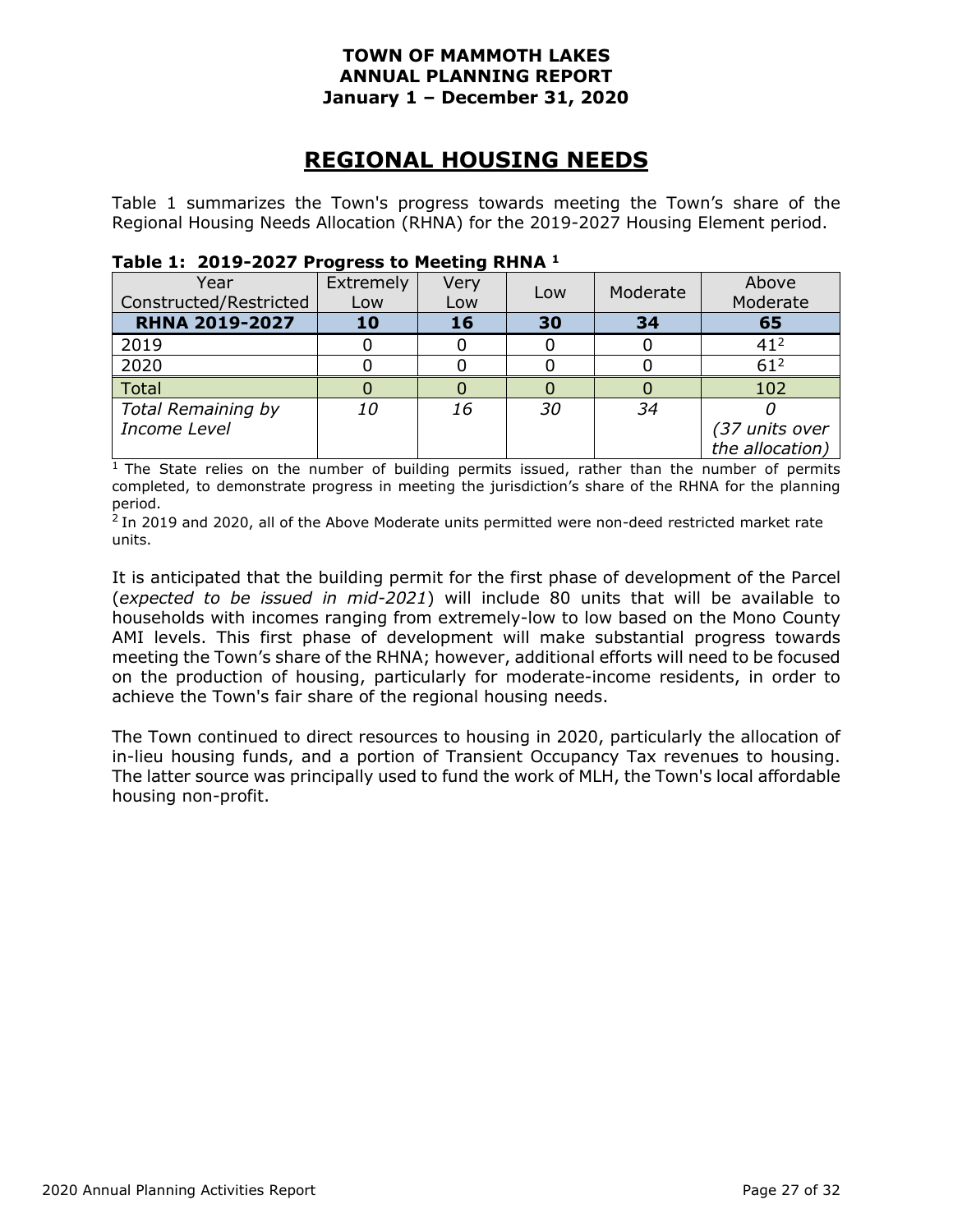**TOWN OF MAMMOTH LAKES**
**ANNUAL PLANNING REPORT**
**January 1 – December 31, 2020**

# REGIONAL HOUSING NEEDS

Table 1 summarizes the Town's progress towards meeting the Town's share of the Regional Housing Needs Allocation (RHNA) for the 2019-2027 Housing Element period.

**Table 1: 2019-2027 Progress to Meeting RHNA [1]**

| Year Constructed/Restricted | Extremely Low | Very Low | Low | Moderate | Above Moderate |
|---|---|---|---|---|---|
| **RHNA 2019-2027** | **10** | **16** | **30** | **34** | **65** |
| 2019 | 0 | 0 | 0 | 0 | 41[2] |
| 2020 | 0 | 0 | 0 | 0 | 61[2] |
| Total | 0 | 0 | 0 | 0 | 102 |
| *Total Remaining by Income Level* | *10* | *16* | *30* | *34* | *0 (37 units over the allocation)* |

[1] The State relies on the number of building permits issued, rather than the number of permits completed, to demonstrate progress in meeting the jurisdiction's share of the RHNA for the planning period.

[2] In 2019 and 2020, all of the Above Moderate units permitted were non-deed restricted market rate units.

It is anticipated that the building permit for the first phase of development of the Parcel (*expected to be issued in mid-2021*) will include 80 units that will be available to households with incomes ranging from extremely-low to low based on the Mono County AMI levels. This first phase of development will make substantial progress towards meeting the Town's share of the RHNA; however, additional efforts will need to be focused on the production of housing, particularly for moderate-income residents, in order to achieve the Town's fair share of the regional housing needs.

The Town continued to direct resources to housing in 2020, particularly the allocation of in-lieu housing funds, and a portion of Transient Occupancy Tax revenues to housing. The latter source was principally used to fund the work of MLH, the Town's local affordable housing non-profit.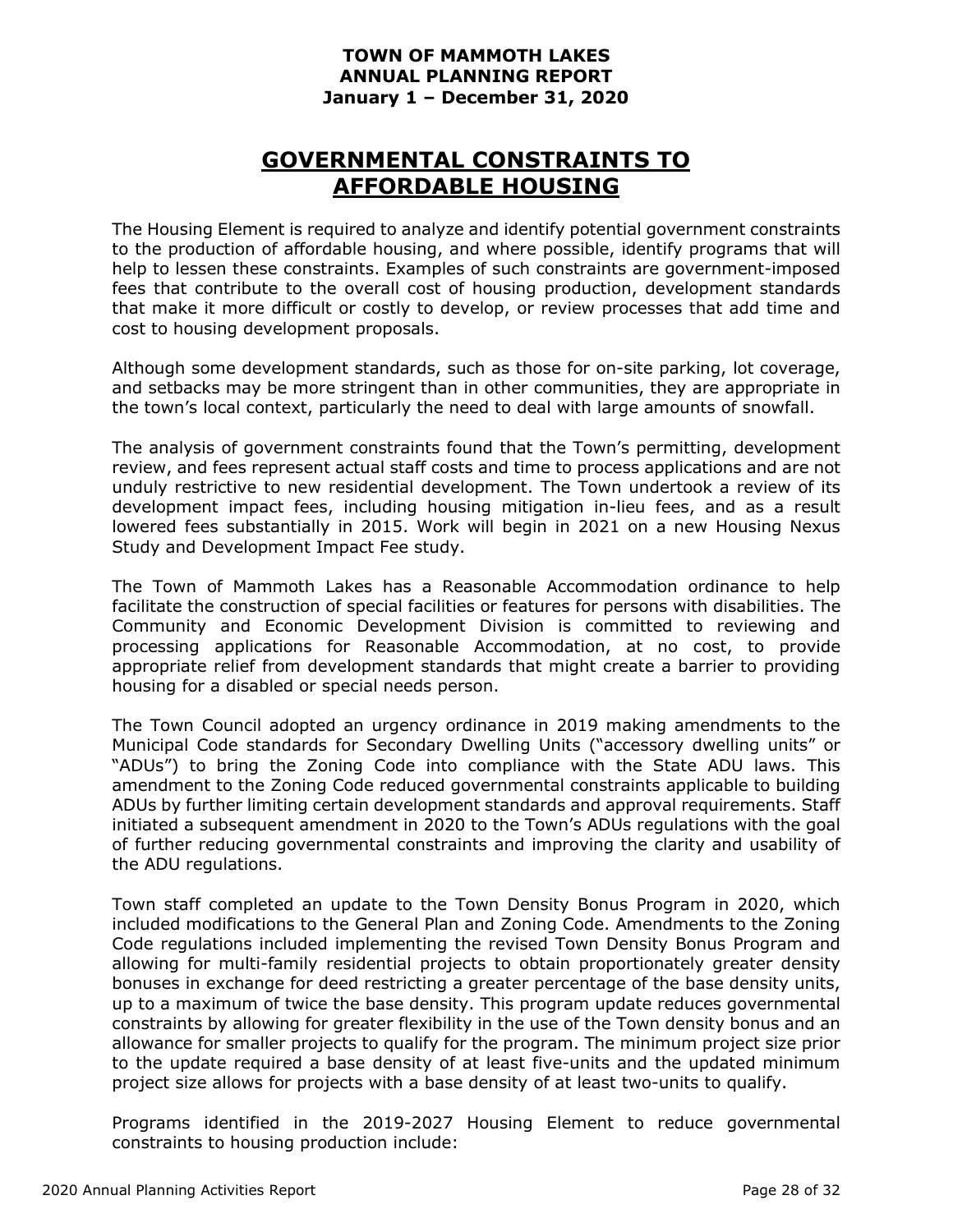# GOVERNMENTAL CONSTRAINTS TO AFFORDABLE HOUSING

The Housing Element is required to analyze and identify potential government constraints to the production of affordable housing, and where possible, identify programs that will help to lessen these constraints. Examples of such constraints are government-imposed fees that contribute to the overall cost of housing production, development standards that make it more difficult or costly to develop, or review processes that add time and cost to housing development proposals.

Although some development standards, such as those for on-site parking, lot coverage, and setbacks may be more stringent than in other communities, they are appropriate in the town's local context, particularly the need to deal with large amounts of snowfall.

The analysis of government constraints found that the Town's permitting, development review, and fees represent actual staff costs and time to process applications and are not unduly restrictive to new residential development. The Town undertook a review of its development impact fees, including housing mitigation in-lieu fees, and as a result lowered fees substantially in 2015. Work will begin in 2021 on a new Housing Nexus Study and Development Impact Fee study.

The Town of Mammoth Lakes has a Reasonable Accommodation ordinance to help facilitate the construction of special facilities or features for persons with disabilities. The Community and Economic Development Division is committed to reviewing and processing applications for Reasonable Accommodation, at no cost, to provide appropriate relief from development standards that might create a barrier to providing housing for a disabled or special needs person.

The Town Council adopted an urgency ordinance in 2019 making amendments to the Municipal Code standards for Secondary Dwelling Units ("accessory dwelling units" or "ADUs") to bring the Zoning Code into compliance with the State ADU laws. This amendment to the Zoning Code reduced governmental constraints applicable to building ADUs by further limiting certain development standards and approval requirements. Staff initiated a subsequent amendment in 2020 to the Town's ADUs regulations with the goal of further reducing governmental constraints and improving the clarity and usability of the ADU regulations.

Town staff completed an update to the Town Density Bonus Program in 2020, which included modifications to the General Plan and Zoning Code. Amendments to the Zoning Code regulations included implementing the revised Town Density Bonus Program and allowing for multi-family residential projects to obtain proportionately greater density bonuses in exchange for deed restricting a greater percentage of the base density units, up to a maximum of twice the base density. This program update reduces governmental constraints by allowing for greater flexibility in the use of the Town density bonus and an allowance for smaller projects to qualify for the program. The minimum project size prior to the update required a base density of at least five-units and the updated minimum project size allows for projects with a base density of at least two-units to qualify.

Programs identified in the 2019-2027 Housing Element to reduce governmental constraints to housing production include: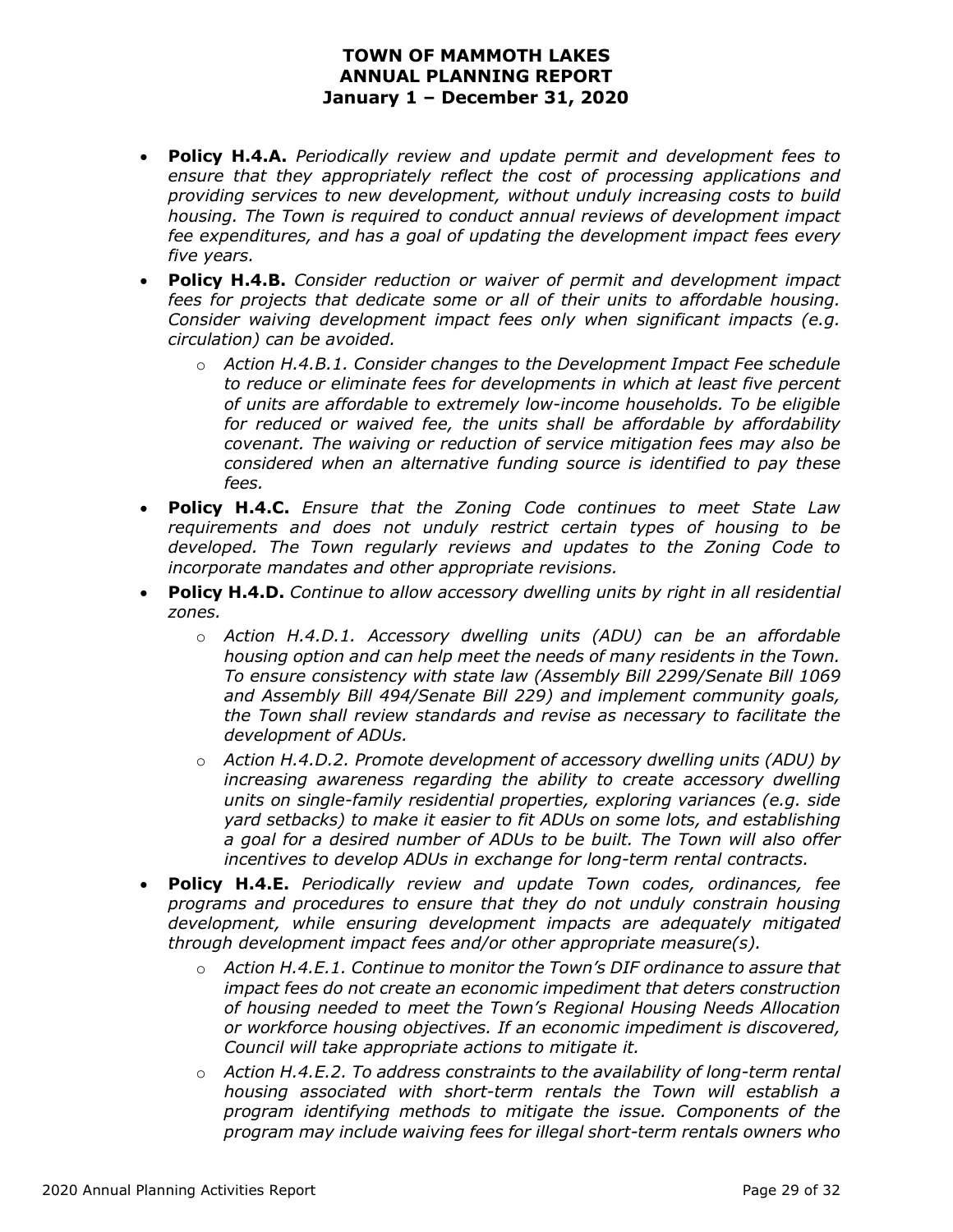- **Policy H.4.A.** *Periodically review and update permit and development fees to ensure that they appropriately reflect the cost of processing applications and providing services to new development, without unduly increasing costs to build housing. The Town is required to conduct annual reviews of development impact fee expenditures, and has a goal of updating the development impact fees every five years.*
- **Policy H.4.B.** *Consider reduction or waiver of permit and development impact fees for projects that dedicate some or all of their units to affordable housing. Consider waiving development impact fees only when significant impacts (e.g. circulation) can be avoided.*
  - *Action H.4.B.1. Consider changes to the Development Impact Fee schedule to reduce or eliminate fees for developments in which at least five percent of units are affordable to extremely low-income households. To be eligible for reduced or waived fee, the units shall be affordable by affordability covenant. The waiving or reduction of service mitigation fees may also be considered when an alternative funding source is identified to pay these fees.*
- **Policy H.4.C.** *Ensure that the Zoning Code continues to meet State Law requirements and does not unduly restrict certain types of housing to be developed. The Town regularly reviews and updates to the Zoning Code to incorporate mandates and other appropriate revisions.*
- **Policy H.4.D.** *Continue to allow accessory dwelling units by right in all residential zones.*
  - *Action H.4.D.1. Accessory dwelling units (ADU) can be an affordable housing option and can help meet the needs of many residents in the Town. To ensure consistency with state law (Assembly Bill 2299/Senate Bill 1069 and Assembly Bill 494/Senate Bill 229) and implement community goals, the Town shall review standards and revise as necessary to facilitate the development of ADUs.*
  - *Action H.4.D.2. Promote development of accessory dwelling units (ADU) by increasing awareness regarding the ability to create accessory dwelling units on single-family residential properties, exploring variances (e.g. side yard setbacks) to make it easier to fit ADUs on some lots, and establishing a goal for a desired number of ADUs to be built. The Town will also offer incentives to develop ADUs in exchange for long-term rental contracts.*
- **Policy H.4.E.** *Periodically review and update Town codes, ordinances, fee programs and procedures to ensure that they do not unduly constrain housing development, while ensuring development impacts are adequately mitigated through development impact fees and/or other appropriate measure(s).*
  - *Action H.4.E.1. Continue to monitor the Town's DIF ordinance to assure that impact fees do not create an economic impediment that deters construction of housing needed to meet the Town's Regional Housing Needs Allocation or workforce housing objectives. If an economic impediment is discovered, Council will take appropriate actions to mitigate it.*
  - *Action H.4.E.2. To address constraints to the availability of long-term rental housing associated with short-term rentals the Town will establish a program identifying methods to mitigate the issue. Components of the program may include waiving fees for illegal short-term rentals owners who*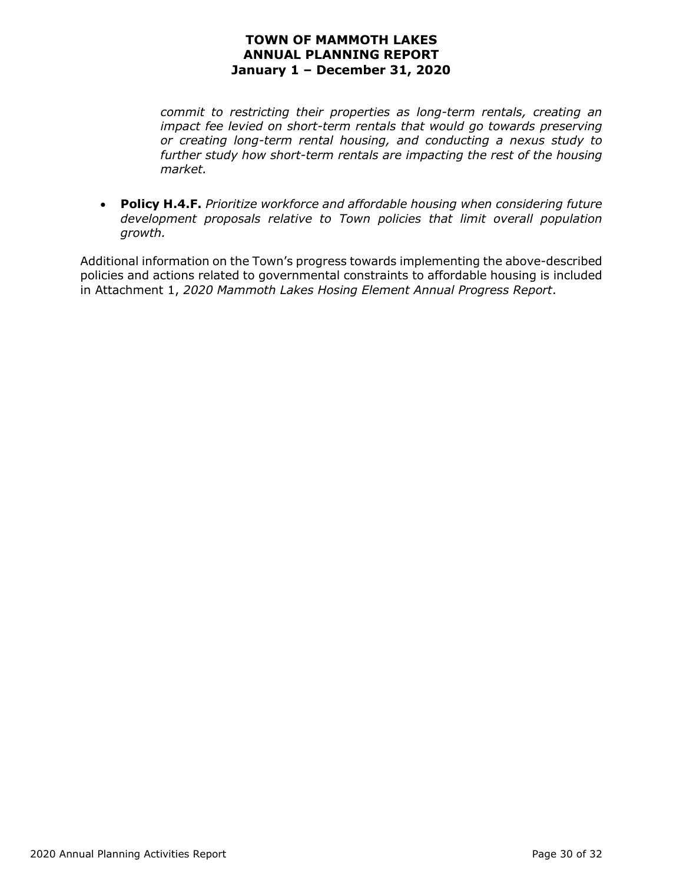*commit to restricting their properties as long-term rentals, creating an impact fee levied on short-term rentals that would go towards preserving or creating long-term rental housing, and conducting a nexus study to further study how short-term rentals are impacting the rest of the housing market.*

- **Policy H.4.F.** *Prioritize workforce and affordable housing when considering future development proposals relative to Town policies that limit overall population growth.*

Additional information on the Town's progress towards implementing the above-described policies and actions related to governmental constraints to affordable housing is included in Attachment 1, *2020 Mammoth Lakes Hosing Element Annual Progress Report*.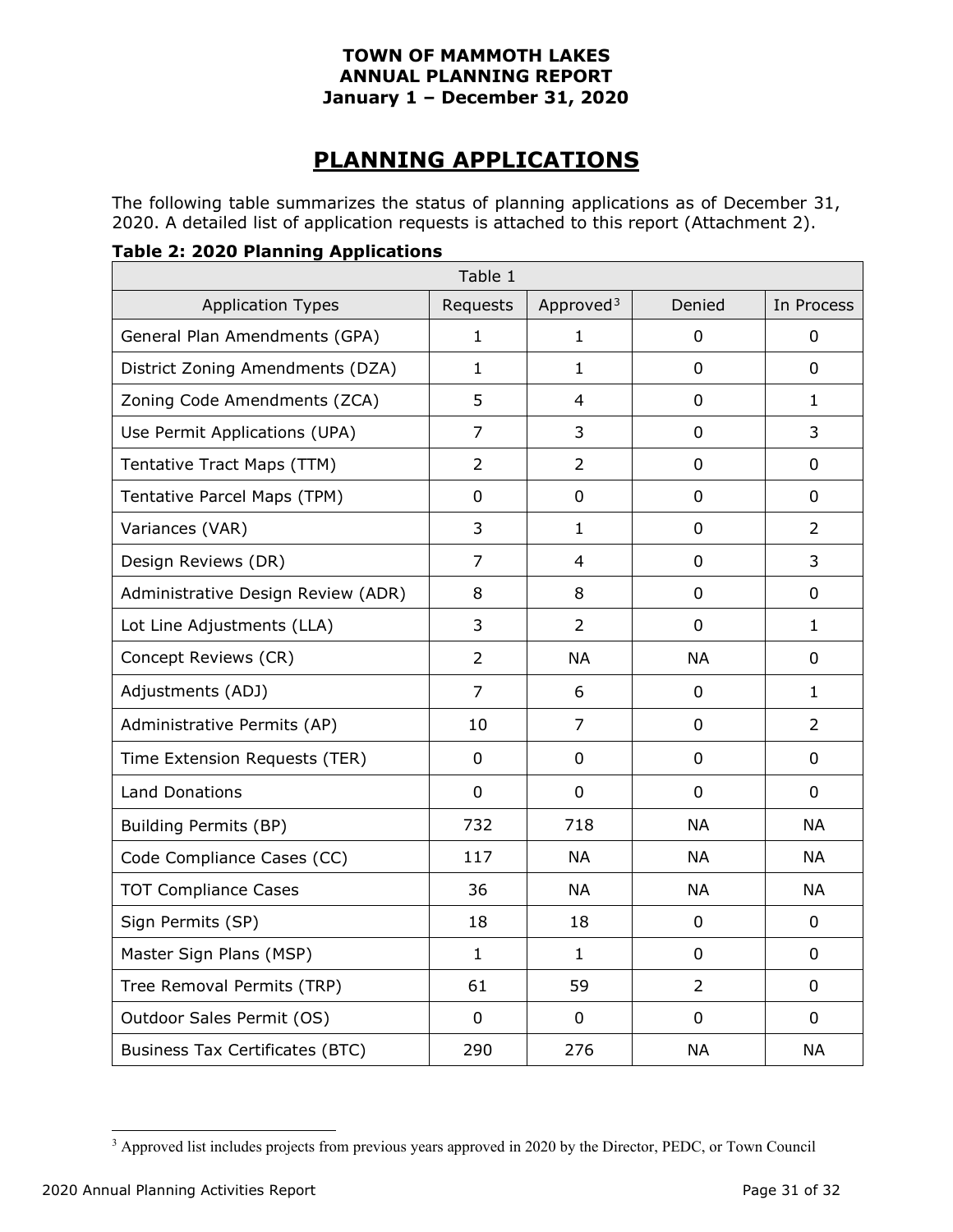**TOWN OF MAMMOTH LAKES**
**ANNUAL PLANNING REPORT**
**January 1 – December 31, 2020**

# PLANNING APPLICATIONS

The following table summarizes the status of planning applications as of December 31, 2020. A detailed list of application requests is attached to this report (Attachment 2).

**Table 2: 2020 Planning Applications**

| Table 1 | | | | |
|---|---|---|---|---|
| Application Types | Requests | Approved[3] | Denied | In Process |
| General Plan Amendments (GPA) | 1 | 1 | 0 | 0 |
| District Zoning Amendments (DZA) | 1 | 1 | 0 | 0 |
| Zoning Code Amendments (ZCA) | 5 | 4 | 0 | 1 |
| Use Permit Applications (UPA) | 7 | 3 | 0 | 3 |
| Tentative Tract Maps (TTM) | 2 | 2 | 0 | 0 |
| Tentative Parcel Maps (TPM) | 0 | 0 | 0 | 0 |
| Variances (VAR) | 3 | 1 | 0 | 2 |
| Design Reviews (DR) | 7 | 4 | 0 | 3 |
| Administrative Design Review (ADR) | 8 | 8 | 0 | 0 |
| Lot Line Adjustments (LLA) | 3 | 2 | 0 | 1 |
| Concept Reviews (CR) | 2 | NA | NA | 0 |
| Adjustments (ADJ) | 7 | 6 | 0 | 1 |
| Administrative Permits (AP) | 10 | 7 | 0 | 2 |
| Time Extension Requests (TER) | 0 | 0 | 0 | 0 |
| Land Donations | 0 | 0 | 0 | 0 |
| Building Permits (BP) | 732 | 718 | NA | NA |
| Code Compliance Cases (CC) | 117 | NA | NA | NA |
| TOT Compliance Cases | 36 | NA | NA | NA |
| Sign Permits (SP) | 18 | 18 | 0 | 0 |
| Master Sign Plans (MSP) | 1 | 1 | 0 | 0 |
| Tree Removal Permits (TRP) | 61 | 59 | 2 | 0 |
| Outdoor Sales Permit (OS) | 0 | 0 | 0 | 0 |
| Business Tax Certificates (BTC) | 290 | 276 | NA | NA |

[3] Approved list includes projects from previous years approved in 2020 by the Director, PEDC, or Town Council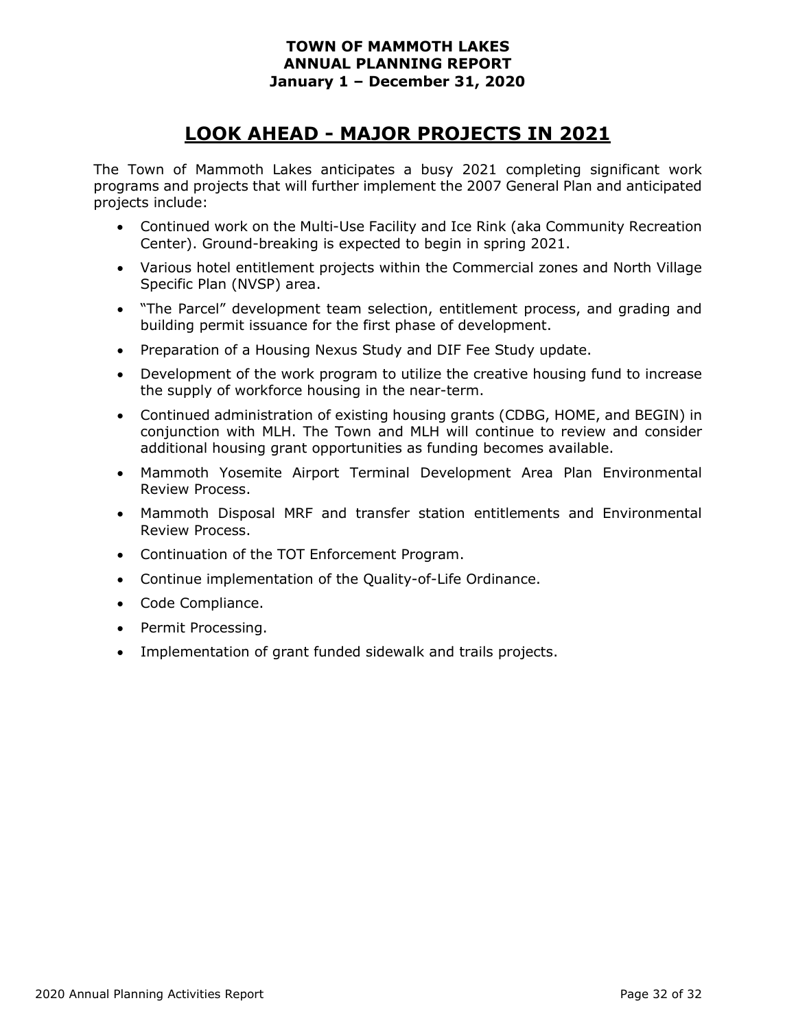# LOOK AHEAD - MAJOR PROJECTS IN 2021

The Town of Mammoth Lakes anticipates a busy 2021 completing significant work programs and projects that will further implement the 2007 General Plan and anticipated projects include:

- Continued work on the Multi-Use Facility and Ice Rink (aka Community Recreation Center). Ground-breaking is expected to begin in spring 2021.
- Various hotel entitlement projects within the Commercial zones and North Village Specific Plan (NVSP) area.
- "The Parcel" development team selection, entitlement process, and grading and building permit issuance for the first phase of development.
- Preparation of a Housing Nexus Study and DIF Fee Study update.
- Development of the work program to utilize the creative housing fund to increase the supply of workforce housing in the near-term.
- Continued administration of existing housing grants (CDBG, HOME, and BEGIN) in conjunction with MLH. The Town and MLH will continue to review and consider additional housing grant opportunities as funding becomes available.
- Mammoth Yosemite Airport Terminal Development Area Plan Environmental Review Process.
- Mammoth Disposal MRF and transfer station entitlements and Environmental Review Process.
- Continuation of the TOT Enforcement Program.
- Continue implementation of the Quality-of-Life Ordinance.
- Code Compliance.
- Permit Processing.
- Implementation of grant funded sidewalk and trails projects.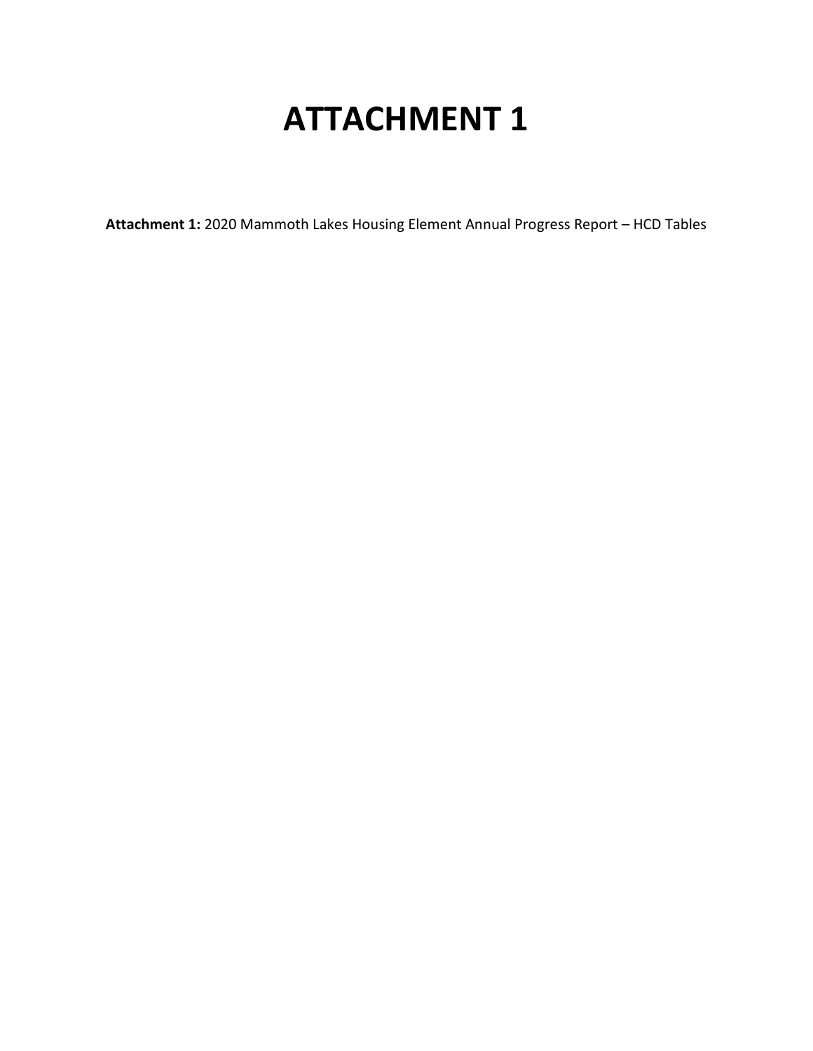# ATTACHMENT 1

**Attachment 1:** 2020 Mammoth Lakes Housing Element Annual Progress Report – HCD Tables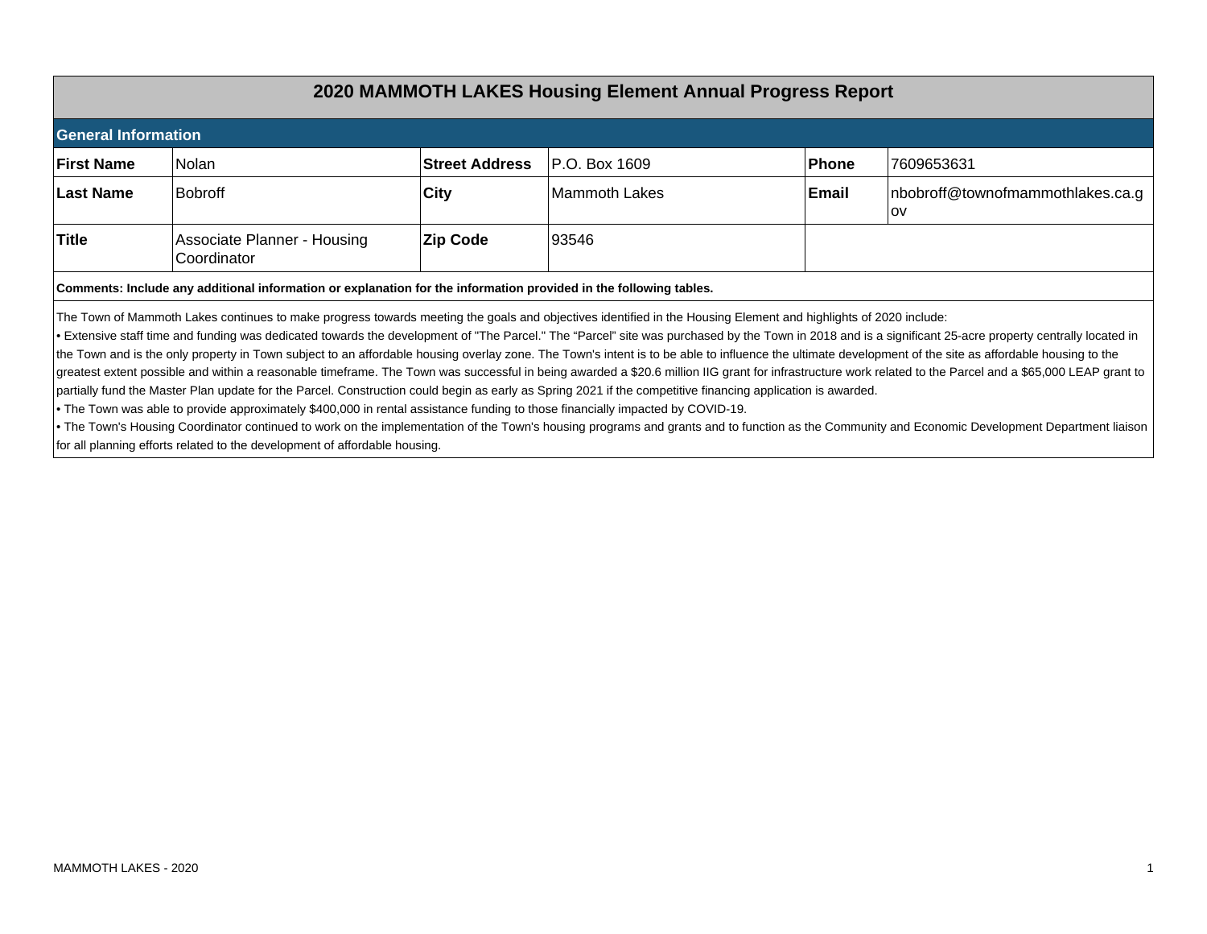# 2020 MAMMOTH LAKES Housing Element Annual Progress Report

## General Information

| First Name | Nolan | Street Address | P.O. Box 1609 | Phone | 7609653631 |
|---|---|---|---|---|---|
| Last Name | Bobroff | City | Mammoth Lakes | Email | nbobroff@townofmammothlakes.ca.gov |
| Title | Associate Planner - Housing Coordinator | Zip Code | 93546 | | |

**Comments: Include any additional information or explanation for the information provided in the following tables.**

The Town of Mammoth Lakes continues to make progress towards meeting the goals and objectives identified in the Housing Element and highlights of 2020 include:

• Extensive staff time and funding was dedicated towards the development of "The Parcel." The "Parcel" site was purchased by the Town in 2018 and is a significant 25-acre property centrally located in the Town and is the only property in Town subject to an affordable housing overlay zone. The Town's intent is to be able to influence the ultimate development of the site as affordable housing to the greatest extent possible and within a reasonable timeframe. The Town was successful in being awarded a $20.6 million IIG grant for infrastructure work related to the Parcel and a $65,000 LEAP grant to partially fund the Master Plan update for the Parcel. Construction could begin as early as Spring 2021 if the competitive financing application is awarded.

• The Town was able to provide approximately $400,000 in rental assistance funding to those financially impacted by COVID-19.

• The Town's Housing Coordinator continued to work on the implementation of the Town's housing programs and grants and to function as the Community and Economic Development Department liaison for all planning efforts related to the development of affordable housing.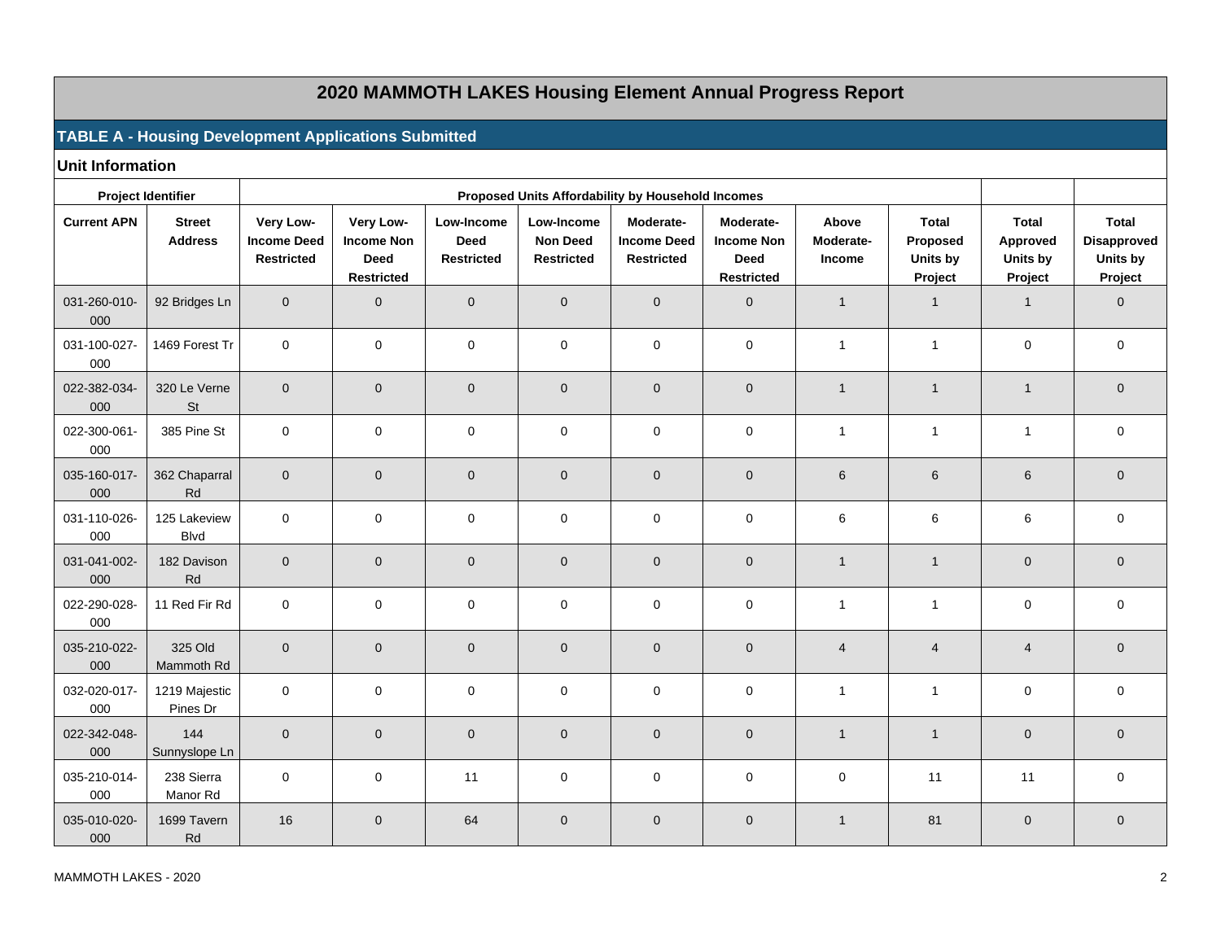# 2020 MAMMOTH LAKES Housing Element Annual Progress Report

## TABLE A - Housing Development Applications Submitted

### Unit Information

| Project Identifier | | Proposed Units Affordability by Household Incomes | | | | | | | | | |
|---|---|---|---|---|---|---|---|---|---|---|---|
| Current APN | Street Address | Very Low-Income Deed Restricted | Very Low-Income Non Deed Restricted | Low-Income Deed Restricted | Low-Income Non Deed Restricted | Moderate-Income Deed Restricted | Moderate-Income Non Deed Restricted | Above Moderate-Income | Total Proposed Units by Project | Total Approved Units by Project | Total Disapproved Units by Project |
| 031-260-010-000 | 92 Bridges Ln | 0 | 0 | 0 | 0 | 0 | 0 | 1 | 1 | 1 | 0 |
| 031-100-027-000 | 1469 Forest Tr | 0 | 0 | 0 | 0 | 0 | 0 | 1 | 1 | 0 | 0 |
| 022-382-034-000 | 320 Le Verne St | 0 | 0 | 0 | 0 | 0 | 0 | 1 | 1 | 1 | 0 |
| 022-300-061-000 | 385 Pine St | 0 | 0 | 0 | 0 | 0 | 0 | 1 | 1 | 1 | 0 |
| 035-160-017-000 | 362 Chaparral Rd | 0 | 0 | 0 | 0 | 0 | 0 | 6 | 6 | 6 | 0 |
| 031-110-026-000 | 125 Lakeview Blvd | 0 | 0 | 0 | 0 | 0 | 0 | 6 | 6 | 6 | 0 |
| 031-041-002-000 | 182 Davison Rd | 0 | 0 | 0 | 0 | 0 | 0 | 1 | 1 | 0 | 0 |
| 022-290-028-000 | 11 Red Fir Rd | 0 | 0 | 0 | 0 | 0 | 0 | 1 | 1 | 0 | 0 |
| 035-210-022-000 | 325 Old Mammoth Rd | 0 | 0 | 0 | 0 | 0 | 0 | 4 | 4 | 4 | 0 |
| 032-020-017-000 | 1219 Majestic Pines Dr | 0 | 0 | 0 | 0 | 0 | 0 | 1 | 1 | 0 | 0 |
| 022-342-048-000 | 144 Sunnyslope Ln | 0 | 0 | 0 | 0 | 0 | 0 | 1 | 1 | 0 | 0 |
| 035-210-014-000 | 238 Sierra Manor Rd | 0 | 0 | 11 | 0 | 0 | 0 | 0 | 11 | 11 | 0 |
| 035-010-020-000 | 1699 Tavern Rd | 16 | 0 | 64 | 0 | 0 | 0 | 1 | 81 | 0 | 0 |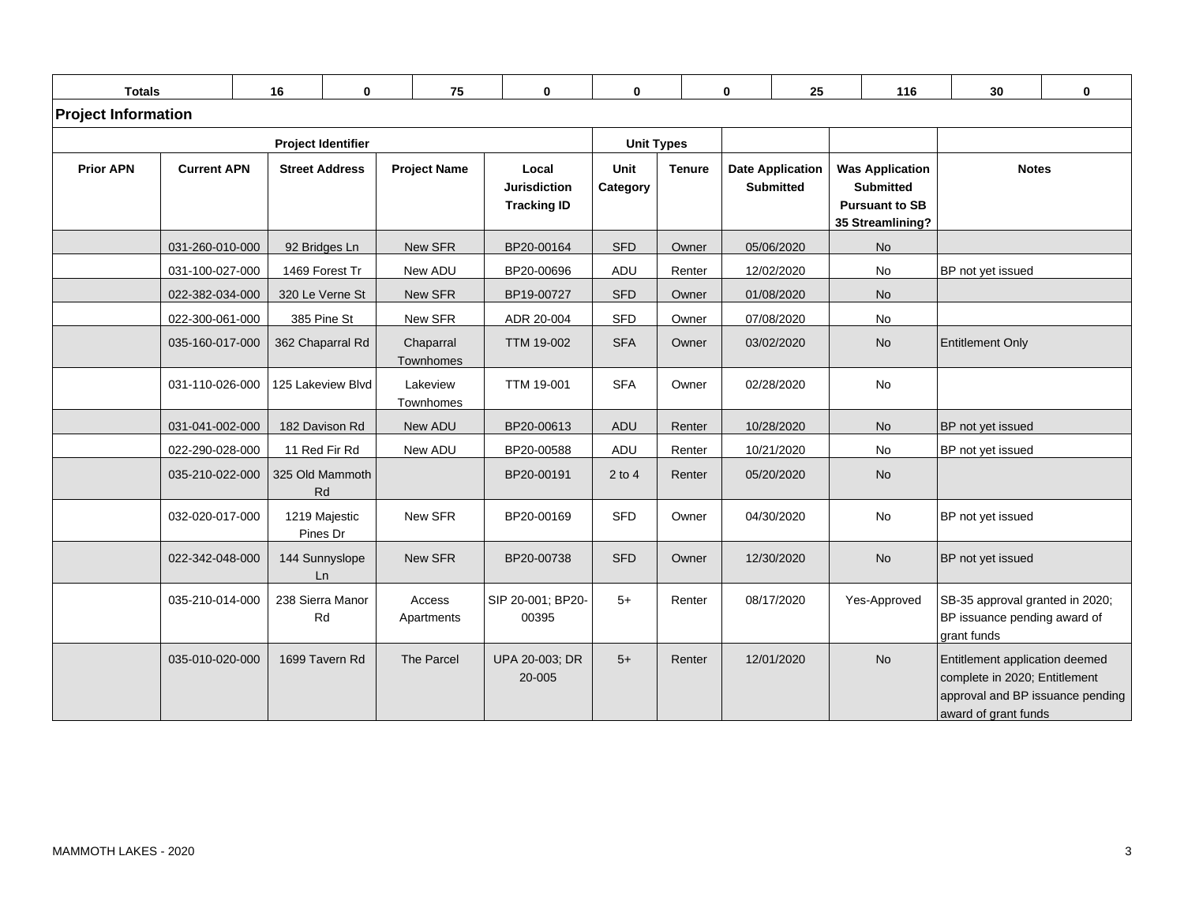| Totals | | 16 | 0 | 75 | 0 | 0 | | 0 | 25 | 116 | 30 | 0 |
|---|---|---|---|---|---|---|---|---|---|---|---|---|

**Project Information**

| Project Identifier | | | | | Unit Types | | | | |
|---|---|---|---|---|---|---|---|---|---|
| **Prior APN** | **Current APN** | **Street Address** | **Project Name** | **Local Jurisdiction Tracking ID** | **Unit Category** | **Tenure** | **Date Application Submitted** | **Was Application Submitted Pursuant to SB 35 Streamlining?** | **Notes** |
| | 031-260-010-000 | 92 Bridges Ln | New SFR | BP20-00164 | SFD | Owner | 05/06/2020 | No | |
| | 031-100-027-000 | 1469 Forest Tr | New ADU | BP20-00696 | ADU | Renter | 12/02/2020 | No | BP not yet issued |
| | 022-382-034-000 | 320 Le Verne St | New SFR | BP19-00727 | SFD | Owner | 01/08/2020 | No | |
| | 022-300-061-000 | 385 Pine St | New SFR | ADR 20-004 | SFD | Owner | 07/08/2020 | No | |
| | 035-160-017-000 | 362 Chaparral Rd | Chaparral Townhomes | TTM 19-002 | SFA | Owner | 03/02/2020 | No | Entitlement Only |
| | 031-110-026-000 | 125 Lakeview Blvd | Lakeview Townhomes | TTM 19-001 | SFA | Owner | 02/28/2020 | No | |
| | 031-041-002-000 | 182 Davison Rd | New ADU | BP20-00613 | ADU | Renter | 10/28/2020 | No | BP not yet issued |
| | 022-290-028-000 | 11 Red Fir Rd | New ADU | BP20-00588 | ADU | Renter | 10/21/2020 | No | BP not yet issued |
| | 035-210-022-000 | 325 Old Mammoth Rd | | BP20-00191 | 2 to 4 | Renter | 05/20/2020 | No | |
| | 032-020-017-000 | 1219 Majestic Pines Dr | New SFR | BP20-00169 | SFD | Owner | 04/30/2020 | No | BP not yet issued |
| | 022-342-048-000 | 144 Sunnyslope Ln | New SFR | BP20-00738 | SFD | Owner | 12/30/2020 | No | BP not yet issued |
| | 035-210-014-000 | 238 Sierra Manor Rd | Access Apartments | SIP 20-001; BP20-00395 | 5+ | Renter | 08/17/2020 | Yes-Approved | SB-35 approval granted in 2020; BP issuance pending award of grant funds |
| | 035-010-020-000 | 1699 Tavern Rd | The Parcel | UPA 20-003; DR 20-005 | 5+ | Renter | 12/01/2020 | No | Entitlement application deemed complete in 2020; Entitlement approval and BP issuance pending award of grant funds |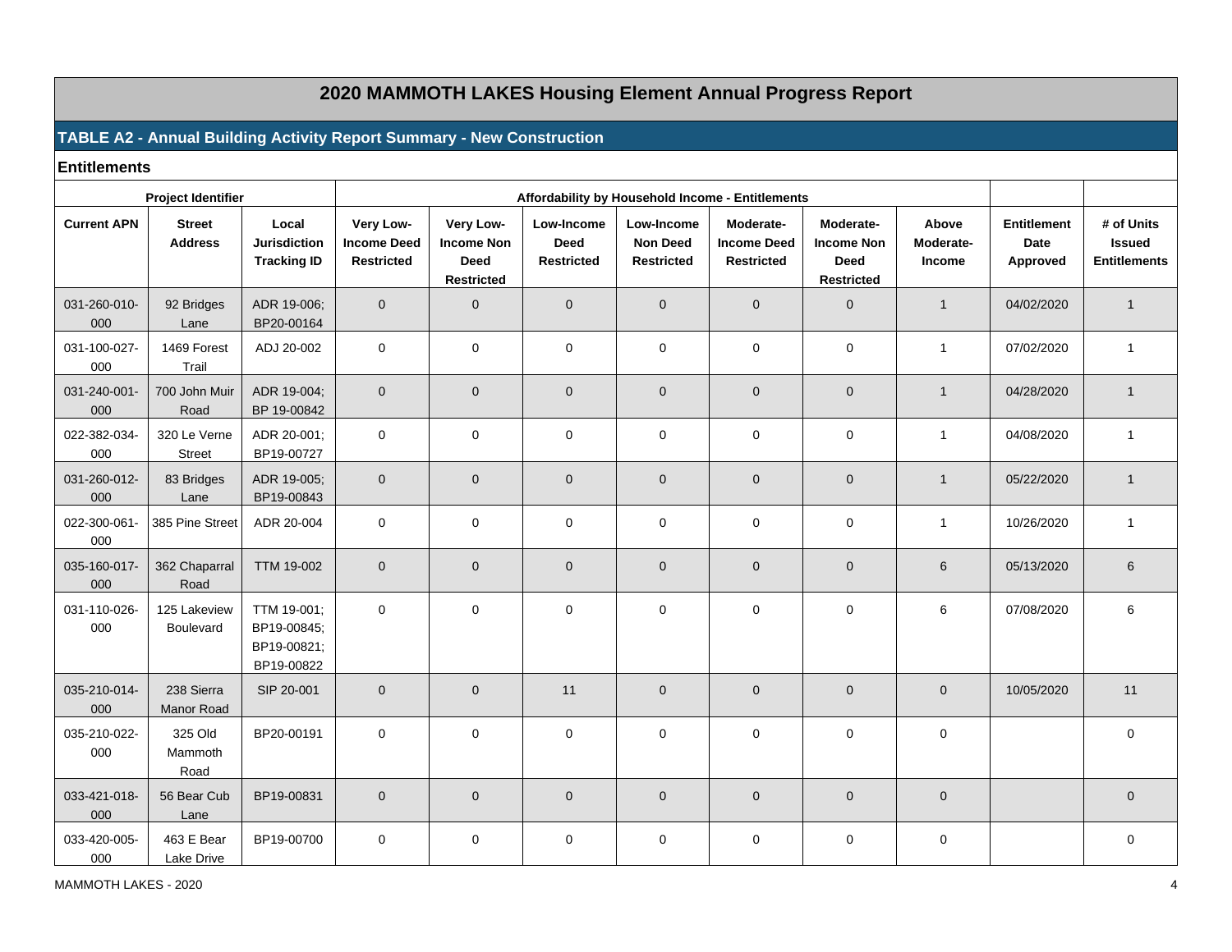# 2020 MAMMOTH LAKES Housing Element Annual Progress Report

## TABLE A2 - Annual Building Activity Report Summary - New Construction

### Entitlements

| Project Identifier | | | Affordability by Household Income - Entitlements | | | | | | | | |
|---|---|---|---|---|---|---|---|---|---|---|---|
| **Current APN** | **Street Address** | **Local Jurisdiction Tracking ID** | **Very Low-Income Deed Restricted** | **Very Low-Income Non Deed Restricted** | **Low-Income Deed Restricted** | **Low-Income Non Deed Restricted** | **Moderate-Income Deed Restricted** | **Moderate-Income Non Deed Restricted** | **Above Moderate-Income** | **Entitlement Date Approved** | **# of Units Issued Entitlements** |
| 031-260-010-000 | 92 Bridges Lane | ADR 19-006; BP20-00164 | 0 | 0 | 0 | 0 | 0 | 0 | 1 | 04/02/2020 | 1 |
| 031-100-027-000 | 1469 Forest Trail | ADJ 20-002 | 0 | 0 | 0 | 0 | 0 | 0 | 1 | 07/02/2020 | 1 |
| 031-240-001-000 | 700 John Muir Road | ADR 19-004; BP 19-00842 | 0 | 0 | 0 | 0 | 0 | 0 | 1 | 04/28/2020 | 1 |
| 022-382-034-000 | 320 Le Verne Street | ADR 20-001; BP19-00727 | 0 | 0 | 0 | 0 | 0 | 0 | 1 | 04/08/2020 | 1 |
| 031-260-012-000 | 83 Bridges Lane | ADR 19-005; BP19-00843 | 0 | 0 | 0 | 0 | 0 | 0 | 1 | 05/22/2020 | 1 |
| 022-300-061-000 | 385 Pine Street | ADR 20-004 | 0 | 0 | 0 | 0 | 0 | 0 | 1 | 10/26/2020 | 1 |
| 035-160-017-000 | 362 Chaparral Road | TTM 19-002 | 0 | 0 | 0 | 0 | 0 | 0 | 6 | 05/13/2020 | 6 |
| 031-110-026-000 | 125 Lakeview Boulevard | TTM 19-001; BP19-00845; BP19-00821; BP19-00822 | 0 | 0 | 0 | 0 | 0 | 0 | 6 | 07/08/2020 | 6 |
| 035-210-014-000 | 238 Sierra Manor Road | SIP 20-001 | 0 | 0 | 11 | 0 | 0 | 0 | 0 | 10/05/2020 | 11 |
| 035-210-022-000 | 325 Old Mammoth Road | BP20-00191 | 0 | 0 | 0 | 0 | 0 | 0 | 0 | | 0 |
| 033-421-018-000 | 56 Bear Cub Lane | BP19-00831 | 0 | 0 | 0 | 0 | 0 | 0 | 0 | | 0 |
| 033-420-005-000 | 463 E Bear Lake Drive | BP19-00700 | 0 | 0 | 0 | 0 | 0 | 0 | 0 | | 0 |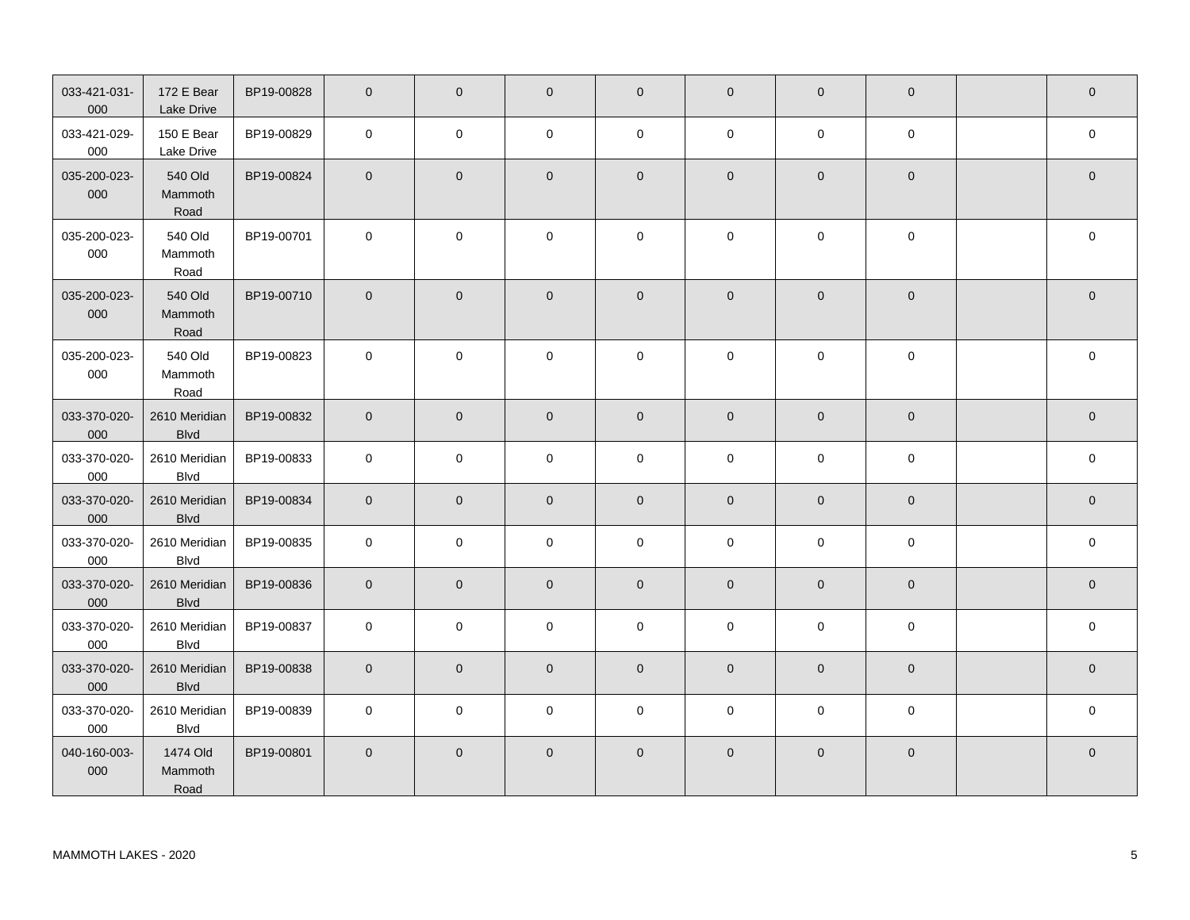| | | | | | | | | | | | |
|---|---|---|---|---|---|---|---|---|---|---|---|
| 033-421-031-000 | 172 E Bear Lake Drive | BP19-00828 | 0 | 0 | 0 | 0 | 0 | 0 | 0 | | 0 |
| 033-421-029-000 | 150 E Bear Lake Drive | BP19-00829 | 0 | 0 | 0 | 0 | 0 | 0 | 0 | | 0 |
| 035-200-023-000 | 540 Old Mammoth Road | BP19-00824 | 0 | 0 | 0 | 0 | 0 | 0 | 0 | | 0 |
| 035-200-023-000 | 540 Old Mammoth Road | BP19-00701 | 0 | 0 | 0 | 0 | 0 | 0 | 0 | | 0 |
| 035-200-023-000 | 540 Old Mammoth Road | BP19-00710 | 0 | 0 | 0 | 0 | 0 | 0 | 0 | | 0 |
| 035-200-023-000 | 540 Old Mammoth Road | BP19-00823 | 0 | 0 | 0 | 0 | 0 | 0 | 0 | | 0 |
| 033-370-020-000 | 2610 Meridian Blvd | BP19-00832 | 0 | 0 | 0 | 0 | 0 | 0 | 0 | | 0 |
| 033-370-020-000 | 2610 Meridian Blvd | BP19-00833 | 0 | 0 | 0 | 0 | 0 | 0 | 0 | | 0 |
| 033-370-020-000 | 2610 Meridian Blvd | BP19-00834 | 0 | 0 | 0 | 0 | 0 | 0 | 0 | | 0 |
| 033-370-020-000 | 2610 Meridian Blvd | BP19-00835 | 0 | 0 | 0 | 0 | 0 | 0 | 0 | | 0 |
| 033-370-020-000 | 2610 Meridian Blvd | BP19-00836 | 0 | 0 | 0 | 0 | 0 | 0 | 0 | | 0 |
| 033-370-020-000 | 2610 Meridian Blvd | BP19-00837 | 0 | 0 | 0 | 0 | 0 | 0 | 0 | | 0 |
| 033-370-020-000 | 2610 Meridian Blvd | BP19-00838 | 0 | 0 | 0 | 0 | 0 | 0 | 0 | | 0 |
| 033-370-020-000 | 2610 Meridian Blvd | BP19-00839 | 0 | 0 | 0 | 0 | 0 | 0 | 0 | | 0 |
| 040-160-003-000 | 1474 Old Mammoth Road | BP19-00801 | 0 | 0 | 0 | 0 | 0 | 0 | 0 | | 0 |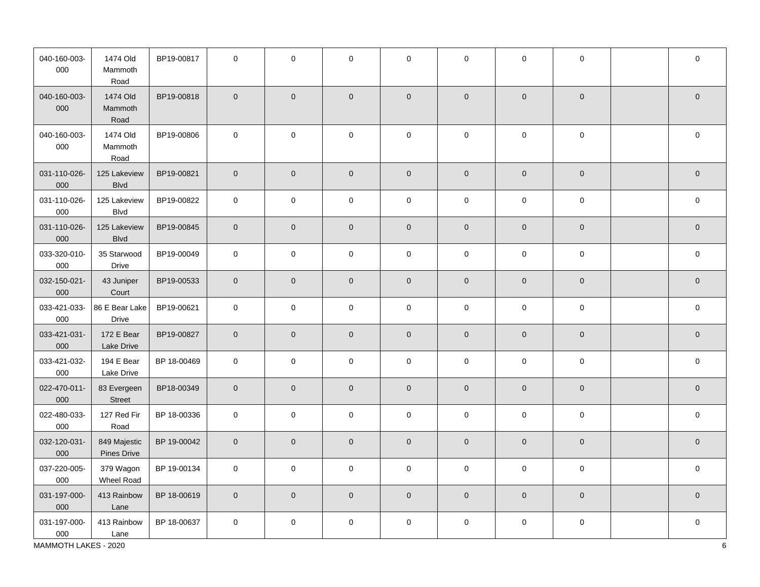| | | | | | | | | | | | |
|---|---|---|---|---|---|---|---|---|---|---|---|
| 040-160-003-000 | 1474 Old Mammoth Road | BP19-00817 | 0 | 0 | 0 | 0 | 0 | 0 | 0 | | 0 |
| 040-160-003-000 | 1474 Old Mammoth Road | BP19-00818 | 0 | 0 | 0 | 0 | 0 | 0 | 0 | | 0 |
| 040-160-003-000 | 1474 Old Mammoth Road | BP19-00806 | 0 | 0 | 0 | 0 | 0 | 0 | 0 | | 0 |
| 031-110-026-000 | 125 Lakeview Blvd | BP19-00821 | 0 | 0 | 0 | 0 | 0 | 0 | 0 | | 0 |
| 031-110-026-000 | 125 Lakeview Blvd | BP19-00822 | 0 | 0 | 0 | 0 | 0 | 0 | 0 | | 0 |
| 031-110-026-000 | 125 Lakeview Blvd | BP19-00845 | 0 | 0 | 0 | 0 | 0 | 0 | 0 | | 0 |
| 033-320-010-000 | 35 Starwood Drive | BP19-00049 | 0 | 0 | 0 | 0 | 0 | 0 | 0 | | 0 |
| 032-150-021-000 | 43 Juniper Court | BP19-00533 | 0 | 0 | 0 | 0 | 0 | 0 | 0 | | 0 |
| 033-421-033-000 | 86 E Bear Lake Drive | BP19-00621 | 0 | 0 | 0 | 0 | 0 | 0 | 0 | | 0 |
| 033-421-031-000 | 172 E Bear Lake Drive | BP19-00827 | 0 | 0 | 0 | 0 | 0 | 0 | 0 | | 0 |
| 033-421-032-000 | 194 E Bear Lake Drive | BP 18-00469 | 0 | 0 | 0 | 0 | 0 | 0 | 0 | | 0 |
| 022-470-011-000 | 83 Evergeen Street | BP18-00349 | 0 | 0 | 0 | 0 | 0 | 0 | 0 | | 0 |
| 022-480-033-000 | 127 Red Fir Road | BP 18-00336 | 0 | 0 | 0 | 0 | 0 | 0 | 0 | | 0 |
| 032-120-031-000 | 849 Majestic Pines Drive | BP 19-00042 | 0 | 0 | 0 | 0 | 0 | 0 | 0 | | 0 |
| 037-220-005-000 | 379 Wagon Wheel Road | BP 19-00134 | 0 | 0 | 0 | 0 | 0 | 0 | 0 | | 0 |
| 031-197-000-000 | 413 Rainbow Lane | BP 18-00619 | 0 | 0 | 0 | 0 | 0 | 0 | 0 | | 0 |
| 031-197-000-000 | 413 Rainbow Lane | BP 18-00637 | 0 | 0 | 0 | 0 | 0 | 0 | 0 | | 0 |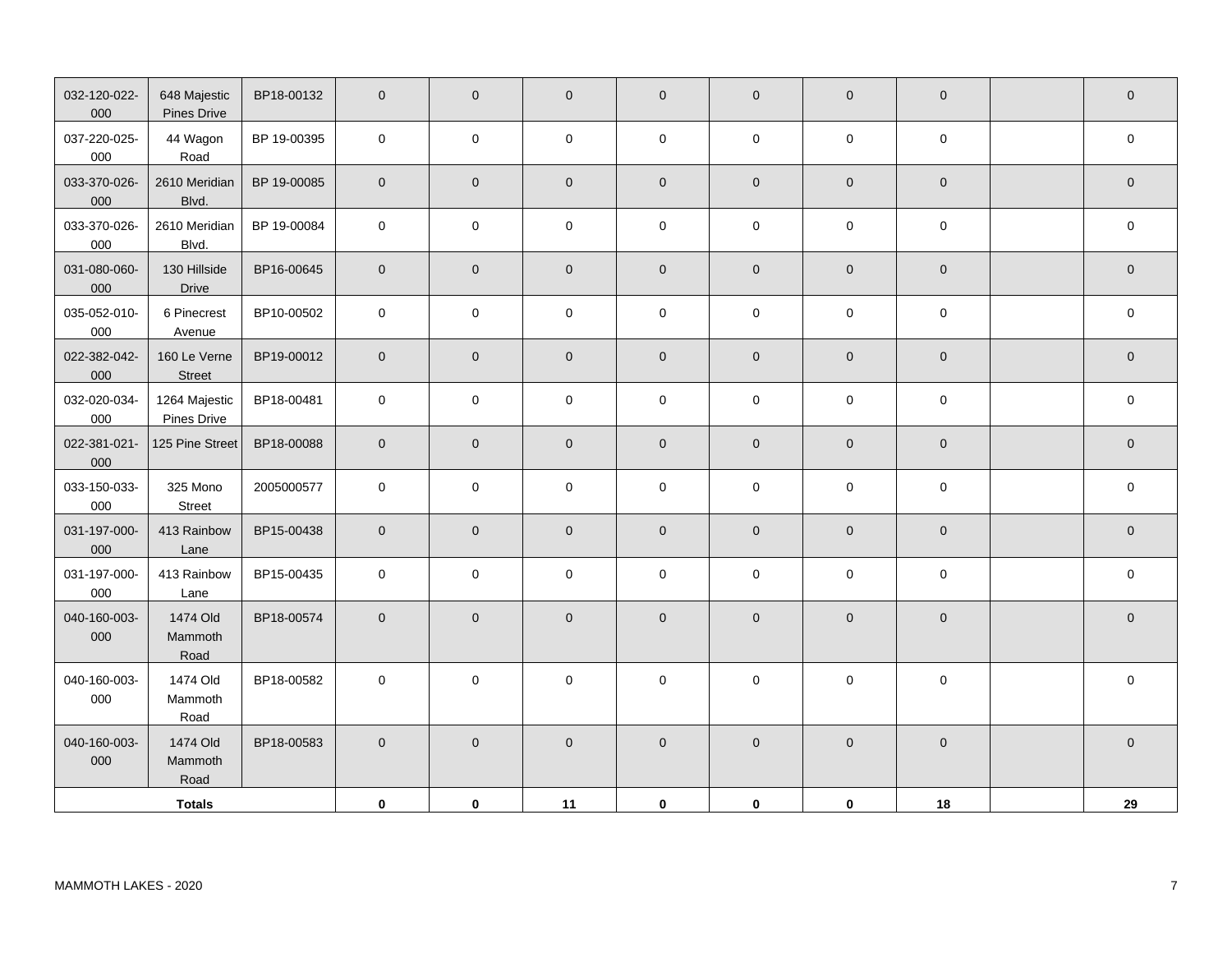| | | | | | | | | | | | |
|---|---|---|---|---|---|---|---|---|---|---|---|
| 032-120-022-000 | 648 Majestic Pines Drive | BP18-00132 | 0 | 0 | 0 | 0 | 0 | 0 | 0 | | 0 |
| 037-220-025-000 | 44 Wagon Road | BP 19-00395 | 0 | 0 | 0 | 0 | 0 | 0 | 0 | | 0 |
| 033-370-026-000 | 2610 Meridian Blvd. | BP 19-00085 | 0 | 0 | 0 | 0 | 0 | 0 | 0 | | 0 |
| 033-370-026-000 | 2610 Meridian Blvd. | BP 19-00084 | 0 | 0 | 0 | 0 | 0 | 0 | 0 | | 0 |
| 031-080-060-000 | 130 Hillside Drive | BP16-00645 | 0 | 0 | 0 | 0 | 0 | 0 | 0 | | 0 |
| 035-052-010-000 | 6 Pinecrest Avenue | BP10-00502 | 0 | 0 | 0 | 0 | 0 | 0 | 0 | | 0 |
| 022-382-042-000 | 160 Le Verne Street | BP19-00012 | 0 | 0 | 0 | 0 | 0 | 0 | 0 | | 0 |
| 032-020-034-000 | 1264 Majestic Pines Drive | BP18-00481 | 0 | 0 | 0 | 0 | 0 | 0 | 0 | | 0 |
| 022-381-021-000 | 125 Pine Street | BP18-00088 | 0 | 0 | 0 | 0 | 0 | 0 | 0 | | 0 |
| 033-150-033-000 | 325 Mono Street | 2005000577 | 0 | 0 | 0 | 0 | 0 | 0 | 0 | | 0 |
| 031-197-000-000 | 413 Rainbow Lane | BP15-00438 | 0 | 0 | 0 | 0 | 0 | 0 | 0 | | 0 |
| 031-197-000-000 | 413 Rainbow Lane | BP15-00435 | 0 | 0 | 0 | 0 | 0 | 0 | 0 | | 0 |
| 040-160-003-000 | 1474 Old Mammoth Road | BP18-00574 | 0 | 0 | 0 | 0 | 0 | 0 | 0 | | 0 |
| 040-160-003-000 | 1474 Old Mammoth Road | BP18-00582 | 0 | 0 | 0 | 0 | 0 | 0 | 0 | | 0 |
| 040-160-003-000 | 1474 Old Mammoth Road | BP18-00583 | 0 | 0 | 0 | 0 | 0 | 0 | 0 | | 0 |
| **Totals** | | | **0** | **0** | **11** | **0** | **0** | **0** | **18** | | **29** |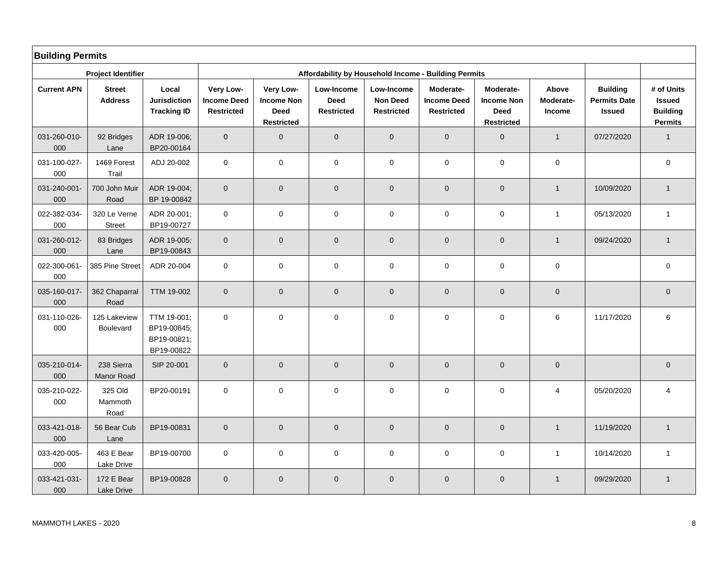## Building Permits

| Project Identifier | | | Affordability by Household Income - Building Permits | | | | | | | | |
|---|---|---|---|---|---|---|---|---|---|---|---|
| **Current APN** | **Street Address** | **Local Jurisdiction Tracking ID** | **Very Low-Income Deed Restricted** | **Very Low-Income Non Deed Restricted** | **Low-Income Deed Restricted** | **Low-Income Non Deed Restricted** | **Moderate-Income Deed Restricted** | **Moderate-Income Non Deed Restricted** | **Above Moderate-Income** | **Building Permits Date Issued** | **# of Units Issued Building Permits** |
| 031-260-010-000 | 92 Bridges Lane | ADR 19-006; BP20-00164 | 0 | 0 | 0 | 0 | 0 | 0 | 1 | 07/27/2020 | 1 |
| 031-100-027-000 | 1469 Forest Trail | ADJ 20-002 | 0 | 0 | 0 | 0 | 0 | 0 | 0 | | 0 |
| 031-240-001-000 | 700 John Muir Road | ADR 19-004; BP 19-00842 | 0 | 0 | 0 | 0 | 0 | 0 | 1 | 10/09/2020 | 1 |
| 022-382-034-000 | 320 Le Verne Street | ADR 20-001; BP19-00727 | 0 | 0 | 0 | 0 | 0 | 0 | 1 | 05/13/2020 | 1 |
| 031-260-012-000 | 83 Bridges Lane | ADR 19-005; BP19-00843 | 0 | 0 | 0 | 0 | 0 | 0 | 1 | 09/24/2020 | 1 |
| 022-300-061-000 | 385 Pine Street | ADR 20-004 | 0 | 0 | 0 | 0 | 0 | 0 | 0 | | 0 |
| 035-160-017-000 | 362 Chaparral Road | TTM 19-002 | 0 | 0 | 0 | 0 | 0 | 0 | 0 | | 0 |
| 031-110-026-000 | 125 Lakeview Boulevard | TTM 19-001; BP19-00845; BP19-00821; BP19-00822 | 0 | 0 | 0 | 0 | 0 | 0 | 6 | 11/17/2020 | 6 |
| 035-210-014-000 | 238 Sierra Manor Road | SIP 20-001 | 0 | 0 | 0 | 0 | 0 | 0 | 0 | | 0 |
| 035-210-022-000 | 325 Old Mammoth Road | BP20-00191 | 0 | 0 | 0 | 0 | 0 | 0 | 4 | 05/20/2020 | 4 |
| 033-421-018-000 | 56 Bear Cub Lane | BP19-00831 | 0 | 0 | 0 | 0 | 0 | 0 | 1 | 11/19/2020 | 1 |
| 033-420-005-000 | 463 E Bear Lake Drive | BP19-00700 | 0 | 0 | 0 | 0 | 0 | 0 | 1 | 10/14/2020 | 1 |
| 033-421-031-000 | 172 E Bear Lake Drive | BP19-00828 | 0 | 0 | 0 | 0 | 0 | 0 | 1 | 09/29/2020 | 1 |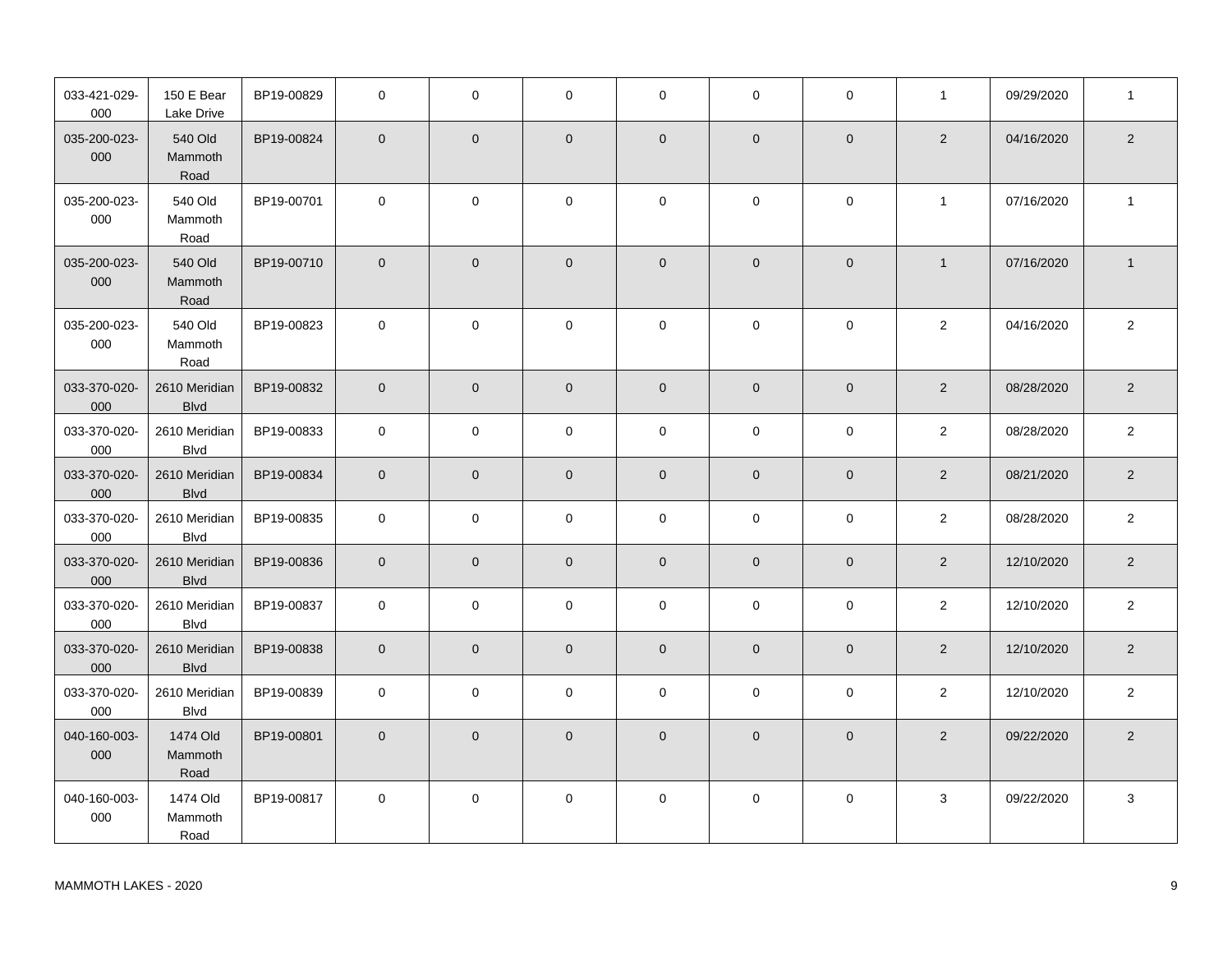| | | | | | | | | | | | |
|---|---|---|---|---|---|---|---|---|---|---|---|
| 033-421-029-000 | 150 E Bear Lake Drive | BP19-00829 | 0 | 0 | 0 | 0 | 0 | 0 | 1 | 09/29/2020 | 1 |
| 035-200-023-000 | 540 Old Mammoth Road | BP19-00824 | 0 | 0 | 0 | 0 | 0 | 0 | 2 | 04/16/2020 | 2 |
| 035-200-023-000 | 540 Old Mammoth Road | BP19-00701 | 0 | 0 | 0 | 0 | 0 | 0 | 1 | 07/16/2020 | 1 |
| 035-200-023-000 | 540 Old Mammoth Road | BP19-00710 | 0 | 0 | 0 | 0 | 0 | 0 | 1 | 07/16/2020 | 1 |
| 035-200-023-000 | 540 Old Mammoth Road | BP19-00823 | 0 | 0 | 0 | 0 | 0 | 0 | 2 | 04/16/2020 | 2 |
| 033-370-020-000 | 2610 Meridian Blvd | BP19-00832 | 0 | 0 | 0 | 0 | 0 | 0 | 2 | 08/28/2020 | 2 |
| 033-370-020-000 | 2610 Meridian Blvd | BP19-00833 | 0 | 0 | 0 | 0 | 0 | 0 | 2 | 08/28/2020 | 2 |
| 033-370-020-000 | 2610 Meridian Blvd | BP19-00834 | 0 | 0 | 0 | 0 | 0 | 0 | 2 | 08/21/2020 | 2 |
| 033-370-020-000 | 2610 Meridian Blvd | BP19-00835 | 0 | 0 | 0 | 0 | 0 | 0 | 2 | 08/28/2020 | 2 |
| 033-370-020-000 | 2610 Meridian Blvd | BP19-00836 | 0 | 0 | 0 | 0 | 0 | 0 | 2 | 12/10/2020 | 2 |
| 033-370-020-000 | 2610 Meridian Blvd | BP19-00837 | 0 | 0 | 0 | 0 | 0 | 0 | 2 | 12/10/2020 | 2 |
| 033-370-020-000 | 2610 Meridian Blvd | BP19-00838 | 0 | 0 | 0 | 0 | 0 | 0 | 2 | 12/10/2020 | 2 |
| 033-370-020-000 | 2610 Meridian Blvd | BP19-00839 | 0 | 0 | 0 | 0 | 0 | 0 | 2 | 12/10/2020 | 2 |
| 040-160-003-000 | 1474 Old Mammoth Road | BP19-00801 | 0 | 0 | 0 | 0 | 0 | 0 | 2 | 09/22/2020 | 2 |
| 040-160-003-000 | 1474 Old Mammoth Road | BP19-00817 | 0 | 0 | 0 | 0 | 0 | 0 | 3 | 09/22/2020 | 3 |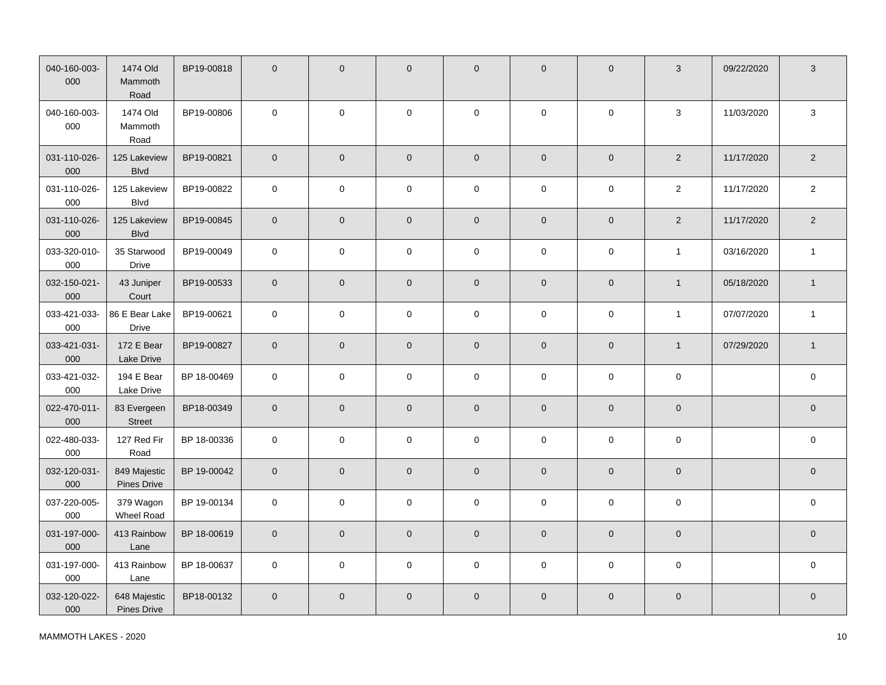| | | | | | | | | | | | |
|---|---|---|---|---|---|---|---|---|---|---|---|
| 040-160-003-000 | 1474 Old Mammoth Road | BP19-00818 | 0 | 0 | 0 | 0 | 0 | 0 | 3 | 09/22/2020 | 3 |
| 040-160-003-000 | 1474 Old Mammoth Road | BP19-00806 | 0 | 0 | 0 | 0 | 0 | 0 | 3 | 11/03/2020 | 3 |
| 031-110-026-000 | 125 Lakeview Blvd | BP19-00821 | 0 | 0 | 0 | 0 | 0 | 0 | 2 | 11/17/2020 | 2 |
| 031-110-026-000 | 125 Lakeview Blvd | BP19-00822 | 0 | 0 | 0 | 0 | 0 | 0 | 2 | 11/17/2020 | 2 |
| 031-110-026-000 | 125 Lakeview Blvd | BP19-00845 | 0 | 0 | 0 | 0 | 0 | 0 | 2 | 11/17/2020 | 2 |
| 033-320-010-000 | 35 Starwood Drive | BP19-00049 | 0 | 0 | 0 | 0 | 0 | 0 | 1 | 03/16/2020 | 1 |
| 032-150-021-000 | 43 Juniper Court | BP19-00533 | 0 | 0 | 0 | 0 | 0 | 0 | 1 | 05/18/2020 | 1 |
| 033-421-033-000 | 86 E Bear Lake Drive | BP19-00621 | 0 | 0 | 0 | 0 | 0 | 0 | 1 | 07/07/2020 | 1 |
| 033-421-031-000 | 172 E Bear Lake Drive | BP19-00827 | 0 | 0 | 0 | 0 | 0 | 0 | 1 | 07/29/2020 | 1 |
| 033-421-032-000 | 194 E Bear Lake Drive | BP 18-00469 | 0 | 0 | 0 | 0 | 0 | 0 | 0 | | 0 |
| 022-470-011-000 | 83 Evergeen Street | BP18-00349 | 0 | 0 | 0 | 0 | 0 | 0 | 0 | | 0 |
| 022-480-033-000 | 127 Red Fir Road | BP 18-00336 | 0 | 0 | 0 | 0 | 0 | 0 | 0 | | 0 |
| 032-120-031-000 | 849 Majestic Pines Drive | BP 19-00042 | 0 | 0 | 0 | 0 | 0 | 0 | 0 | | 0 |
| 037-220-005-000 | 379 Wagon Wheel Road | BP 19-00134 | 0 | 0 | 0 | 0 | 0 | 0 | 0 | | 0 |
| 031-197-000-000 | 413 Rainbow Lane | BP 18-00619 | 0 | 0 | 0 | 0 | 0 | 0 | 0 | | 0 |
| 031-197-000-000 | 413 Rainbow Lane | BP 18-00637 | 0 | 0 | 0 | 0 | 0 | 0 | 0 | | 0 |
| 032-120-022-000 | 648 Majestic Pines Drive | BP18-00132 | 0 | 0 | 0 | 0 | 0 | 0 | 0 | | 0 |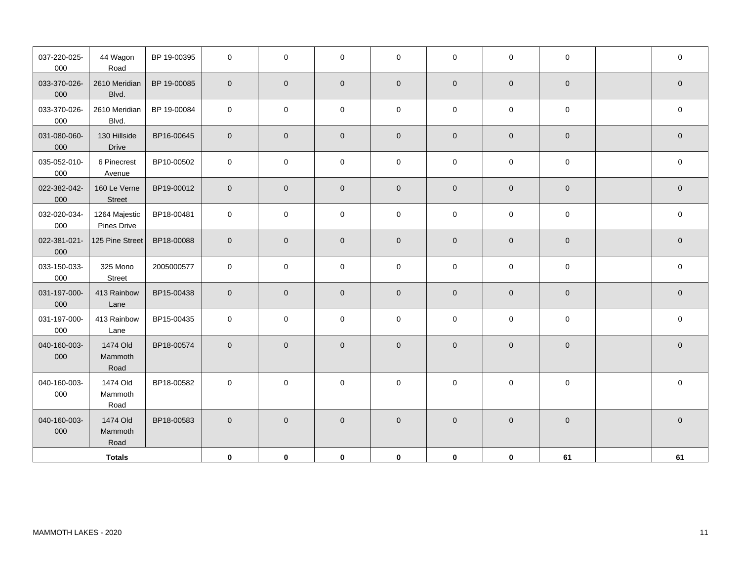| | | | | | | | | | | | |
|---|---|---|---|---|---|---|---|---|---|---|---|
| 037-220-025-000 | 44 Wagon Road | BP 19-00395 | 0 | 0 | 0 | 0 | 0 | 0 | 0 | | 0 |
| 033-370-026-000 | 2610 Meridian Blvd. | BP 19-00085 | 0 | 0 | 0 | 0 | 0 | 0 | 0 | | 0 |
| 033-370-026-000 | 2610 Meridian Blvd. | BP 19-00084 | 0 | 0 | 0 | 0 | 0 | 0 | 0 | | 0 |
| 031-080-060-000 | 130 Hillside Drive | BP16-00645 | 0 | 0 | 0 | 0 | 0 | 0 | 0 | | 0 |
| 035-052-010-000 | 6 Pinecrest Avenue | BP10-00502 | 0 | 0 | 0 | 0 | 0 | 0 | 0 | | 0 |
| 022-382-042-000 | 160 Le Verne Street | BP19-00012 | 0 | 0 | 0 | 0 | 0 | 0 | 0 | | 0 |
| 032-020-034-000 | 1264 Majestic Pines Drive | BP18-00481 | 0 | 0 | 0 | 0 | 0 | 0 | 0 | | 0 |
| 022-381-021-000 | 125 Pine Street | BP18-00088 | 0 | 0 | 0 | 0 | 0 | 0 | 0 | | 0 |
| 033-150-033-000 | 325 Mono Street | 2005000577 | 0 | 0 | 0 | 0 | 0 | 0 | 0 | | 0 |
| 031-197-000-000 | 413 Rainbow Lane | BP15-00438 | 0 | 0 | 0 | 0 | 0 | 0 | 0 | | 0 |
| 031-197-000-000 | 413 Rainbow Lane | BP15-00435 | 0 | 0 | 0 | 0 | 0 | 0 | 0 | | 0 |
| 040-160-003-000 | 1474 Old Mammoth Road | BP18-00574 | 0 | 0 | 0 | 0 | 0 | 0 | 0 | | 0 |
| 040-160-003-000 | 1474 Old Mammoth Road | BP18-00582 | 0 | 0 | 0 | 0 | 0 | 0 | 0 | | 0 |
| 040-160-003-000 | 1474 Old Mammoth Road | BP18-00583 | 0 | 0 | 0 | 0 | 0 | 0 | 0 | | 0 |
| **Totals** | | | **0** | **0** | **0** | **0** | **0** | **0** | **61** | | **61** |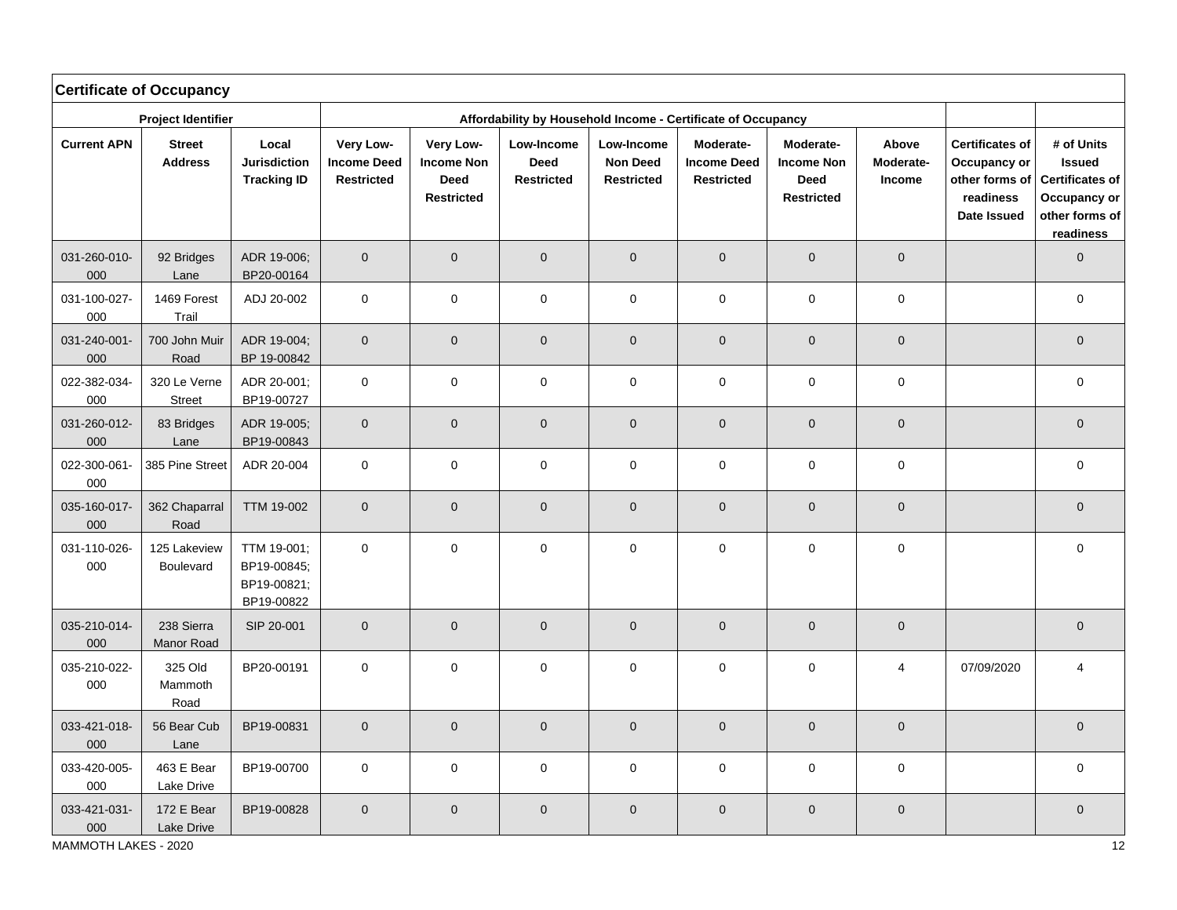## Certificate of Occupancy

| Project Identifier | | | Affordability by Household Income - Certificate of Occupancy | | | | | | | | |
|---|---|---|---|---|---|---|---|---|---|---|---|
| **Current APN** | **Street Address** | **Local Jurisdiction Tracking ID** | **Very Low-Income Deed Restricted** | **Very Low-Income Non Deed Restricted** | **Low-Income Deed Restricted** | **Low-Income Non Deed Restricted** | **Moderate-Income Deed Restricted** | **Moderate-Income Non Deed Restricted** | **Above Moderate-Income** | **Certificates of Occupancy or other forms of readiness Date Issued** | **# of Units Issued Certificates of Occupancy or other forms of readiness** |
| 031-260-010-000 | 92 Bridges Lane | ADR 19-006; BP20-00164 | 0 | 0 | 0 | 0 | 0 | 0 | 0 | | 0 |
| 031-100-027-000 | 1469 Forest Trail | ADJ 20-002 | 0 | 0 | 0 | 0 | 0 | 0 | 0 | | 0 |
| 031-240-001-000 | 700 John Muir Road | ADR 19-004; BP 19-00842 | 0 | 0 | 0 | 0 | 0 | 0 | 0 | | 0 |
| 022-382-034-000 | 320 Le Verne Street | ADR 20-001; BP19-00727 | 0 | 0 | 0 | 0 | 0 | 0 | 0 | | 0 |
| 031-260-012-000 | 83 Bridges Lane | ADR 19-005; BP19-00843 | 0 | 0 | 0 | 0 | 0 | 0 | 0 | | 0 |
| 022-300-061-000 | 385 Pine Street | ADR 20-004 | 0 | 0 | 0 | 0 | 0 | 0 | 0 | | 0 |
| 035-160-017-000 | 362 Chaparral Road | TTM 19-002 | 0 | 0 | 0 | 0 | 0 | 0 | 0 | | 0 |
| 031-110-026-000 | 125 Lakeview Boulevard | TTM 19-001; BP19-00845; BP19-00821; BP19-00822 | 0 | 0 | 0 | 0 | 0 | 0 | 0 | | 0 |
| 035-210-014-000 | 238 Sierra Manor Road | SIP 20-001 | 0 | 0 | 0 | 0 | 0 | 0 | 0 | | 0 |
| 035-210-022-000 | 325 Old Mammoth Road | BP20-00191 | 0 | 0 | 0 | 0 | 0 | 0 | 4 | 07/09/2020 | 4 |
| 033-421-018-000 | 56 Bear Cub Lane | BP19-00831 | 0 | 0 | 0 | 0 | 0 | 0 | 0 | | 0 |
| 033-420-005-000 | 463 E Bear Lake Drive | BP19-00700 | 0 | 0 | 0 | 0 | 0 | 0 | 0 | | 0 |
| 033-421-031-000 | 172 E Bear Lake Drive | BP19-00828 | 0 | 0 | 0 | 0 | 0 | 0 | 0 | | 0 |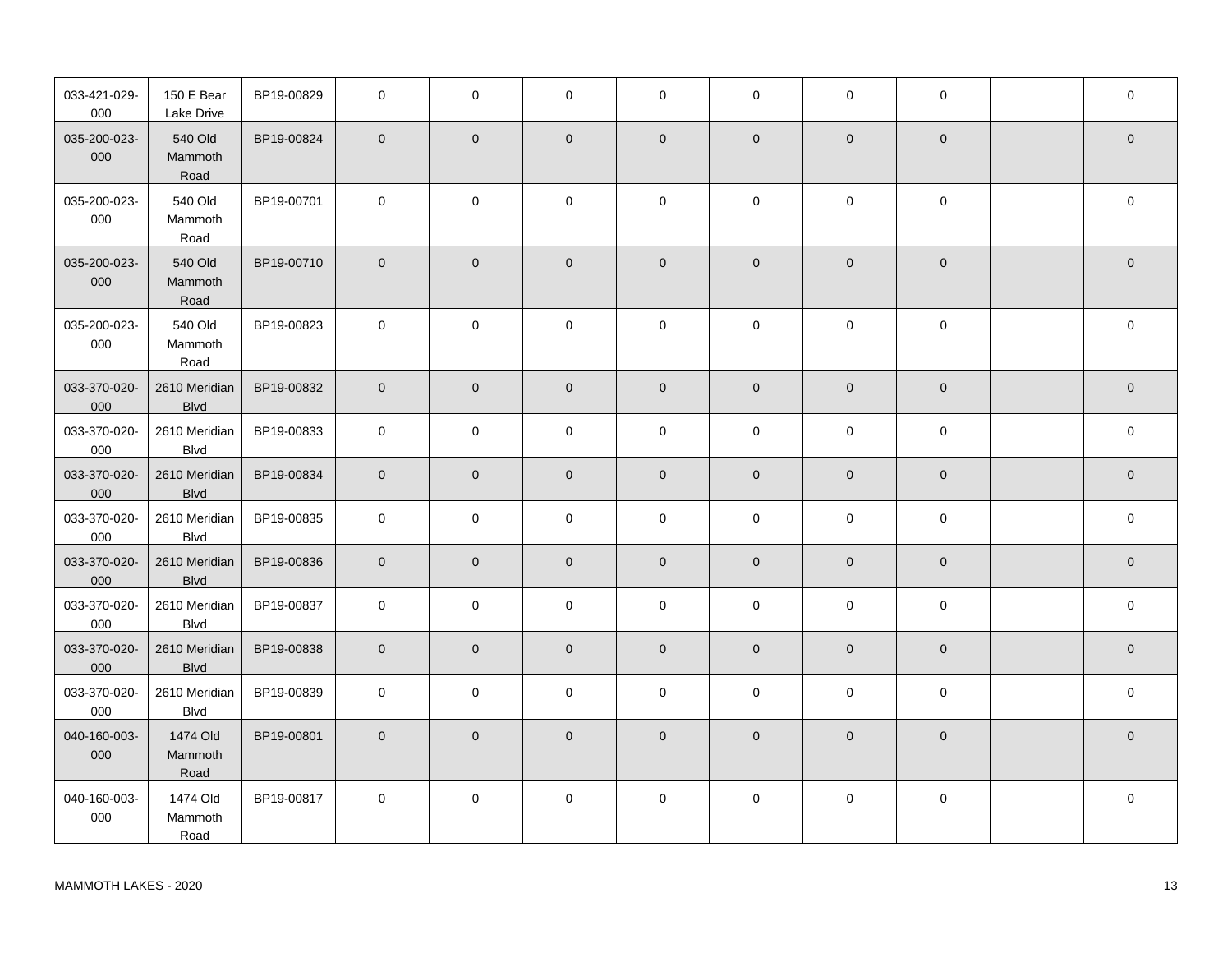| | | | | | | | | | | | |
|---|---|---|---|---|---|---|---|---|---|---|---|
| 033-421-029-000 | 150 E Bear Lake Drive | BP19-00829 | 0 | 0 | 0 | 0 | 0 | 0 | 0 | | 0 |
| 035-200-023-000 | 540 Old Mammoth Road | BP19-00824 | 0 | 0 | 0 | 0 | 0 | 0 | 0 | | 0 |
| 035-200-023-000 | 540 Old Mammoth Road | BP19-00701 | 0 | 0 | 0 | 0 | 0 | 0 | 0 | | 0 |
| 035-200-023-000 | 540 Old Mammoth Road | BP19-00710 | 0 | 0 | 0 | 0 | 0 | 0 | 0 | | 0 |
| 035-200-023-000 | 540 Old Mammoth Road | BP19-00823 | 0 | 0 | 0 | 0 | 0 | 0 | 0 | | 0 |
| 033-370-020-000 | 2610 Meridian Blvd | BP19-00832 | 0 | 0 | 0 | 0 | 0 | 0 | 0 | | 0 |
| 033-370-020-000 | 2610 Meridian Blvd | BP19-00833 | 0 | 0 | 0 | 0 | 0 | 0 | 0 | | 0 |
| 033-370-020-000 | 2610 Meridian Blvd | BP19-00834 | 0 | 0 | 0 | 0 | 0 | 0 | 0 | | 0 |
| 033-370-020-000 | 2610 Meridian Blvd | BP19-00835 | 0 | 0 | 0 | 0 | 0 | 0 | 0 | | 0 |
| 033-370-020-000 | 2610 Meridian Blvd | BP19-00836 | 0 | 0 | 0 | 0 | 0 | 0 | 0 | | 0 |
| 033-370-020-000 | 2610 Meridian Blvd | BP19-00837 | 0 | 0 | 0 | 0 | 0 | 0 | 0 | | 0 |
| 033-370-020-000 | 2610 Meridian Blvd | BP19-00838 | 0 | 0 | 0 | 0 | 0 | 0 | 0 | | 0 |
| 033-370-020-000 | 2610 Meridian Blvd | BP19-00839 | 0 | 0 | 0 | 0 | 0 | 0 | 0 | | 0 |
| 040-160-003-000 | 1474 Old Mammoth Road | BP19-00801 | 0 | 0 | 0 | 0 | 0 | 0 | 0 | | 0 |
| 040-160-003-000 | 1474 Old Mammoth Road | BP19-00817 | 0 | 0 | 0 | 0 | 0 | 0 | 0 | | 0 |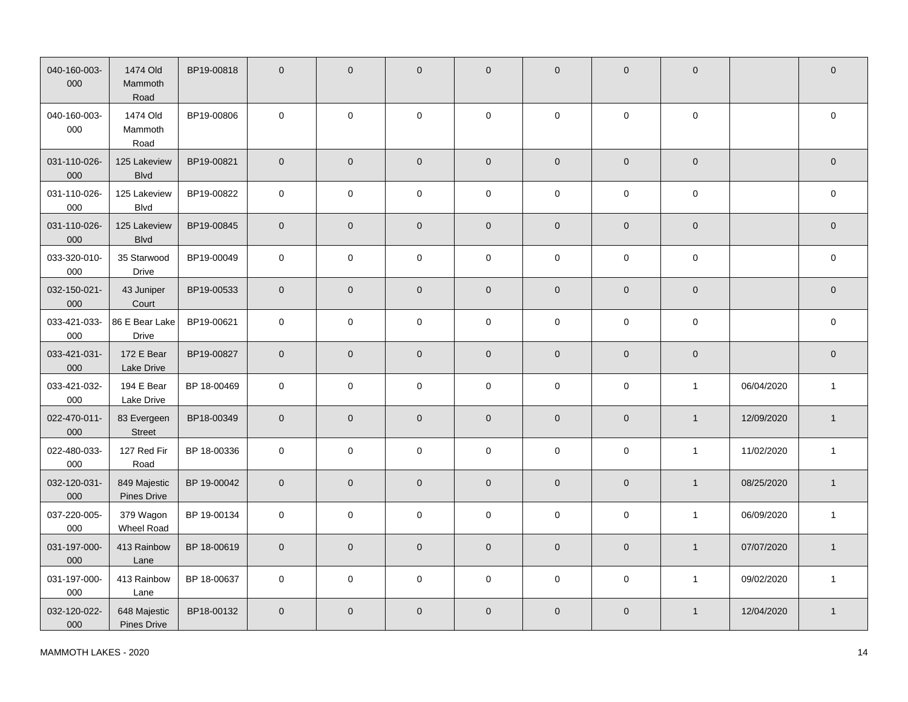| | | | | | | | | | | | |
|---|---|---|---|---|---|---|---|---|---|---|---|
| 040-160-003-000 | 1474 Old Mammoth Road | BP19-00818 | 0 | 0 | 0 | 0 | 0 | 0 | 0 | | 0 |
| 040-160-003-000 | 1474 Old Mammoth Road | BP19-00806 | 0 | 0 | 0 | 0 | 0 | 0 | 0 | | 0 |
| 031-110-026-000 | 125 Lakeview Blvd | BP19-00821 | 0 | 0 | 0 | 0 | 0 | 0 | 0 | | 0 |
| 031-110-026-000 | 125 Lakeview Blvd | BP19-00822 | 0 | 0 | 0 | 0 | 0 | 0 | 0 | | 0 |
| 031-110-026-000 | 125 Lakeview Blvd | BP19-00845 | 0 | 0 | 0 | 0 | 0 | 0 | 0 | | 0 |
| 033-320-010-000 | 35 Starwood Drive | BP19-00049 | 0 | 0 | 0 | 0 | 0 | 0 | 0 | | 0 |
| 032-150-021-000 | 43 Juniper Court | BP19-00533 | 0 | 0 | 0 | 0 | 0 | 0 | 0 | | 0 |
| 033-421-033-000 | 86 E Bear Lake Drive | BP19-00621 | 0 | 0 | 0 | 0 | 0 | 0 | 0 | | 0 |
| 033-421-031-000 | 172 E Bear Lake Drive | BP19-00827 | 0 | 0 | 0 | 0 | 0 | 0 | 0 | | 0 |
| 033-421-032-000 | 194 E Bear Lake Drive | BP 18-00469 | 0 | 0 | 0 | 0 | 0 | 0 | 1 | 06/04/2020 | 1 |
| 022-470-011-000 | 83 Evergeen Street | BP18-00349 | 0 | 0 | 0 | 0 | 0 | 0 | 1 | 12/09/2020 | 1 |
| 022-480-033-000 | 127 Red Fir Road | BP 18-00336 | 0 | 0 | 0 | 0 | 0 | 0 | 1 | 11/02/2020 | 1 |
| 032-120-031-000 | 849 Majestic Pines Drive | BP 19-00042 | 0 | 0 | 0 | 0 | 0 | 0 | 1 | 08/25/2020 | 1 |
| 037-220-005-000 | 379 Wagon Wheel Road | BP 19-00134 | 0 | 0 | 0 | 0 | 0 | 0 | 1 | 06/09/2020 | 1 |
| 031-197-000-000 | 413 Rainbow Lane | BP 18-00619 | 0 | 0 | 0 | 0 | 0 | 0 | 1 | 07/07/2020 | 1 |
| 031-197-000-000 | 413 Rainbow Lane | BP 18-00637 | 0 | 0 | 0 | 0 | 0 | 0 | 1 | 09/02/2020 | 1 |
| 032-120-022-000 | 648 Majestic Pines Drive | BP18-00132 | 0 | 0 | 0 | 0 | 0 | 0 | 1 | 12/04/2020 | 1 |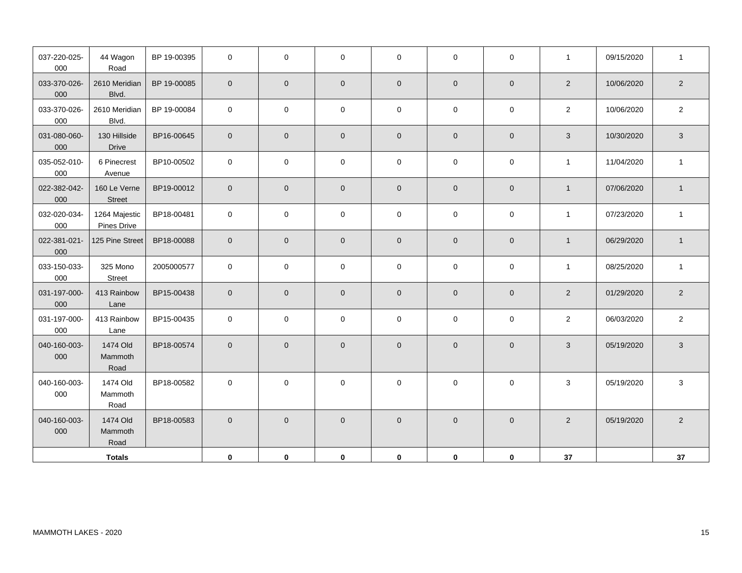| | | | | | | | | | | | |
|---|---|---|---|---|---|---|---|---|---|---|---|
| 037-220-025-000 | 44 Wagon Road | BP 19-00395 | 0 | 0 | 0 | 0 | 0 | 0 | 1 | 09/15/2020 | 1 |
| 033-370-026-000 | 2610 Meridian Blvd. | BP 19-00085 | 0 | 0 | 0 | 0 | 0 | 0 | 2 | 10/06/2020 | 2 |
| 033-370-026-000 | 2610 Meridian Blvd. | BP 19-00084 | 0 | 0 | 0 | 0 | 0 | 0 | 2 | 10/06/2020 | 2 |
| 031-080-060-000 | 130 Hillside Drive | BP16-00645 | 0 | 0 | 0 | 0 | 0 | 0 | 3 | 10/30/2020 | 3 |
| 035-052-010-000 | 6 Pinecrest Avenue | BP10-00502 | 0 | 0 | 0 | 0 | 0 | 0 | 1 | 11/04/2020 | 1 |
| 022-382-042-000 | 160 Le Verne Street | BP19-00012 | 0 | 0 | 0 | 0 | 0 | 0 | 1 | 07/06/2020 | 1 |
| 032-020-034-000 | 1264 Majestic Pines Drive | BP18-00481 | 0 | 0 | 0 | 0 | 0 | 0 | 1 | 07/23/2020 | 1 |
| 022-381-021-000 | 125 Pine Street | BP18-00088 | 0 | 0 | 0 | 0 | 0 | 0 | 1 | 06/29/2020 | 1 |
| 033-150-033-000 | 325 Mono Street | 2005000577 | 0 | 0 | 0 | 0 | 0 | 0 | 1 | 08/25/2020 | 1 |
| 031-197-000-000 | 413 Rainbow Lane | BP15-00438 | 0 | 0 | 0 | 0 | 0 | 0 | 2 | 01/29/2020 | 2 |
| 031-197-000-000 | 413 Rainbow Lane | BP15-00435 | 0 | 0 | 0 | 0 | 0 | 0 | 2 | 06/03/2020 | 2 |
| 040-160-003-000 | 1474 Old Mammoth Road | BP18-00574 | 0 | 0 | 0 | 0 | 0 | 0 | 3 | 05/19/2020 | 3 |
| 040-160-003-000 | 1474 Old Mammoth Road | BP18-00582 | 0 | 0 | 0 | 0 | 0 | 0 | 3 | 05/19/2020 | 3 |
| 040-160-003-000 | 1474 Old Mammoth Road | BP18-00583 | 0 | 0 | 0 | 0 | 0 | 0 | 2 | 05/19/2020 | 2 |
| **Totals** | | | **0** | **0** | **0** | **0** | **0** | **0** | **37** | | **37** |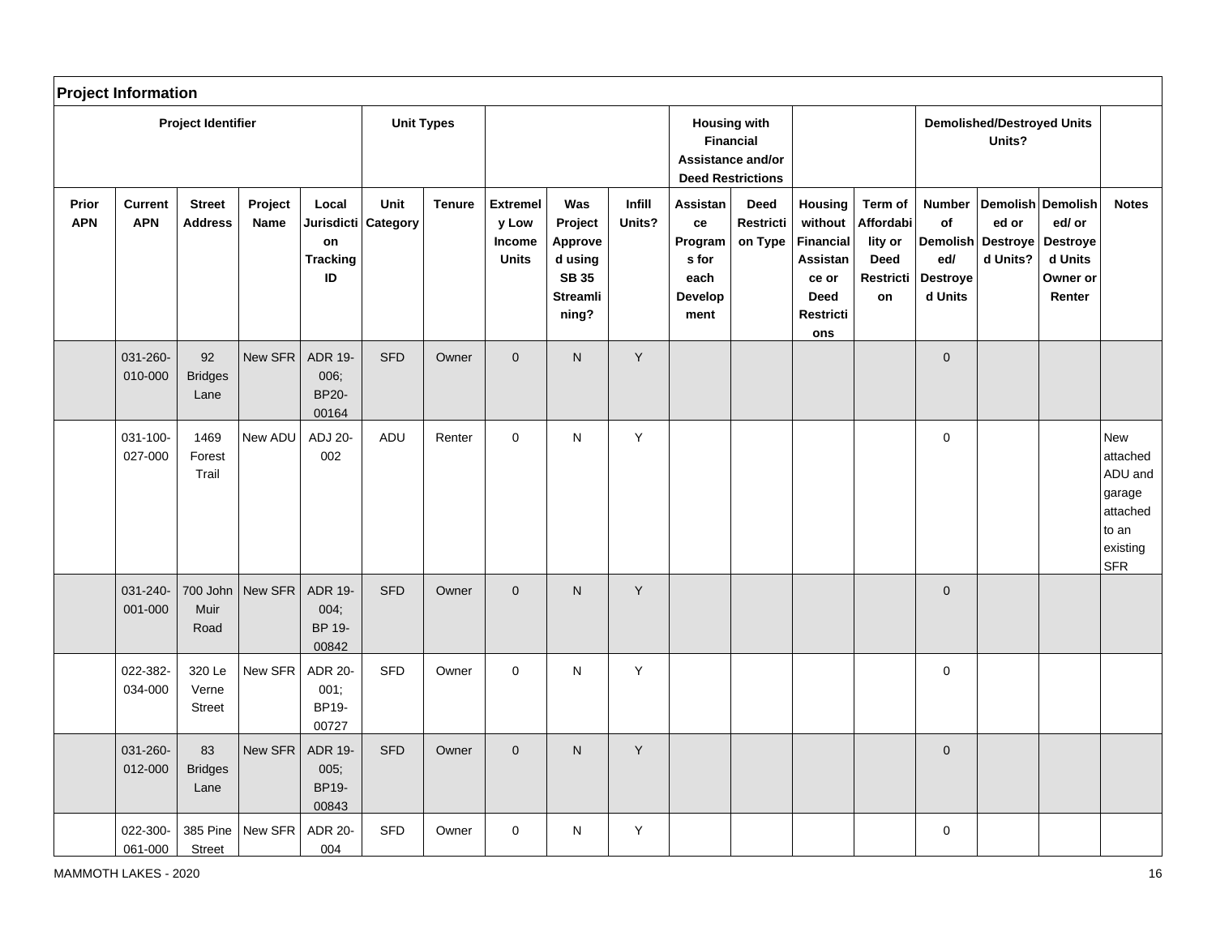## Project Information

| Project Identifier | | | | | Unit Types | | | | | Housing with Financial Assistance and/or Deed Restrictions | | | | Demolished/Destroyed Units Units? | | | |
|---|---|---|---|---|---|---|---|---|---|---|---|---|---|---|---|---|---|
| Prior APN | Current APN | Street Address | Project Name | Local Jurisdiction Tracking ID | Unit Category | Tenure | Extremely Low Income Units | Was Project Approved using SB 35 Streamlining? | Infill Units? | Assistance Programs for each Development | Deed Restriction Type | Housing without Financial Assistance or Deed Restrictions | Term of Affordability or Deed Restriction | Number of Demolished/ Destroyed Units | Demolished or Destroyed Units? | Demolished/ or Destroyed Units Owner or Renter | Notes |
| | 031-260-010-000 | 92 Bridges Lane | New SFR | ADR 19-006; BP20-00164 | SFD | Owner | 0 | N | Y | | | | | 0 | | | |
| | 031-100-027-000 | 1469 Forest Trail | New ADU | ADJ 20-002 | ADU | Renter | 0 | N | Y | | | | | 0 | | | New attached ADU and garage attached to an existing SFR |
| | 031-240-001-000 | 700 John Muir Road | New SFR | ADR 19-004; BP 19-00842 | SFD | Owner | 0 | N | Y | | | | | 0 | | | |
| | 022-382-034-000 | 320 Le Verne Street | New SFR | ADR 20-001; BP19-00727 | SFD | Owner | 0 | N | Y | | | | | 0 | | | |
| | 031-260-012-000 | 83 Bridges Lane | New SFR | ADR 19-005; BP19-00843 | SFD | Owner | 0 | N | Y | | | | | 0 | | | |
| | 022-300-061-000 | 385 Pine Street | New SFR | ADR 20-004 | SFD | Owner | 0 | N | Y | | | | | 0 | | | |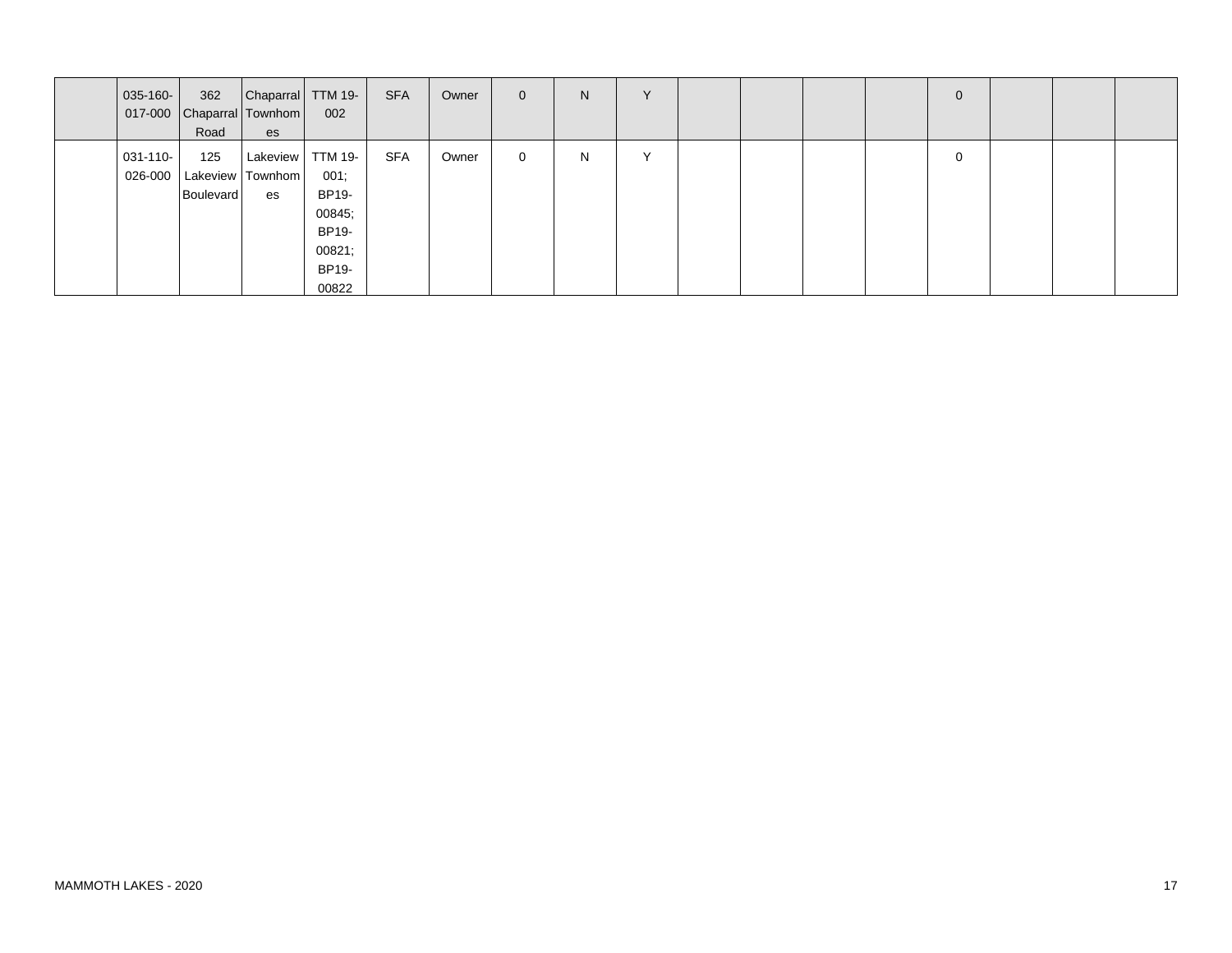| | | | | | | | | | | | | | | | | | |
|---|---|---|---|---|---|---|---|---|---|---|---|---|---|---|---|---|---|
| | 035-160-017-000 | 362 Chaparral Road | Chaparral Townhomes | TTM 19-002 | SFA | Owner | 0 | N | Y | | | | | 0 | | | |
| | 031-110-026-000 | 125 Lakeview Boulevard | Lakeview Townhomes | TTM 19-001; BP19-00845; BP19-00821; BP19-00822 | SFA | Owner | 0 | N | Y | | | | | 0 | | | |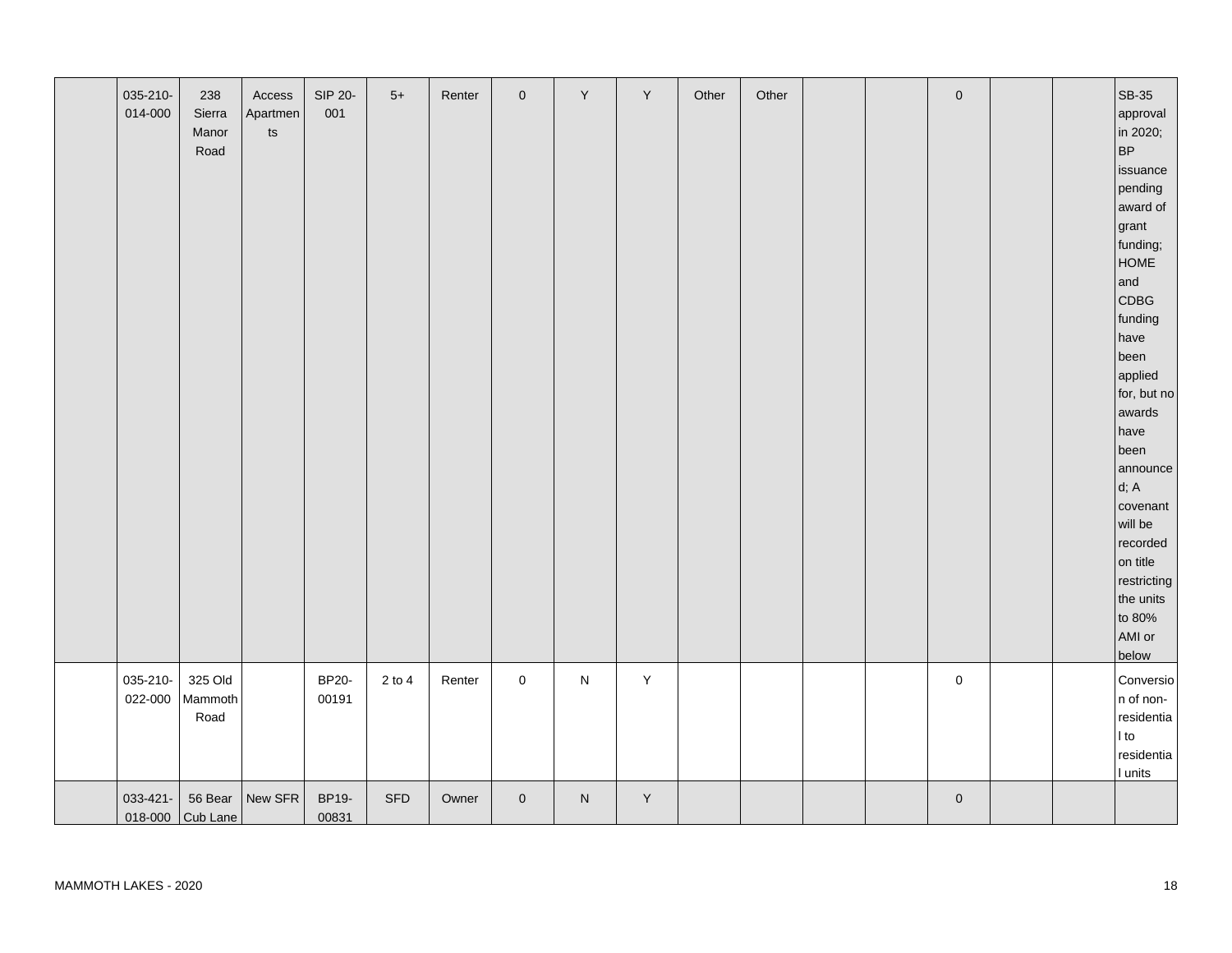| | | | | | | | | | | | | | | | | | |
|---|---|---|---|---|---|---|---|---|---|---|---|---|---|---|---|---|---|
| | 035-210-014-000 | 238 Sierra Manor Road | Access Apartments | SIP 20-001 | 5+ | Renter | 0 | Y | Y | Other | Other | | | 0 | | | SB-35 approval in 2020; BP issuance pending award of grant funding; HOME and CDBG funding have been applied for, but no awards have been announced; A covenant will be recorded on title restricting the units to 80% AMI or below |
| | 035-210-022-000 | 325 Old Mammoth Road | | BP20-00191 | 2 to 4 | Renter | 0 | N | Y | | | | | 0 | | | Conversion of non-residential to residential units |
| | 033-421-018-000 | 56 Bear Cub Lane | New SFR | BP19-00831 | SFD | Owner | 0 | N | Y | | | | | 0 | | | |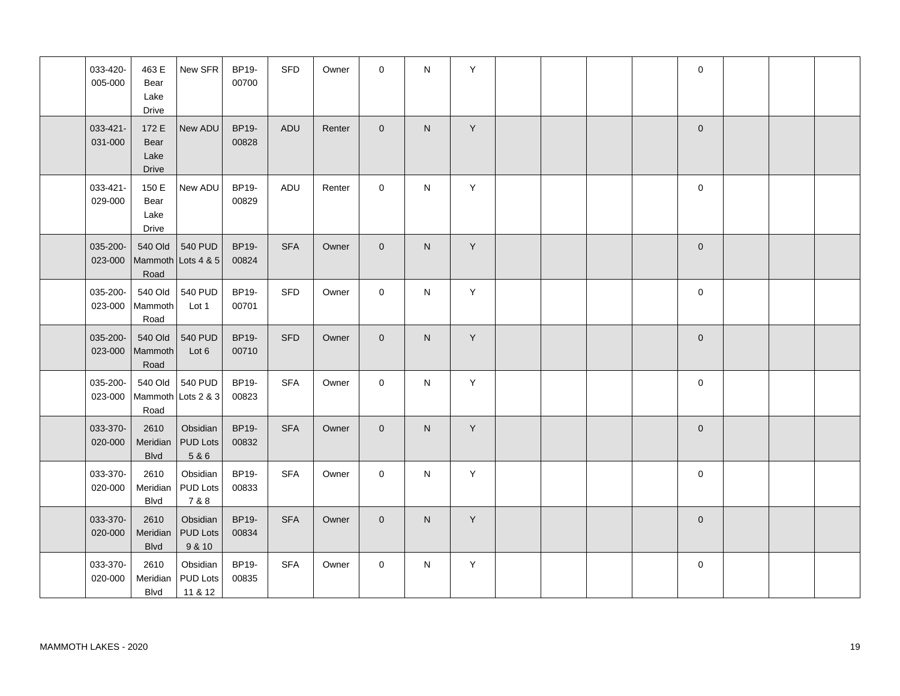| | | | | | | | | | | | | | | | | | |
|---|---|---|---|---|---|---|---|---|---|---|---|---|---|---|---|---|---|
| | 033-420-005-000 | 463 E Bear Lake Drive | New SFR | BP19-00700 | SFD | Owner | 0 | N | Y | | | | | 0 | | | |
| | 033-421-031-000 | 172 E Bear Lake Drive | New ADU | BP19-00828 | ADU | Renter | 0 | N | Y | | | | | 0 | | | |
| | 033-421-029-000 | 150 E Bear Lake Drive | New ADU | BP19-00829 | ADU | Renter | 0 | N | Y | | | | | 0 | | | |
| | 035-200-023-000 | 540 Old Mammoth Road | 540 PUD Lots 4 & 5 | BP19-00824 | SFA | Owner | 0 | N | Y | | | | | 0 | | | |
| | 035-200-023-000 | 540 Old Mammoth Road | 540 PUD Lot 1 | BP19-00701 | SFD | Owner | 0 | N | Y | | | | | 0 | | | |
| | 035-200-023-000 | 540 Old Mammoth Road | 540 PUD Lot 6 | BP19-00710 | SFD | Owner | 0 | N | Y | | | | | 0 | | | |
| | 035-200-023-000 | 540 Old Mammoth Road | 540 PUD Lots 2 & 3 | BP19-00823 | SFA | Owner | 0 | N | Y | | | | | 0 | | | |
| | 033-370-020-000 | 2610 Meridian Blvd | Obsidian PUD Lots 5 & 6 | BP19-00832 | SFA | Owner | 0 | N | Y | | | | | 0 | | | |
| | 033-370-020-000 | 2610 Meridian Blvd | Obsidian PUD Lots 7 & 8 | BP19-00833 | SFA | Owner | 0 | N | Y | | | | | 0 | | | |
| | 033-370-020-000 | 2610 Meridian Blvd | Obsidian PUD Lots 9 & 10 | BP19-00834 | SFA | Owner | 0 | N | Y | | | | | 0 | | | |
| | 033-370-020-000 | 2610 Meridian Blvd | Obsidian PUD Lots 11 & 12 | BP19-00835 | SFA | Owner | 0 | N | Y | | | | | 0 | | | |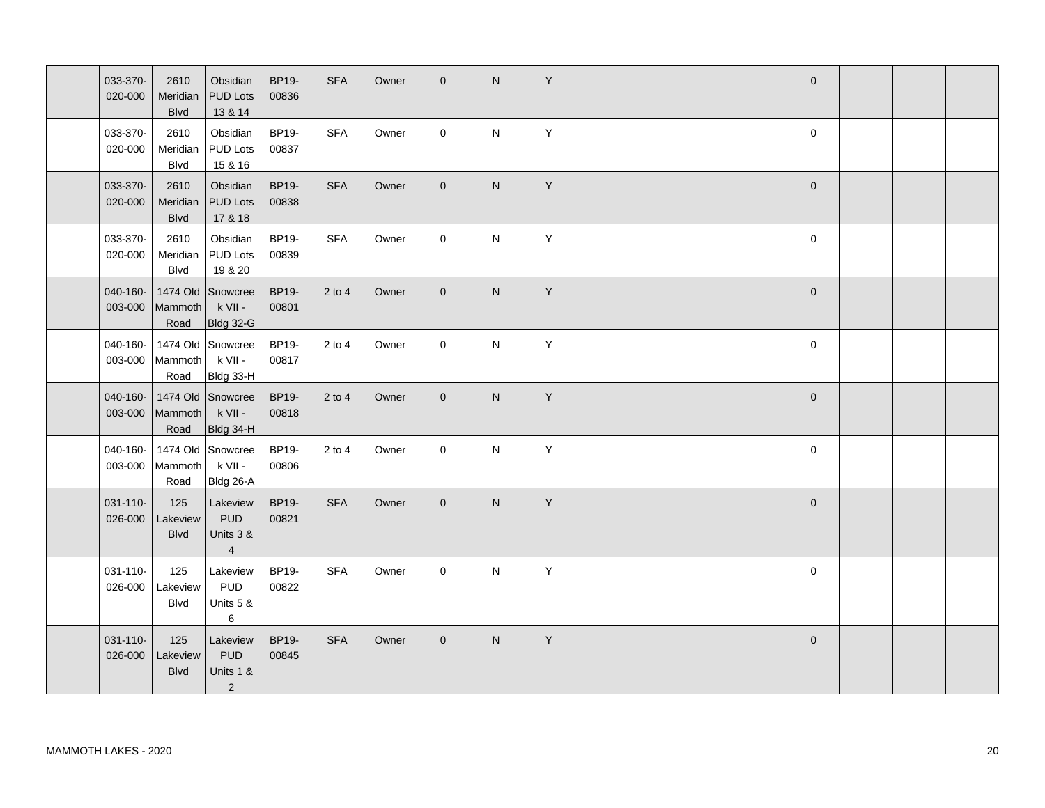| | | | | | | | | | | | | | | | | | |
|---|---|---|---|---|---|---|---|---|---|---|---|---|---|---|---|---|---|
| | 033-370-020-000 | 2610 Meridian Blvd | Obsidian PUD Lots 13 & 14 | BP19-00836 | SFA | Owner | 0 | N | Y | | | | | 0 | | | |
| | 033-370-020-000 | 2610 Meridian Blvd | Obsidian PUD Lots 15 & 16 | BP19-00837 | SFA | Owner | 0 | N | Y | | | | | 0 | | | |
| | 033-370-020-000 | 2610 Meridian Blvd | Obsidian PUD Lots 17 & 18 | BP19-00838 | SFA | Owner | 0 | N | Y | | | | | 0 | | | |
| | 033-370-020-000 | 2610 Meridian Blvd | Obsidian PUD Lots 19 & 20 | BP19-00839 | SFA | Owner | 0 | N | Y | | | | | 0 | | | |
| | 040-160-003-000 | 1474 Old Mammoth Road | Snowcreek VII - Bldg 32-G | BP19-00801 | 2 to 4 | Owner | 0 | N | Y | | | | | 0 | | | |
| | 040-160-003-000 | 1474 Old Mammoth Road | Snowcreek VII - Bldg 33-H | BP19-00817 | 2 to 4 | Owner | 0 | N | Y | | | | | 0 | | | |
| | 040-160-003-000 | 1474 Old Mammoth Road | Snowcreek VII - Bldg 34-H | BP19-00818 | 2 to 4 | Owner | 0 | N | Y | | | | | 0 | | | |
| | 040-160-003-000 | 1474 Old Mammoth Road | Snowcreek VII - Bldg 26-A | BP19-00806 | 2 to 4 | Owner | 0 | N | Y | | | | | 0 | | | |
| | 031-110-026-000 | 125 Lakeview Blvd | Lakeview PUD Units 3 & 4 | BP19-00821 | SFA | Owner | 0 | N | Y | | | | | 0 | | | |
| | 031-110-026-000 | 125 Lakeview Blvd | Lakeview PUD Units 5 & 6 | BP19-00822 | SFA | Owner | 0 | N | Y | | | | | 0 | | | |
| | 031-110-026-000 | 125 Lakeview Blvd | Lakeview PUD Units 1 & 2 | BP19-00845 | SFA | Owner | 0 | N | Y | | | | | 0 | | | |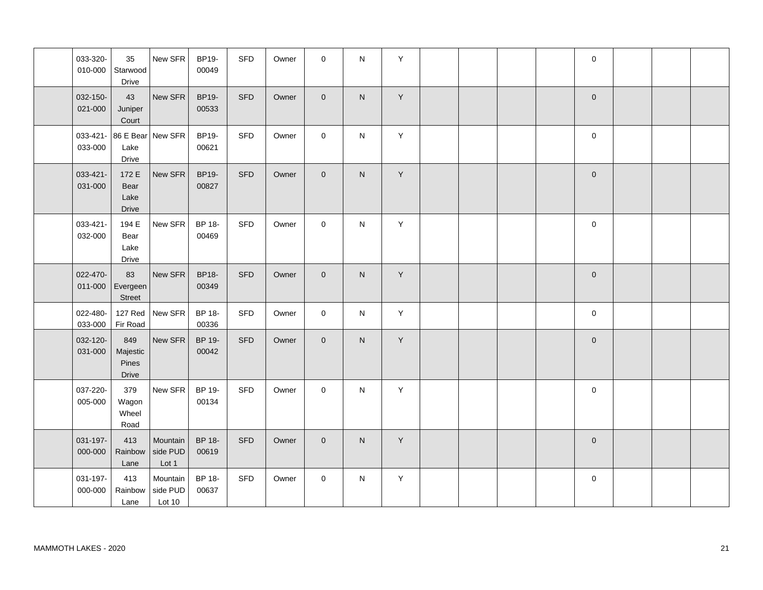| | | | | | | | | | | | | | | | | | |
|---|---|---|---|---|---|---|---|---|---|---|---|---|---|---|---|---|---|
| | 033-320-010-000 | 35 Starwood Drive | New SFR | BP19-00049 | SFD | Owner | 0 | N | Y | | | | | 0 | | | |
| | 032-150-021-000 | 43 Juniper Court | New SFR | BP19-00533 | SFD | Owner | 0 | N | Y | | | | | 0 | | | |
| | 033-421-033-000 | 86 E Bear Lake Drive | New SFR | BP19-00621 | SFD | Owner | 0 | N | Y | | | | | 0 | | | |
| | 033-421-031-000 | 172 E Bear Lake Drive | New SFR | BP19-00827 | SFD | Owner | 0 | N | Y | | | | | 0 | | | |
| | 033-421-032-000 | 194 E Bear Lake Drive | New SFR | BP 18-00469 | SFD | Owner | 0 | N | Y | | | | | 0 | | | |
| | 022-470-011-000 | 83 Evergeen Street | New SFR | BP18-00349 | SFD | Owner | 0 | N | Y | | | | | 0 | | | |
| | 022-480-033-000 | 127 Red Fir Road | New SFR | BP 18-00336 | SFD | Owner | 0 | N | Y | | | | | 0 | | | |
| | 032-120-031-000 | 849 Majestic Pines Drive | New SFR | BP 19-00042 | SFD | Owner | 0 | N | Y | | | | | 0 | | | |
| | 037-220-005-000 | 379 Wagon Wheel Road | New SFR | BP 19-00134 | SFD | Owner | 0 | N | Y | | | | | 0 | | | |
| | 031-197-000-000 | 413 Rainbow Lane | Mountainside PUD Lot 1 | BP 18-00619 | SFD | Owner | 0 | N | Y | | | | | 0 | | | |
| | 031-197-000-000 | 413 Rainbow Lane | Mountainside PUD Lot 10 | BP 18-00637 | SFD | Owner | 0 | N | Y | | | | | 0 | | | |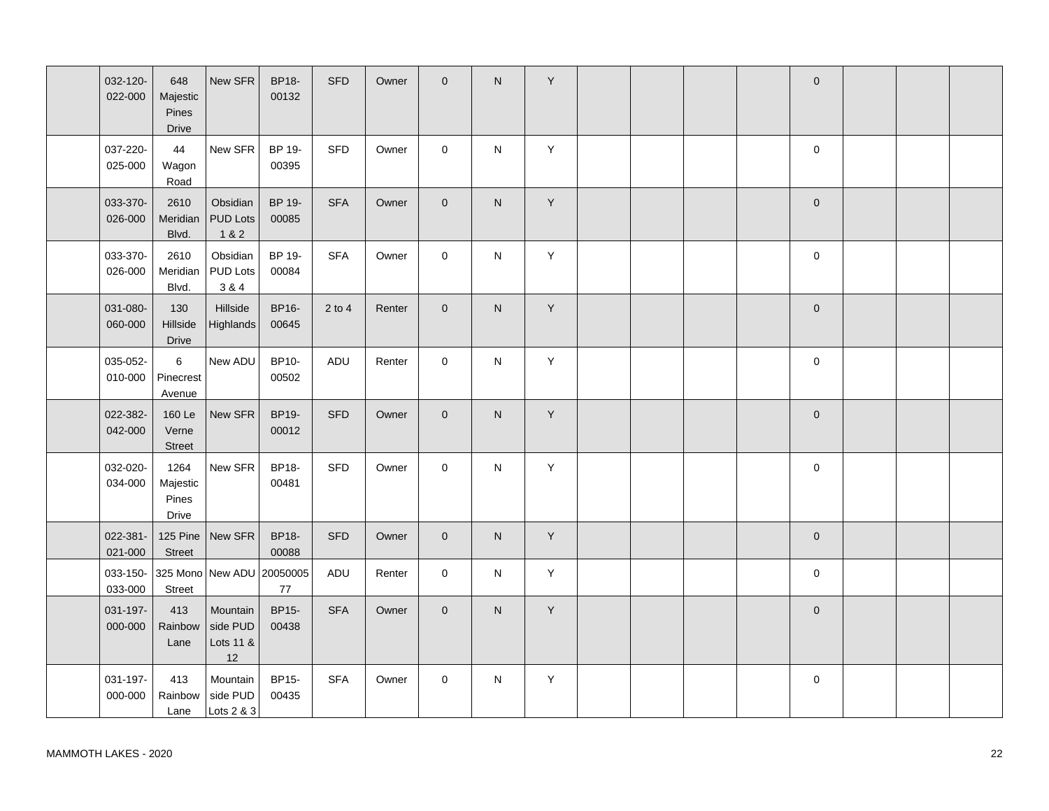|  |  |  |  |  |  |  |  |  |  |  |  |  |  |  |  |  |  |
|---|---|---|---|---|---|---|---|---|---|---|---|---|---|---|---|---|---|
|  | 032-120-022-000 | 648 Majestic Pines Drive | New SFR | BP18-00132 | SFD | Owner | 0 | N | Y |  |  |  |  | 0 |  |  |  |
|  | 037-220-025-000 | 44 Wagon Road | New SFR | BP 19-00395 | SFD | Owner | 0 | N | Y |  |  |  |  | 0 |  |  |  |
|  | 033-370-026-000 | 2610 Meridian Blvd. | Obsidian PUD Lots 1 & 2 | BP 19-00085 | SFA | Owner | 0 | N | Y |  |  |  |  | 0 |  |  |  |
|  | 033-370-026-000 | 2610 Meridian Blvd. | Obsidian PUD Lots 3 & 4 | BP 19-00084 | SFA | Owner | 0 | N | Y |  |  |  |  | 0 |  |  |  |
|  | 031-080-060-000 | 130 Hillside Drive | Hillside Highlands | BP16-00645 | 2 to 4 | Renter | 0 | N | Y |  |  |  |  | 0 |  |  |  |
|  | 035-052-010-000 | 6 Pinecrest Avenue | New ADU | BP10-00502 | ADU | Renter | 0 | N | Y |  |  |  |  | 0 |  |  |  |
|  | 022-382-042-000 | 160 Le Verne Street | New SFR | BP19-00012 | SFD | Owner | 0 | N | Y |  |  |  |  | 0 |  |  |  |
|  | 032-020-034-000 | 1264 Majestic Pines Drive | New SFR | BP18-00481 | SFD | Owner | 0 | N | Y |  |  |  |  | 0 |  |  |  |
|  | 022-381-021-000 | 125 Pine Street | New SFR | BP18-00088 | SFD | Owner | 0 | N | Y |  |  |  |  | 0 |  |  |  |
|  | 033-150-033-000 | 325 Mono Street | New ADU | 2005000577 | ADU | Renter | 0 | N | Y |  |  |  |  | 0 |  |  |  |
|  | 031-197-000-000 | 413 Rainbow Lane | Mountainside PUD Lots 11 & 12 | BP15-00438 | SFA | Owner | 0 | N | Y |  |  |  |  | 0 |  |  |  |
|  | 031-197-000-000 | 413 Rainbow Lane | Mountainside PUD Lots 2 & 3 | BP15-00435 | SFA | Owner | 0 | N | Y |  |  |  |  | 0 |  |  |  |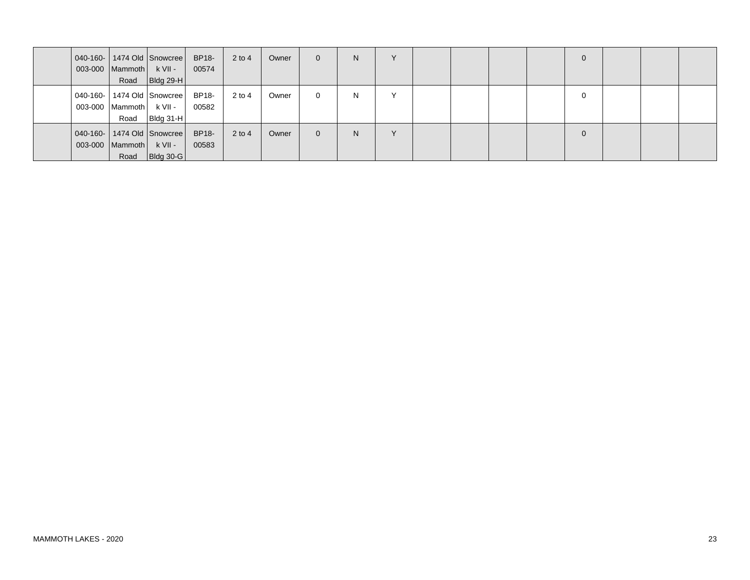| | | | | | | | | | | | | | | | | | |
|---|---|---|---|---|---|---|---|---|---|---|---|---|---|---|---|---|---|
| | 040-160-003-000 | 1474 Old Mammoth Road | Snowcreek VII - Bldg 29-H | BP18-00574 | 2 to 4 | Owner | 0 | N | Y | | | | | 0 | | | |
| | 040-160-003-000 | 1474 Old Mammoth Road | Snowcreek VII - Bldg 31-H | BP18-00582 | 2 to 4 | Owner | 0 | N | Y | | | | | 0 | | | |
| | 040-160-003-000 | 1474 Old Mammoth Road | Snowcreek VII - Bldg 30-G | BP18-00583 | 2 to 4 | Owner | 0 | N | Y | | | | | 0 | | | |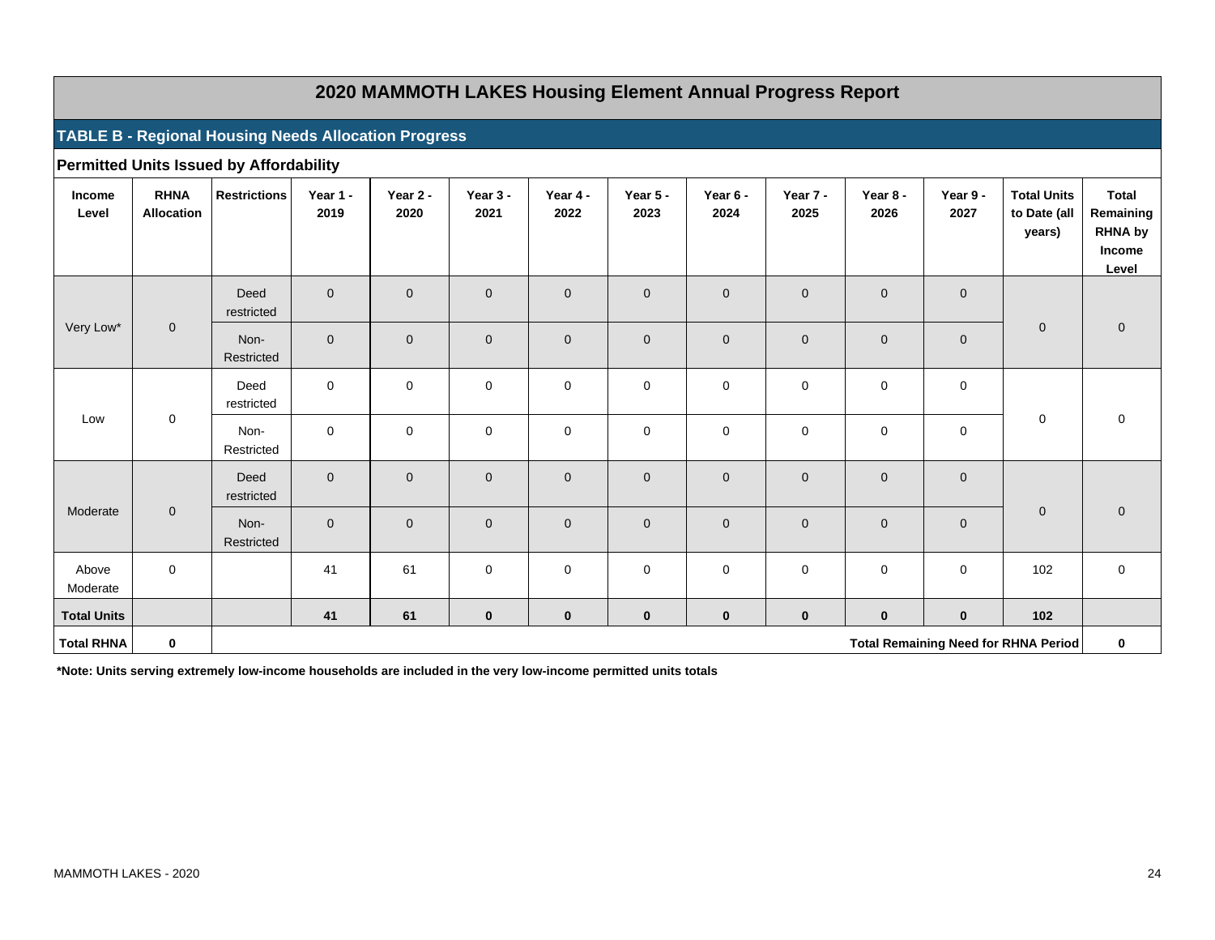# 2020 MAMMOTH LAKES Housing Element Annual Progress Report

## TABLE B - Regional Housing Needs Allocation Progress

### Permitted Units Issued by Affordability

| Income Level | RHNA Allocation | Restrictions | Year 1 - 2019 | Year 2 - 2020 | Year 3 - 2021 | Year 4 - 2022 | Year 5 - 2023 | Year 6 - 2024 | Year 7 - 2025 | Year 8 - 2026 | Year 9 - 2027 | Total Units to Date (all years) | Total Remaining RHNA by Income Level |
|---|---|---|---|---|---|---|---|---|---|---|---|---|---|
| Very Low* | 0 | Deed restricted | 0 | 0 | 0 | 0 | 0 | 0 | 0 | 0 | 0 | 0 | 0 |
| | | Non-Restricted | 0 | 0 | 0 | 0 | 0 | 0 | 0 | 0 | 0 | | |
| Low | 0 | Deed restricted | 0 | 0 | 0 | 0 | 0 | 0 | 0 | 0 | 0 | 0 | 0 |
| | | Non-Restricted | 0 | 0 | 0 | 0 | 0 | 0 | 0 | 0 | 0 | | |
| Moderate | 0 | Deed restricted | 0 | 0 | 0 | 0 | 0 | 0 | 0 | 0 | 0 | 0 | 0 |
| | | Non-Restricted | 0 | 0 | 0 | 0 | 0 | 0 | 0 | 0 | 0 | | |
| Above Moderate | 0 | | 41 | 61 | 0 | 0 | 0 | 0 | 0 | 0 | 0 | 102 | 0 |
| **Total Units** | | | **41** | **61** | **0** | **0** | **0** | **0** | **0** | **0** | **0** | **102** | |
| **Total RHNA** | **0** | | | | | | | | | | | **Total Remaining Need for RHNA Period** | **0** |

***Note: Units serving extremely low-income households are included in the very low-income permitted units totals**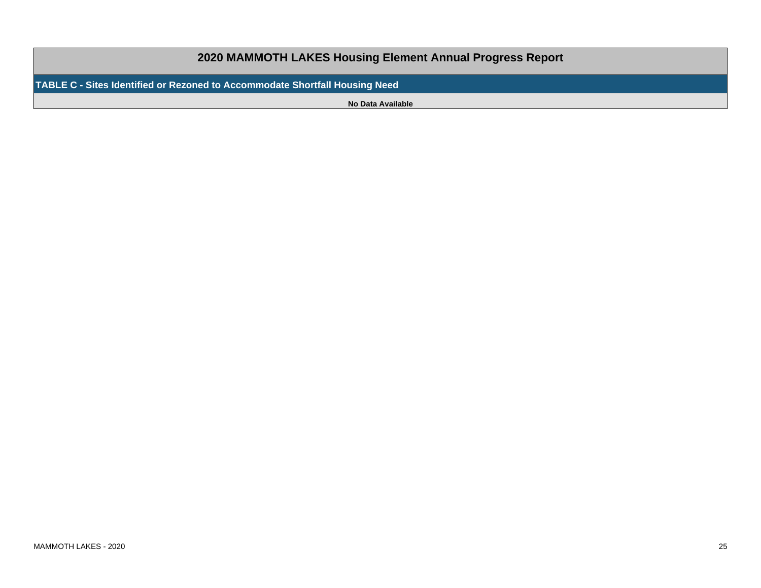# 2020 MAMMOTH LAKES Housing Element Annual Progress Report

## TABLE C - Sites Identified or Rezoned to Accommodate Shortfall Housing Need

**No Data Available**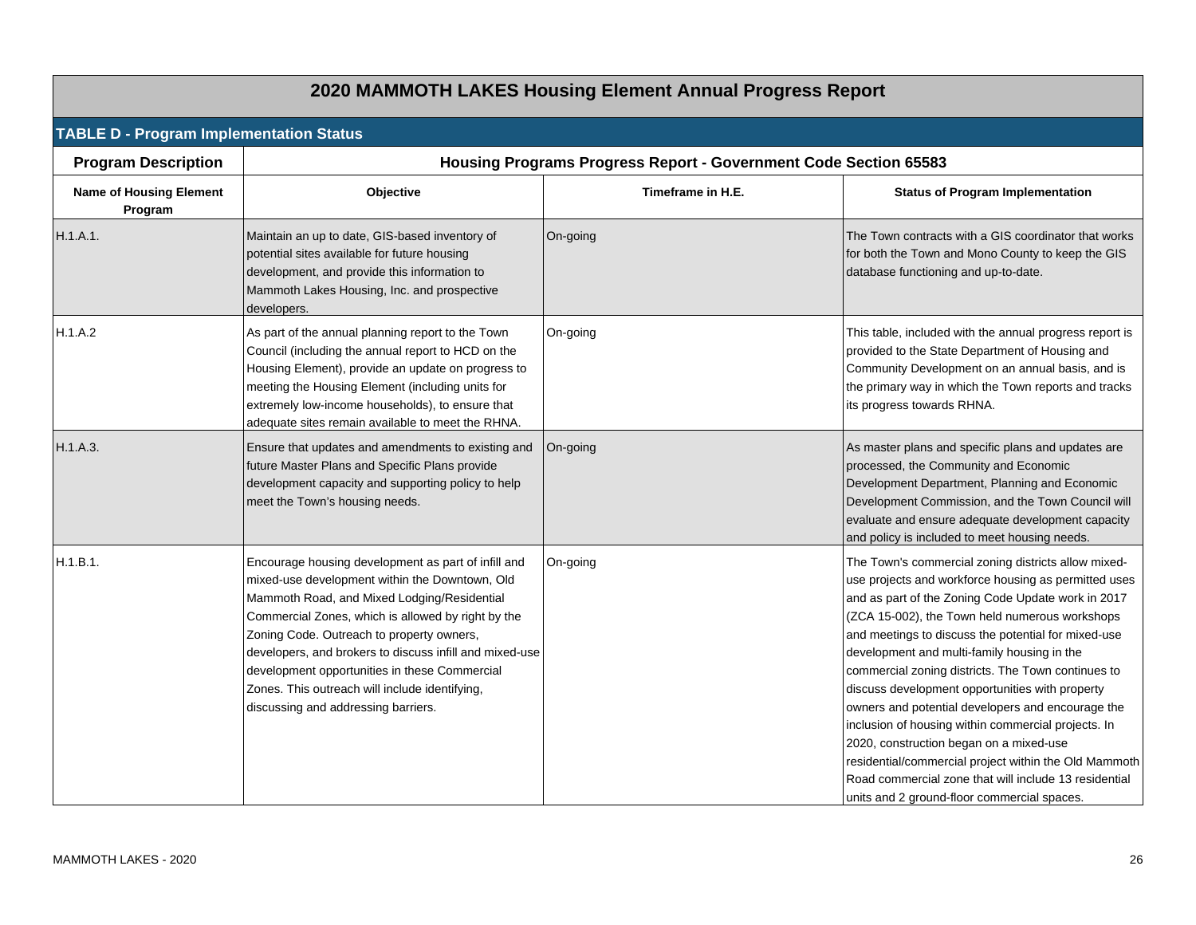# 2020 MAMMOTH LAKES Housing Element Annual Progress Report

## TABLE D - Program Implementation Status

| Program Description | Housing Programs Progress Report - Government Code Section 65583 | | |
|---|---|---|---|
| **Name of Housing Element Program** | **Objective** | **Timeframe in H.E.** | **Status of Program Implementation** |
| H.1.A.1. | Maintain an up to date, GIS-based inventory of potential sites available for future housing development, and provide this information to Mammoth Lakes Housing, Inc. and prospective developers. | On-going | The Town contracts with a GIS coordinator that works for both the Town and Mono County to keep the GIS database functioning and up-to-date. |
| H.1.A.2 | As part of the annual planning report to the Town Council (including the annual report to HCD on the Housing Element), provide an update on progress to meeting the Housing Element (including units for extremely low-income households), to ensure that adequate sites remain available to meet the RHNA. | On-going | This table, included with the annual progress report is provided to the State Department of Housing and Community Development on an annual basis, and is the primary way in which the Town reports and tracks its progress towards RHNA. |
| H.1.A.3. | Ensure that updates and amendments to existing and future Master Plans and Specific Plans provide development capacity and supporting policy to help meet the Town's housing needs. | On-going | As master plans and specific plans and updates are processed, the Community and Economic Development Department, Planning and Economic Development Commission, and the Town Council will evaluate and ensure adequate development capacity and policy is included to meet housing needs. |
| H.1.B.1. | Encourage housing development as part of infill and mixed-use development within the Downtown, Old Mammoth Road, and Mixed Lodging/Residential Commercial Zones, which is allowed by right by the Zoning Code. Outreach to property owners, developers, and brokers to discuss infill and mixed-use development opportunities in these Commercial Zones. This outreach will include identifying, discussing and addressing barriers. | On-going | The Town's commercial zoning districts allow mixed-use projects and workforce housing as permitted uses and as part of the Zoning Code Update work in 2017 (ZCA 15-002), the Town held numerous workshops and meetings to discuss the potential for mixed-use development and multi-family housing in the commercial zoning districts. The Town continues to discuss development opportunities with property owners and potential developers and encourage the inclusion of housing within commercial projects. In 2020, construction began on a mixed-use residential/commercial project within the Old Mammoth Road commercial zone that will include 13 residential units and 2 ground-floor commercial spaces. |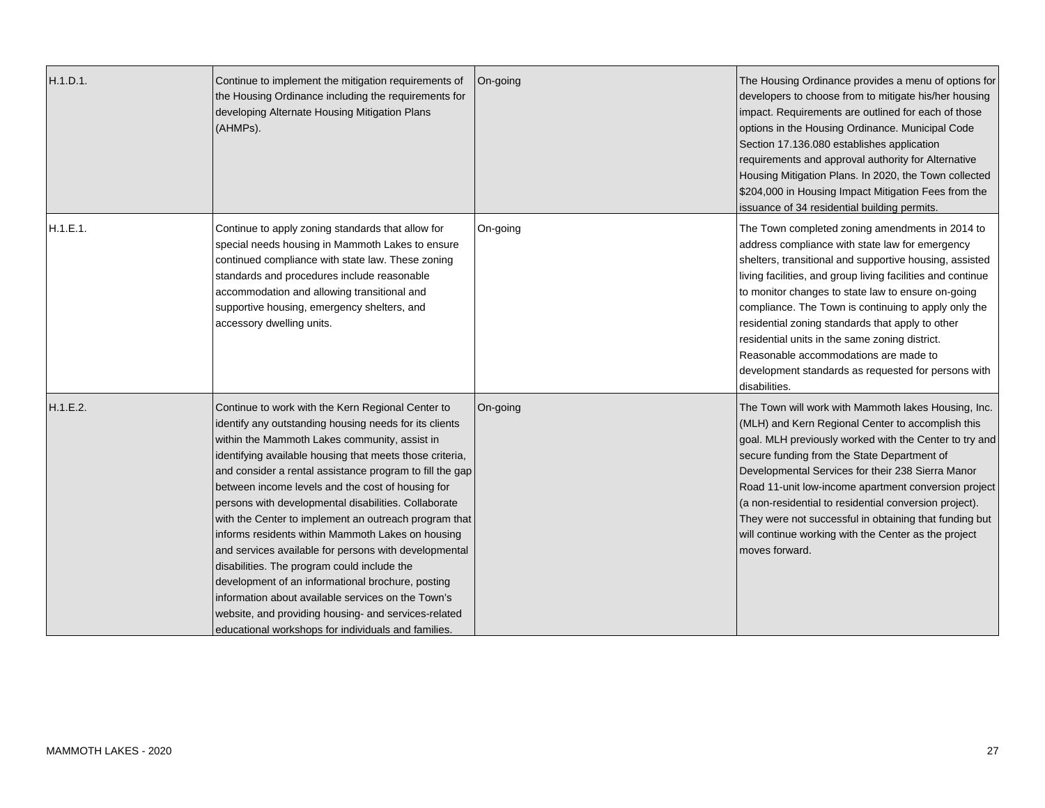| H.1.D.1. | Continue to implement the mitigation requirements of the Housing Ordinance including the requirements for developing Alternate Housing Mitigation Plans (AHMPs). | On-going | The Housing Ordinance provides a menu of options for developers to choose from to mitigate his/her housing impact. Requirements are outlined for each of those options in the Housing Ordinance. Municipal Code Section 17.136.080 establishes application requirements and approval authority for Alternative Housing Mitigation Plans. In 2020, the Town collected $204,000 in Housing Impact Mitigation Fees from the issuance of 34 residential building permits. |
|---|---|---|---|
| H.1.E.1. | Continue to apply zoning standards that allow for special needs housing in Mammoth Lakes to ensure continued compliance with state law. These zoning standards and procedures include reasonable accommodation and allowing transitional and supportive housing, emergency shelters, and accessory dwelling units. | On-going | The Town completed zoning amendments in 2014 to address compliance with state law for emergency shelters, transitional and supportive housing, assisted living facilities, and group living facilities and continue to monitor changes to state law to ensure on-going compliance. The Town is continuing to apply only the residential zoning standards that apply to other residential units in the same zoning district. Reasonable accommodations are made to development standards as requested for persons with disabilities. |
| H.1.E.2. | Continue to work with the Kern Regional Center to identify any outstanding housing needs for its clients within the Mammoth Lakes community, assist in identifying available housing that meets those criteria, and consider a rental assistance program to fill the gap between income levels and the cost of housing for persons with developmental disabilities. Collaborate with the Center to implement an outreach program that informs residents within Mammoth Lakes on housing and services available for persons with developmental disabilities. The program could include the development of an informational brochure, posting information about available services on the Town's website, and providing housing- and services-related educational workshops for individuals and families. | On-going | The Town will work with Mammoth lakes Housing, Inc. (MLH) and Kern Regional Center to accomplish this goal. MLH previously worked with the Center to try and secure funding from the State Department of Developmental Services for their 238 Sierra Manor Road 11-unit low-income apartment conversion project (a non-residential to residential conversion project). They were not successful in obtaining that funding but will continue working with the Center as the project moves forward. |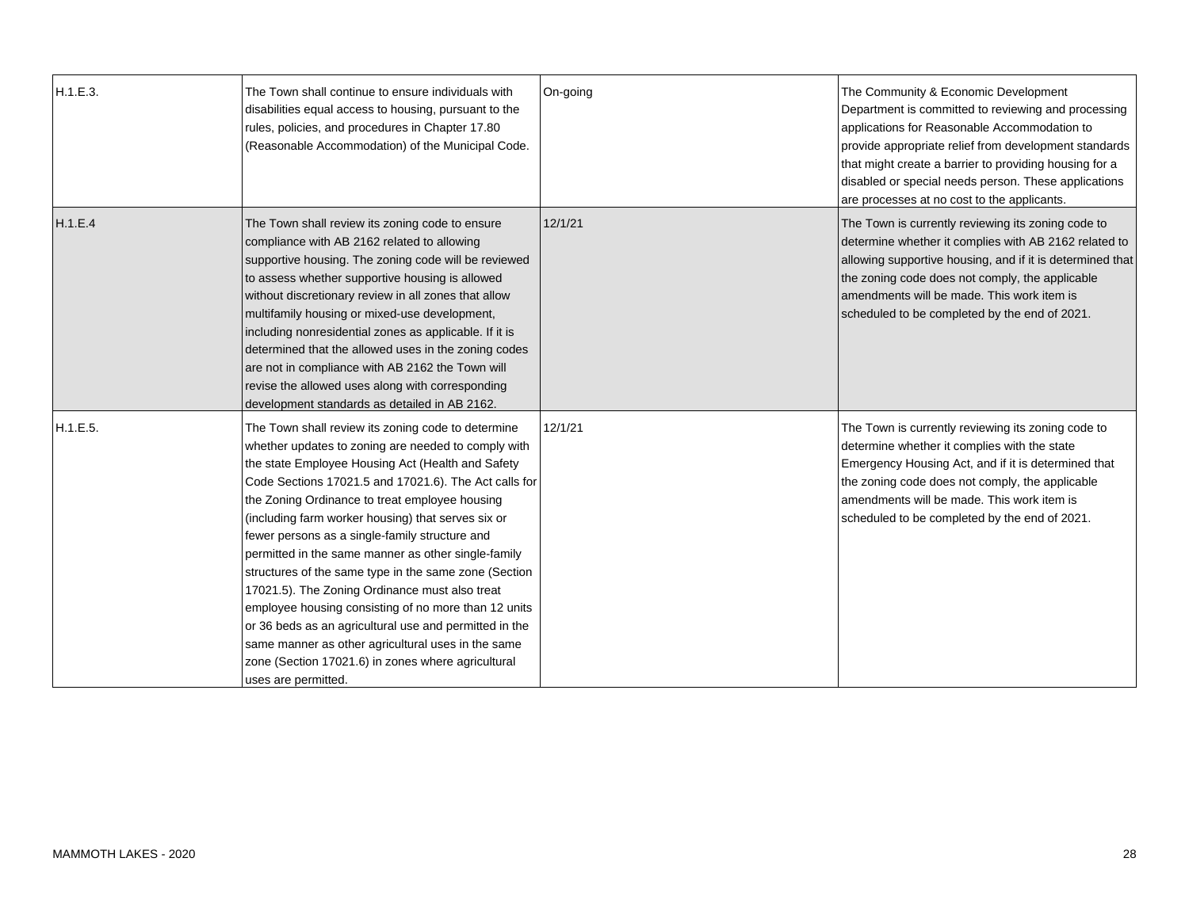| | | | |
|---|---|---|---|
| H.1.E.3. | The Town shall continue to ensure individuals with disabilities equal access to housing, pursuant to the rules, policies, and procedures in Chapter 17.80 (Reasonable Accommodation) of the Municipal Code. | On-going | The Community & Economic Development Department is committed to reviewing and processing applications for Reasonable Accommodation to provide appropriate relief from development standards that might create a barrier to providing housing for a disabled or special needs person. These applications are processes at no cost to the applicants. |
| H.1.E.4 | The Town shall review its zoning code to ensure compliance with AB 2162 related to allowing supportive housing. The zoning code will be reviewed to assess whether supportive housing is allowed without discretionary review in all zones that allow multifamily housing or mixed-use development, including nonresidential zones as applicable. If it is determined that the allowed uses in the zoning codes are not in compliance with AB 2162 the Town will revise the allowed uses along with corresponding development standards as detailed in AB 2162. | 12/1/21 | The Town is currently reviewing its zoning code to determine whether it complies with AB 2162 related to allowing supportive housing, and if it is determined that the zoning code does not comply, the applicable amendments will be made. This work item is scheduled to be completed by the end of 2021. |
| H.1.E.5. | The Town shall review its zoning code to determine whether updates to zoning are needed to comply with the state Employee Housing Act (Health and Safety Code Sections 17021.5 and 17021.6). The Act calls for the Zoning Ordinance to treat employee housing (including farm worker housing) that serves six or fewer persons as a single-family structure and permitted in the same manner as other single-family structures of the same type in the same zone (Section 17021.5). The Zoning Ordinance must also treat employee housing consisting of no more than 12 units or 36 beds as an agricultural use and permitted in the same manner as other agricultural uses in the same zone (Section 17021.6) in zones where agricultural uses are permitted. | 12/1/21 | The Town is currently reviewing its zoning code to determine whether it complies with the state Emergency Housing Act, and if it is determined that the zoning code does not comply, the applicable amendments will be made. This work item is scheduled to be completed by the end of 2021. |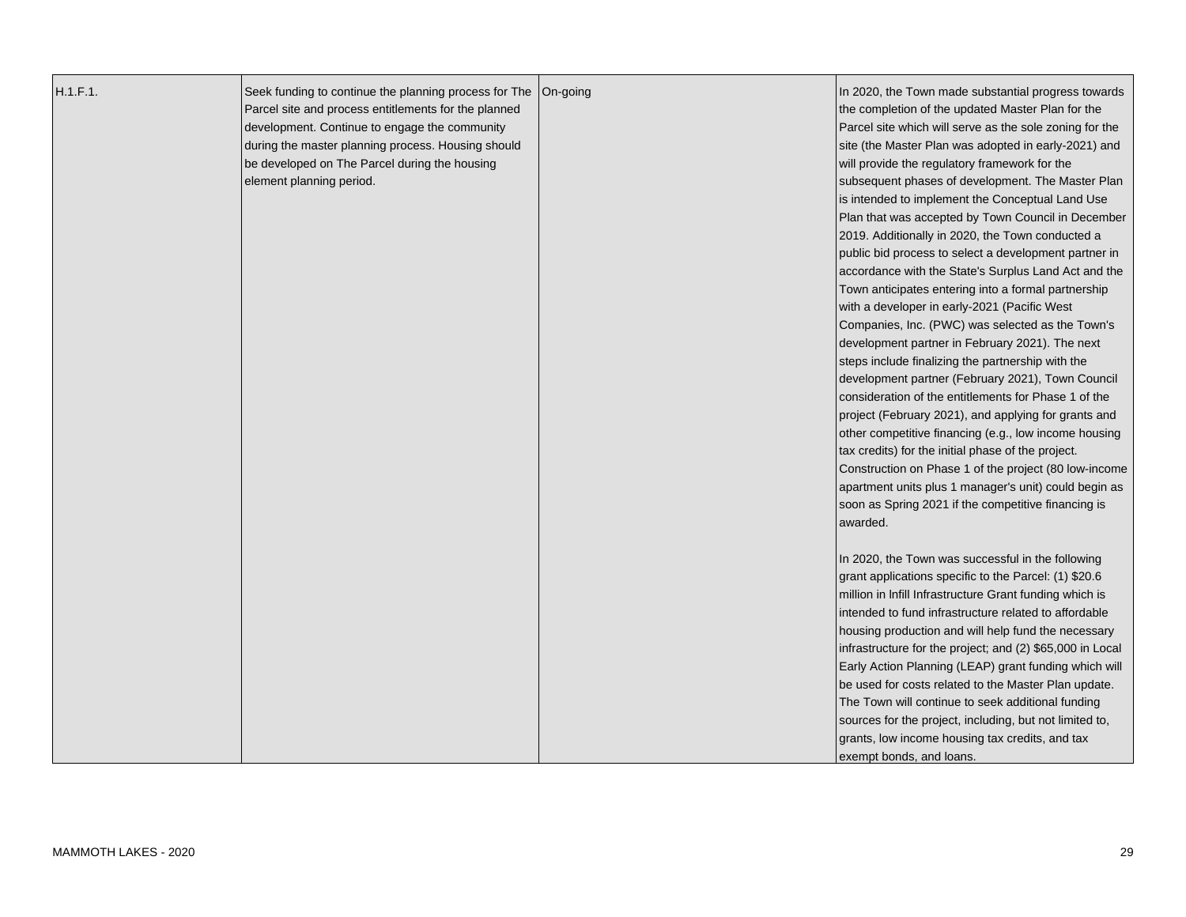| | | | |
|---|---|---|---|
| H.1.F.1. | Seek funding to continue the planning process for The Parcel site and process entitlements for the planned development. Continue to engage the community during the master planning process. Housing should be developed on The Parcel during the housing element planning period. | On-going | In 2020, the Town made substantial progress towards the completion of the updated Master Plan for the Parcel site which will serve as the sole zoning for the site (the Master Plan was adopted in early-2021) and will provide the regulatory framework for the subsequent phases of development. The Master Plan is intended to implement the Conceptual Land Use Plan that was accepted by Town Council in December 2019. Additionally in 2020, the Town conducted a public bid process to select a development partner in accordance with the State's Surplus Land Act and the Town anticipates entering into a formal partnership with a developer in early-2021 (Pacific West Companies, Inc. (PWC) was selected as the Town's development partner in February 2021). The next steps include finalizing the partnership with the development partner (February 2021), Town Council consideration of the entitlements for Phase 1 of the project (February 2021), and applying for grants and other competitive financing (e.g., low income housing tax credits) for the initial phase of the project. Construction on Phase 1 of the project (80 low-income apartment units plus 1 manager's unit) could begin as soon as Spring 2021 if the competitive financing is awarded.<br><br>In 2020, the Town was successful in the following grant applications specific to the Parcel: (1) $20.6 million in Infill Infrastructure Grant funding which is intended to fund infrastructure related to affordable housing production and will help fund the necessary infrastructure for the project; and (2) $65,000 in Local Early Action Planning (LEAP) grant funding which will be used for costs related to the Master Plan update. The Town will continue to seek additional funding sources for the project, including, but not limited to, grants, low income housing tax credits, and tax exempt bonds, and loans. |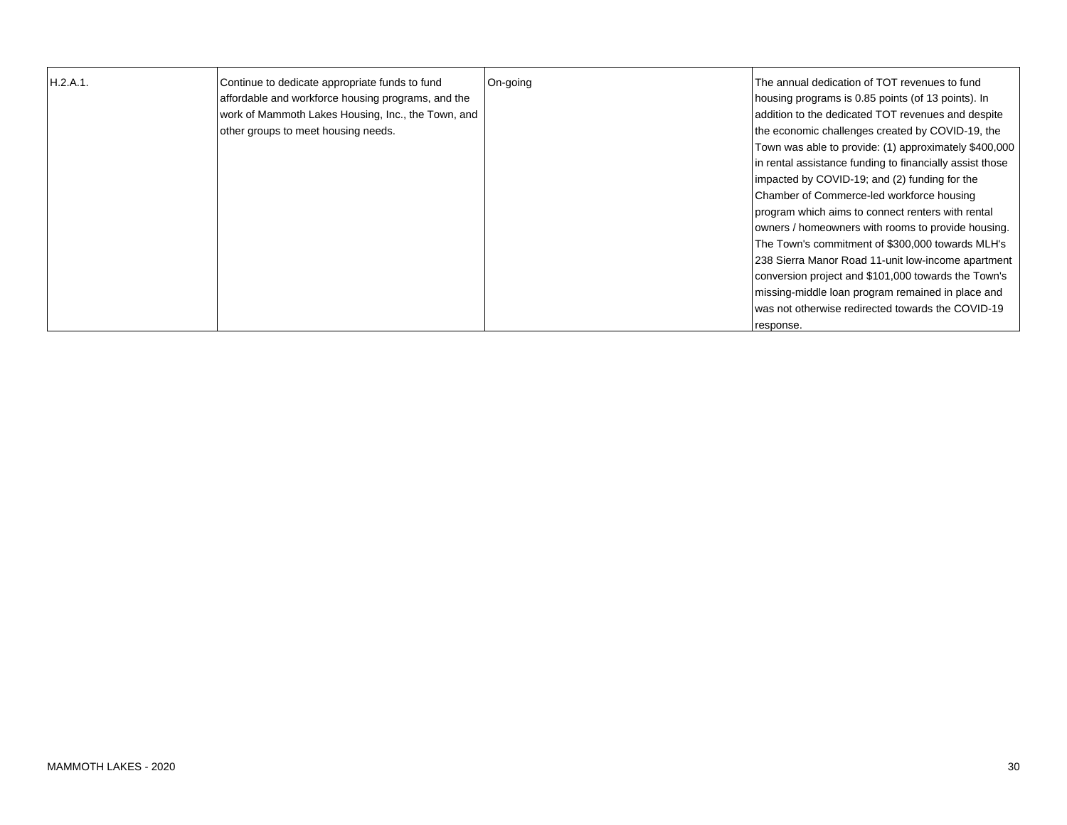| | | | |
|---|---|---|---|
| H.2.A.1. | Continue to dedicate appropriate funds to fund affordable and workforce housing programs, and the work of Mammoth Lakes Housing, Inc., the Town, and other groups to meet housing needs. | On-going | The annual dedication of TOT revenues to fund housing programs is 0.85 points (of 13 points). In addition to the dedicated TOT revenues and despite the economic challenges created by COVID-19, the Town was able to provide: (1) approximately $400,000 in rental assistance funding to financially assist those impacted by COVID-19; and (2) funding for the Chamber of Commerce-led workforce housing program which aims to connect renters with rental owners / homeowners with rooms to provide housing. The Town's commitment of $300,000 towards MLH's 238 Sierra Manor Road 11-unit low-income apartment conversion project and $101,000 towards the Town's missing-middle loan program remained in place and was not otherwise redirected towards the COVID-19 response. |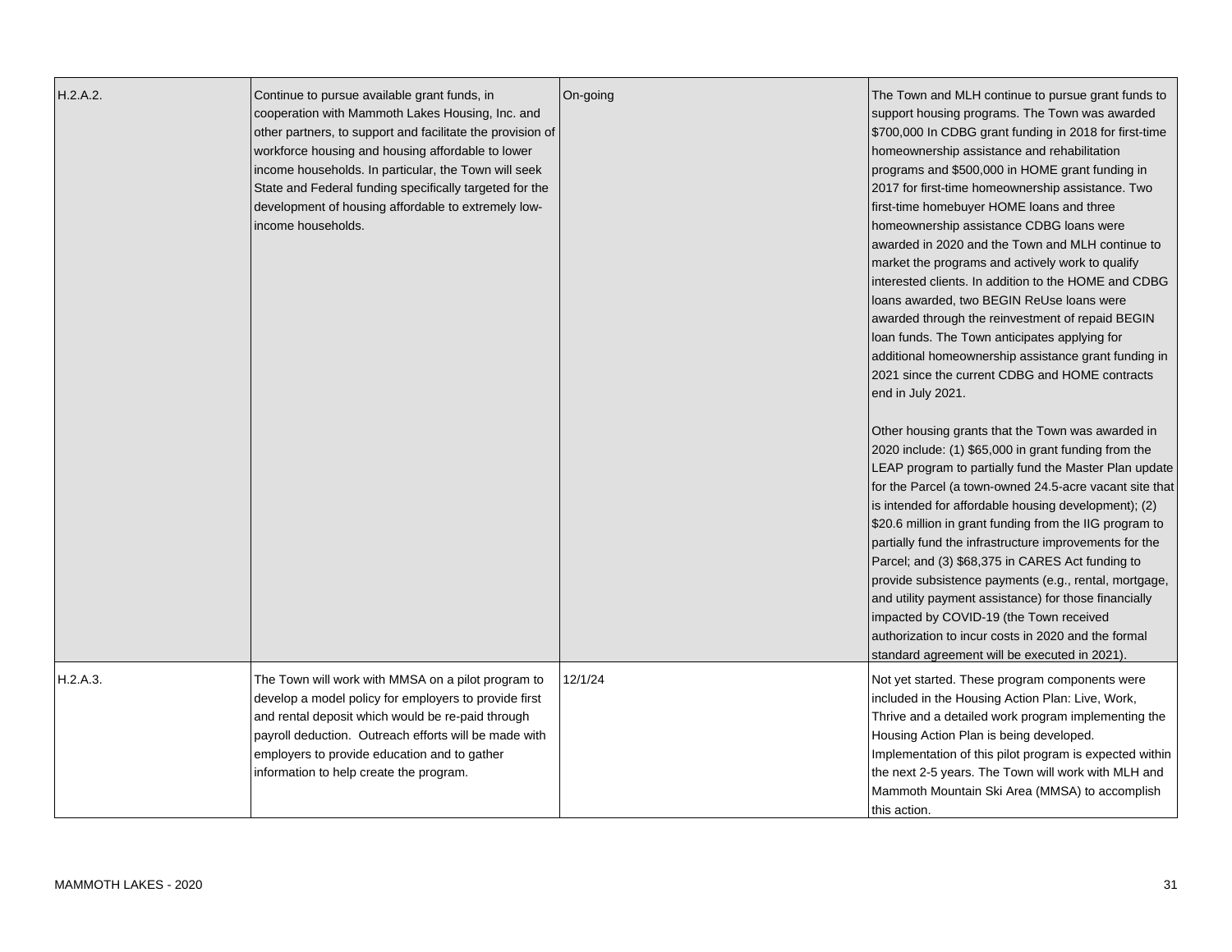| | | | |
|---|---|---|---|
| H.2.A.2. | Continue to pursue available grant funds, in cooperation with Mammoth Lakes Housing, Inc. and other partners, to support and facilitate the provision of workforce housing and housing affordable to lower income households. In particular, the Town will seek State and Federal funding specifically targeted for the development of housing affordable to extremely low-income households. | On-going | The Town and MLH continue to pursue grant funds to support housing programs. The Town was awarded $700,000 In CDBG grant funding in 2018 for first-time homeownership assistance and rehabilitation programs and $500,000 in HOME grant funding in 2017 for first-time homeownership assistance. Two first-time homebuyer HOME loans and three homeownership assistance CDBG loans were awarded in 2020 and the Town and MLH continue to market the programs and actively work to qualify interested clients. In addition to the HOME and CDBG loans awarded, two BEGIN ReUse loans were awarded through the reinvestment of repaid BEGIN loan funds. The Town anticipates applying for additional homeownership assistance grant funding in 2021 since the current CDBG and HOME contracts end in July 2021.<br><br>Other housing grants that the Town was awarded in 2020 include: (1) $65,000 in grant funding from the LEAP program to partially fund the Master Plan update for the Parcel (a town-owned 24.5-acre vacant site that is intended for affordable housing development); (2) $20.6 million in grant funding from the IIG program to partially fund the infrastructure improvements for the Parcel; and (3) $68,375 in CARES Act funding to provide subsistence payments (e.g., rental, mortgage, and utility payment assistance) for those financially impacted by COVID-19 (the Town received authorization to incur costs in 2020 and the formal standard agreement will be executed in 2021). |
| H.2.A.3. | The Town will work with MMSA on a pilot program to develop a model policy for employers to provide first and rental deposit which would be re-paid through payroll deduction. Outreach efforts will be made with employers to provide education and to gather information to help create the program. | 12/1/24 | Not yet started. These program components were included in the Housing Action Plan: Live, Work, Thrive and a detailed work program implementing the Housing Action Plan is being developed. Implementation of this pilot program is expected within the next 2-5 years. The Town will work with MLH and Mammoth Mountain Ski Area (MMSA) to accomplish this action. |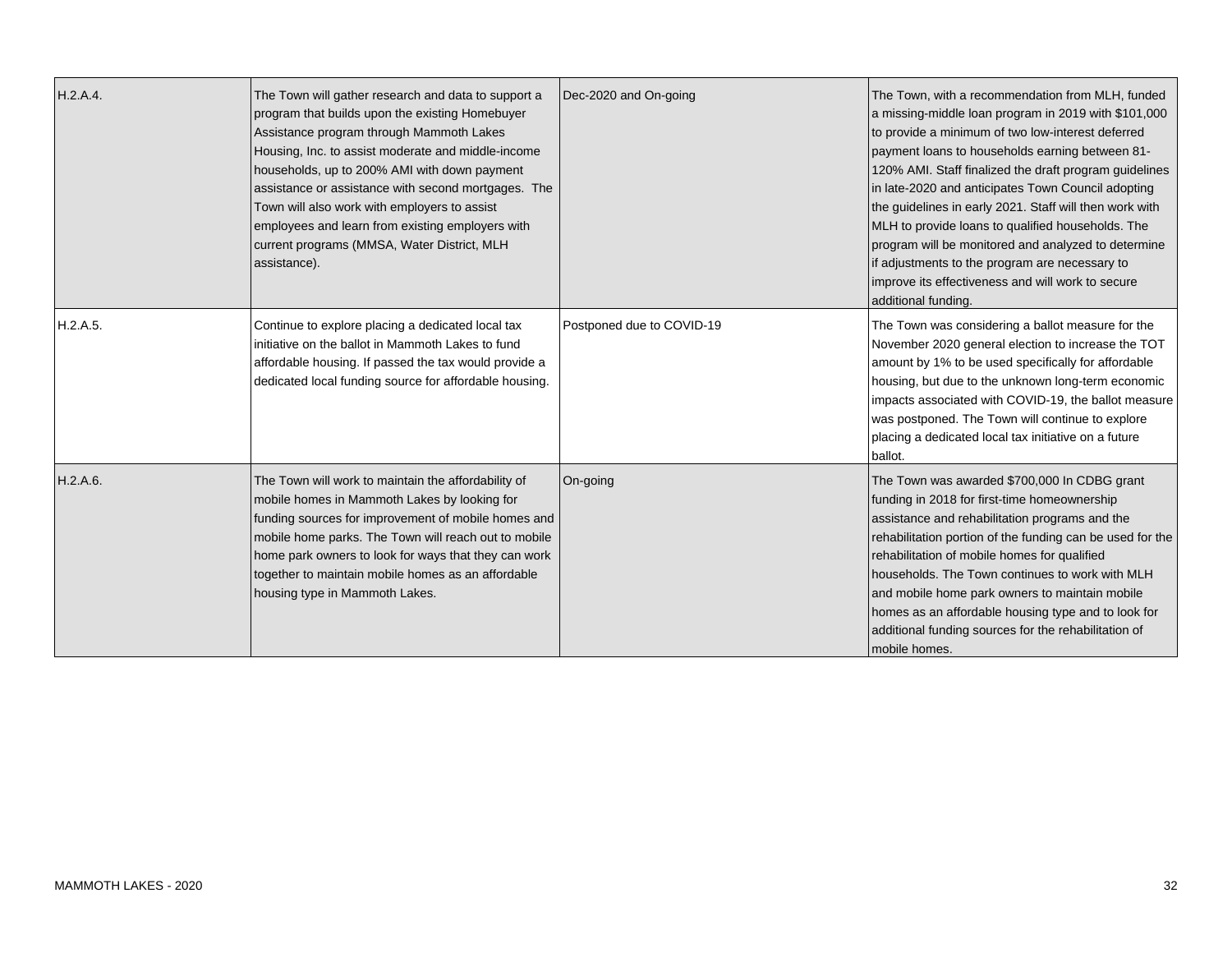| H.2.A.4. | The Town will gather research and data to support a program that builds upon the existing Homebuyer Assistance program through Mammoth Lakes Housing, Inc. to assist moderate and middle-income households, up to 200% AMI with down payment assistance or assistance with second mortgages. The Town will also work with employers to assist employees and learn from existing employers with current programs (MMSA, Water District, MLH assistance). | Dec-2020 and On-going | The Town, with a recommendation from MLH, funded a missing-middle loan program in 2019 with $101,000 to provide a minimum of two low-interest deferred payment loans to households earning between 81-120% AMI. Staff finalized the draft program guidelines in late-2020 and anticipates Town Council adopting the guidelines in early 2021. Staff will then work with MLH to provide loans to qualified households. The program will be monitored and analyzed to determine if adjustments to the program are necessary to improve its effectiveness and will work to secure additional funding. |
|---|---|---|---|
| H.2.A.5. | Continue to explore placing a dedicated local tax initiative on the ballot in Mammoth Lakes to fund affordable housing. If passed the tax would provide a dedicated local funding source for affordable housing. | Postponed due to COVID-19 | The Town was considering a ballot measure for the November 2020 general election to increase the TOT amount by 1% to be used specifically for affordable housing, but due to the unknown long-term economic impacts associated with COVID-19, the ballot measure was postponed. The Town will continue to explore placing a dedicated local tax initiative on a future ballot. |
| H.2.A.6. | The Town will work to maintain the affordability of mobile homes in Mammoth Lakes by looking for funding sources for improvement of mobile homes and mobile home parks. The Town will reach out to mobile home park owners to look for ways that they can work together to maintain mobile homes as an affordable housing type in Mammoth Lakes. | On-going | The Town was awarded $700,000 In CDBG grant funding in 2018 for first-time homeownership assistance and rehabilitation programs and the rehabilitation portion of the funding can be used for the rehabilitation of mobile homes for qualified households. The Town continues to work with MLH and mobile home park owners to maintain mobile homes as an affordable housing type and to look for additional funding sources for the rehabilitation of mobile homes. |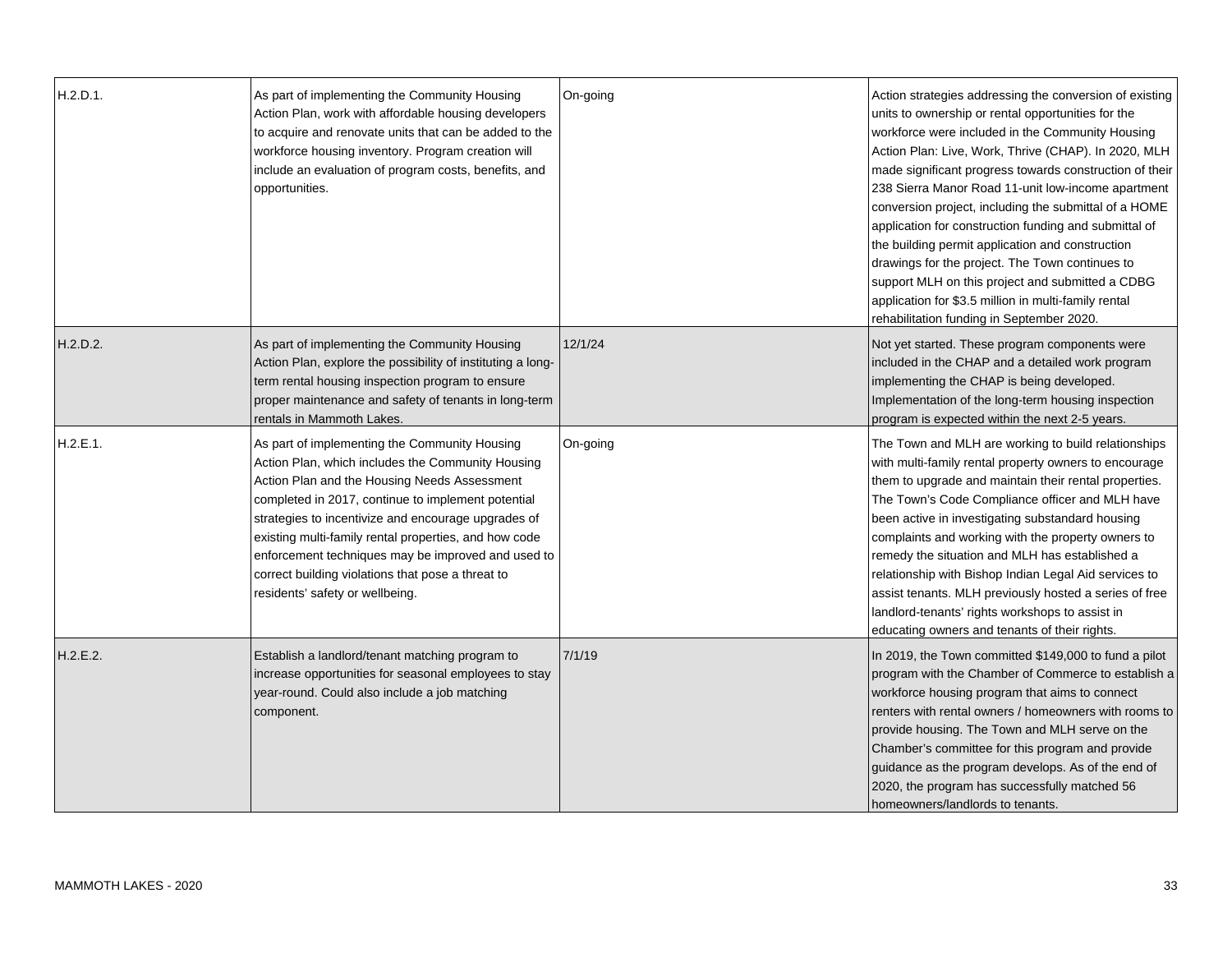| | | | |
|---|---|---|---|
| H.2.D.1. | As part of implementing the Community Housing Action Plan, work with affordable housing developers to acquire and renovate units that can be added to the workforce housing inventory. Program creation will include an evaluation of program costs, benefits, and opportunities. | On-going | Action strategies addressing the conversion of existing units to ownership or rental opportunities for the workforce were included in the Community Housing Action Plan: Live, Work, Thrive (CHAP). In 2020, MLH made significant progress towards construction of their 238 Sierra Manor Road 11-unit low-income apartment conversion project, including the submittal of a HOME application for construction funding and submittal of the building permit application and construction drawings for the project. The Town continues to support MLH on this project and submitted a CDBG application for $3.5 million in multi-family rental rehabilitation funding in September 2020. |
| H.2.D.2. | As part of implementing the Community Housing Action Plan, explore the possibility of instituting a long-term rental housing inspection program to ensure proper maintenance and safety of tenants in long-term rentals in Mammoth Lakes. | 12/1/24 | Not yet started. These program components were included in the CHAP and a detailed work program implementing the CHAP is being developed. Implementation of the long-term housing inspection program is expected within the next 2-5 years. |
| H.2.E.1. | As part of implementing the Community Housing Action Plan, which includes the Community Housing Action Plan and the Housing Needs Assessment completed in 2017, continue to implement potential strategies to incentivize and encourage upgrades of existing multi-family rental properties, and how code enforcement techniques may be improved and used to correct building violations that pose a threat to residents' safety or wellbeing. | On-going | The Town and MLH are working to build relationships with multi-family rental property owners to encourage them to upgrade and maintain their rental properties. The Town's Code Compliance officer and MLH have been active in investigating substandard housing complaints and working with the property owners to remedy the situation and MLH has established a relationship with Bishop Indian Legal Aid services to assist tenants. MLH previously hosted a series of free landlord-tenants' rights workshops to assist in educating owners and tenants of their rights. |
| H.2.E.2. | Establish a landlord/tenant matching program to increase opportunities for seasonal employees to stay year-round. Could also include a job matching component. | 7/1/19 | In 2019, the Town committed $149,000 to fund a pilot program with the Chamber of Commerce to establish a workforce housing program that aims to connect renters with rental owners / homeowners with rooms to provide housing. The Town and MLH serve on the Chamber's committee for this program and provide guidance as the program develops. As of the end of 2020, the program has successfully matched 56 homeowners/landlords to tenants. |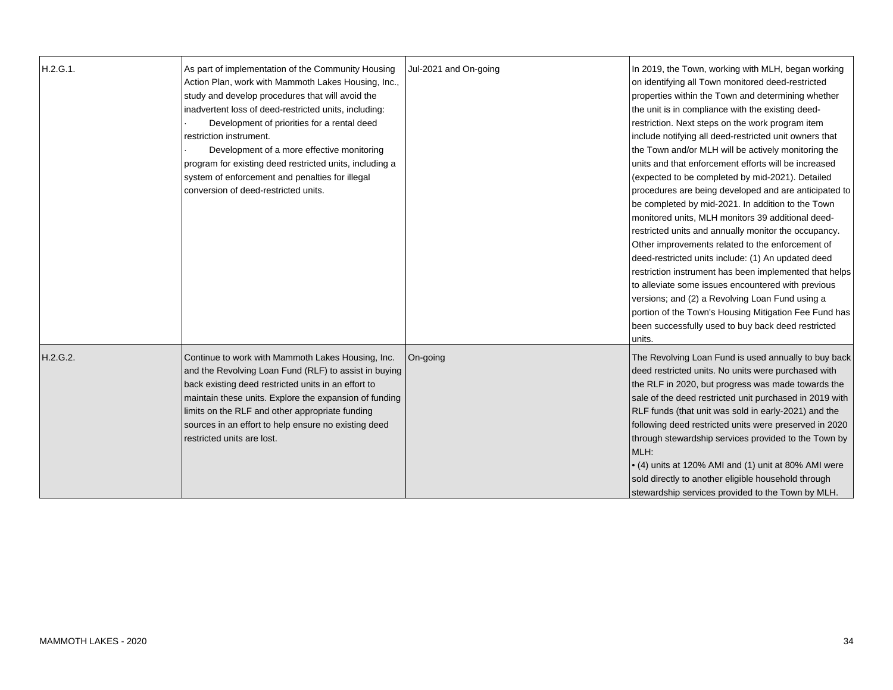| | | | |
|---|---|---|---|
| H.2.G.1. | As part of implementation of the Community Housing Action Plan, work with Mammoth Lakes Housing, Inc., study and develop procedures that will avoid the inadvertent loss of deed-restricted units, including:<br>· Development of priorities for a rental deed restriction instrument.<br>· Development of a more effective monitoring program for existing deed restricted units, including a system of enforcement and penalties for illegal conversion of deed-restricted units. | Jul-2021 and On-going | In 2019, the Town, working with MLH, began working on identifying all Town monitored deed-restricted properties within the Town and determining whether the unit is in compliance with the existing deed-restriction. Next steps on the work program item include notifying all deed-restricted unit owners that the Town and/or MLH will be actively monitoring the units and that enforcement efforts will be increased (expected to be completed by mid-2021). Detailed procedures are being developed and are anticipated to be completed by mid-2021. In addition to the Town monitored units, MLH monitors 39 additional deed-restricted units and annually monitor the occupancy. Other improvements related to the enforcement of deed-restricted units include: (1) An updated deed restriction instrument has been implemented that helps to alleviate some issues encountered with previous versions; and (2) a Revolving Loan Fund using a portion of the Town's Housing Mitigation Fee Fund has been successfully used to buy back deed restricted units. |
| H.2.G.2. | Continue to work with Mammoth Lakes Housing, Inc. and the Revolving Loan Fund (RLF) to assist in buying back existing deed restricted units in an effort to maintain these units. Explore the expansion of funding limits on the RLF and other appropriate funding sources in an effort to help ensure no existing deed restricted units are lost. | On-going | The Revolving Loan Fund is used annually to buy back deed restricted units. No units were purchased with the RLF in 2020, but progress was made towards the sale of the deed restricted unit purchased in 2019 with RLF funds (that unit was sold in early-2021) and the following deed restricted units were preserved in 2020 through stewardship services provided to the Town by MLH:<br>• (4) units at 120% AMI and (1) unit at 80% AMI were sold directly to another eligible household through stewardship services provided to the Town by MLH. |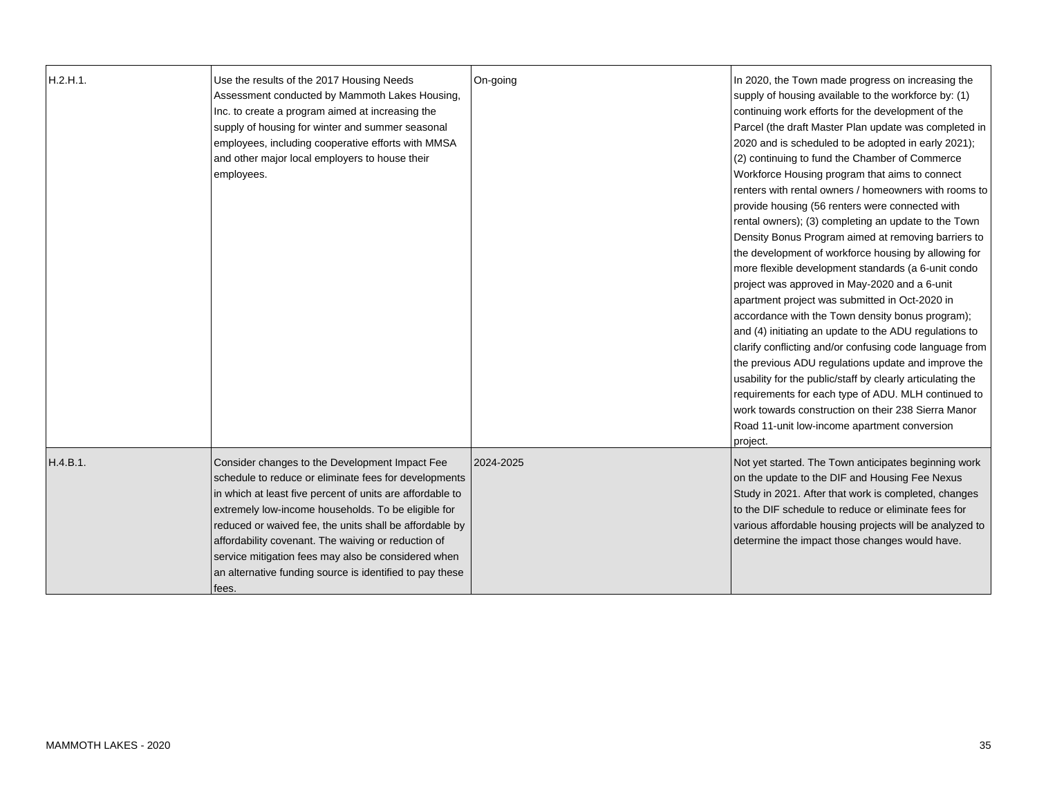| | | | |
|---|---|---|---|
| H.2.H.1. | Use the results of the 2017 Housing Needs Assessment conducted by Mammoth Lakes Housing, Inc. to create a program aimed at increasing the supply of housing for winter and summer seasonal employees, including cooperative efforts with MMSA and other major local employers to house their employees. | On-going | In 2020, the Town made progress on increasing the supply of housing available to the workforce by: (1) continuing work efforts for the development of the Parcel (the draft Master Plan update was completed in 2020 and is scheduled to be adopted in early 2021); (2) continuing to fund the Chamber of Commerce Workforce Housing program that aims to connect renters with rental owners / homeowners with rooms to provide housing (56 renters were connected with rental owners); (3) completing an update to the Town Density Bonus Program aimed at removing barriers to the development of workforce housing by allowing for more flexible development standards (a 6-unit condo project was approved in May-2020 and a 6-unit apartment project was submitted in Oct-2020 in accordance with the Town density bonus program); and (4) initiating an update to the ADU regulations to clarify conflicting and/or confusing code language from the previous ADU regulations update and improve the usability for the public/staff by clearly articulating the requirements for each type of ADU. MLH continued to work towards construction on their 238 Sierra Manor Road 11-unit low-income apartment conversion project. |
| H.4.B.1. | Consider changes to the Development Impact Fee schedule to reduce or eliminate fees for developments in which at least five percent of units are affordable to extremely low-income households. To be eligible for reduced or waived fee, the units shall be affordable by affordability covenant. The waiving or reduction of service mitigation fees may also be considered when an alternative funding source is identified to pay these fees. | 2024-2025 | Not yet started. The Town anticipates beginning work on the update to the DIF and Housing Fee Nexus Study in 2021. After that work is completed, changes to the DIF schedule to reduce or eliminate fees for various affordable housing projects will be analyzed to determine the impact those changes would have. |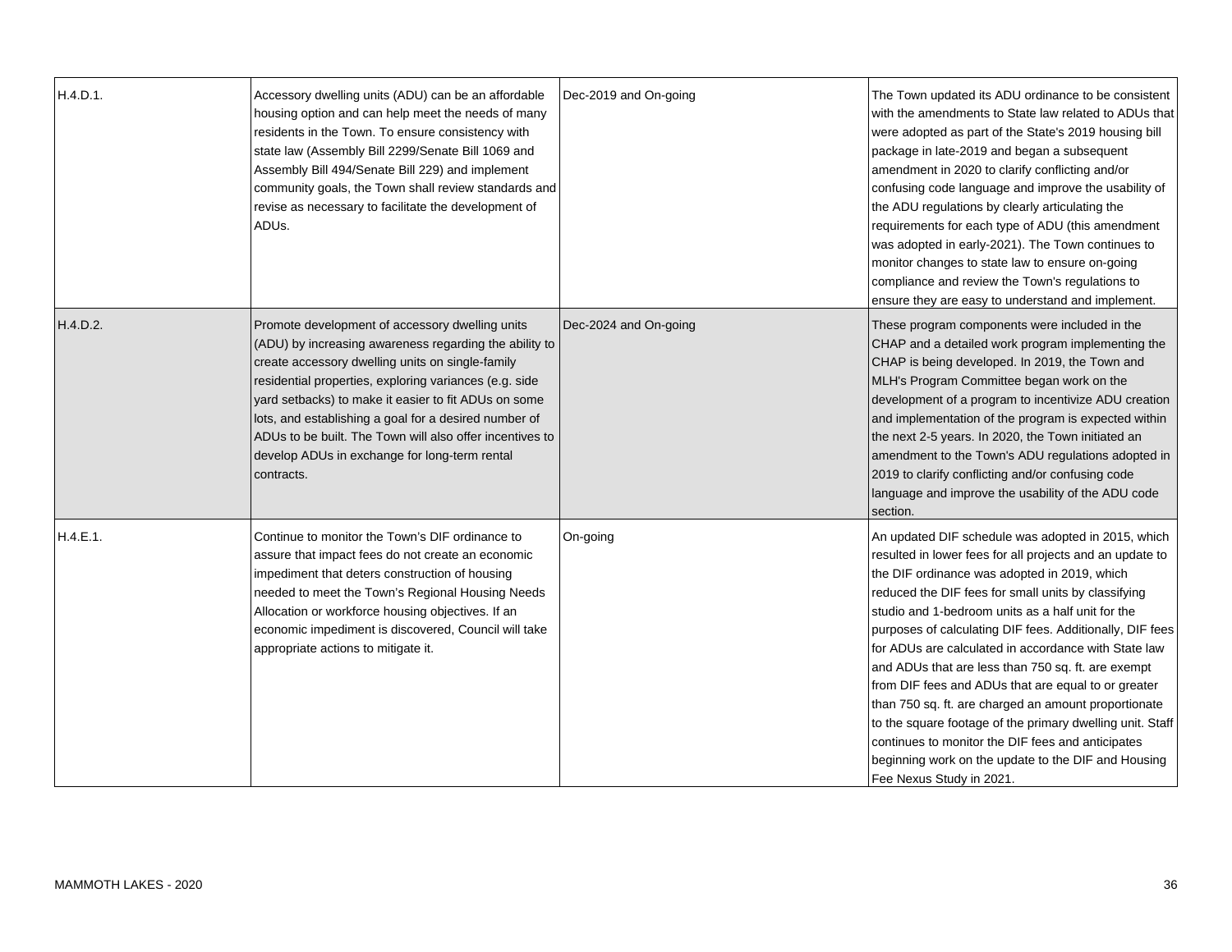| | | | |
|---|---|---|---|
| H.4.D.1. | Accessory dwelling units (ADU) can be an affordable housing option and can help meet the needs of many residents in the Town. To ensure consistency with state law (Assembly Bill 2299/Senate Bill 1069 and Assembly Bill 494/Senate Bill 229) and implement community goals, the Town shall review standards and revise as necessary to facilitate the development of ADUs. | Dec-2019 and On-going | The Town updated its ADU ordinance to be consistent with the amendments to State law related to ADUs that were adopted as part of the State's 2019 housing bill package in late-2019 and began a subsequent amendment in 2020 to clarify conflicting and/or confusing code language and improve the usability of the ADU regulations by clearly articulating the requirements for each type of ADU (this amendment was adopted in early-2021). The Town continues to monitor changes to state law to ensure on-going compliance and review the Town's regulations to ensure they are easy to understand and implement. |
| H.4.D.2. | Promote development of accessory dwelling units (ADU) by increasing awareness regarding the ability to create accessory dwelling units on single-family residential properties, exploring variances (e.g. side yard setbacks) to make it easier to fit ADUs on some lots, and establishing a goal for a desired number of ADUs to be built. The Town will also offer incentives to develop ADUs in exchange for long-term rental contracts. | Dec-2024 and On-going | These program components were included in the CHAP and a detailed work program implementing the CHAP is being developed. In 2019, the Town and MLH's Program Committee began work on the development of a program to incentivize ADU creation and implementation of the program is expected within the next 2-5 years. In 2020, the Town initiated an amendment to the Town's ADU regulations adopted in 2019 to clarify conflicting and/or confusing code language and improve the usability of the ADU code section. |
| H.4.E.1. | Continue to monitor the Town's DIF ordinance to assure that impact fees do not create an economic impediment that deters construction of housing needed to meet the Town's Regional Housing Needs Allocation or workforce housing objectives. If an economic impediment is discovered, Council will take appropriate actions to mitigate it. | On-going | An updated DIF schedule was adopted in 2015, which resulted in lower fees for all projects and an update to the DIF ordinance was adopted in 2019, which reduced the DIF fees for small units by classifying studio and 1-bedroom units as a half unit for the purposes of calculating DIF fees. Additionally, DIF fees for ADUs are calculated in accordance with State law and ADUs that are less than 750 sq. ft. are exempt from DIF fees and ADUs that are equal to or greater than 750 sq. ft. are charged an amount proportionate to the square footage of the primary dwelling unit. Staff continues to monitor the DIF fees and anticipates beginning work on the update to the DIF and Housing Fee Nexus Study in 2021. |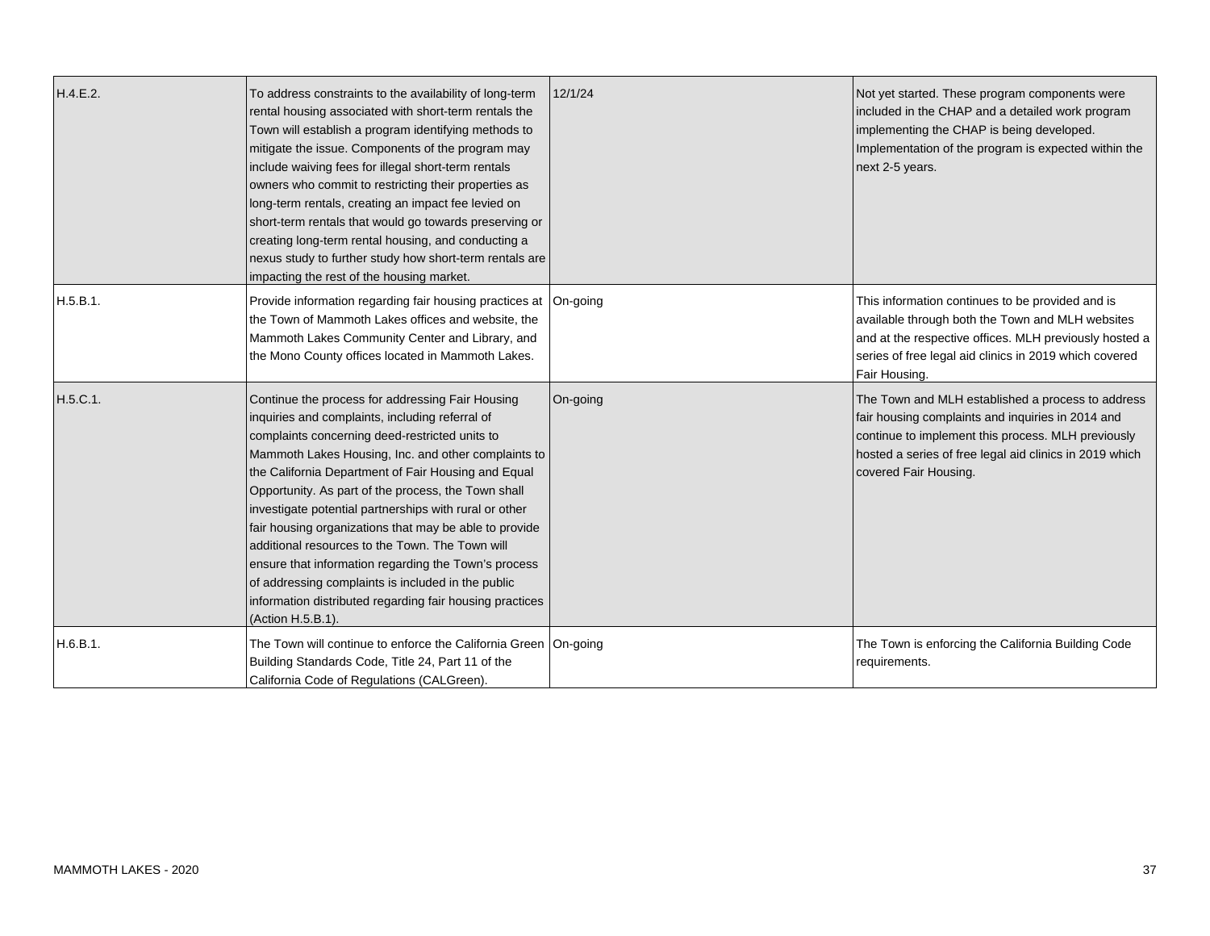| | | | |
|---|---|---|---|
| H.4.E.2. | To address constraints to the availability of long-term rental housing associated with short-term rentals the Town will establish a program identifying methods to mitigate the issue. Components of the program may include waiving fees for illegal short-term rentals owners who commit to restricting their properties as long-term rentals, creating an impact fee levied on short-term rentals that would go towards preserving or creating long-term rental housing, and conducting a nexus study to further study how short-term rentals are impacting the rest of the housing market. | 12/1/24 | Not yet started. These program components were included in the CHAP and a detailed work program implementing the CHAP is being developed. Implementation of the program is expected within the next 2-5 years. |
| H.5.B.1. | Provide information regarding fair housing practices at the Town of Mammoth Lakes offices and website, the Mammoth Lakes Community Center and Library, and the Mono County offices located in Mammoth Lakes. | On-going | This information continues to be provided and is available through both the Town and MLH websites and at the respective offices. MLH previously hosted a series of free legal aid clinics in 2019 which covered Fair Housing. |
| H.5.C.1. | Continue the process for addressing Fair Housing inquiries and complaints, including referral of complaints concerning deed-restricted units to Mammoth Lakes Housing, Inc. and other complaints to the California Department of Fair Housing and Equal Opportunity. As part of the process, the Town shall investigate potential partnerships with rural or other fair housing organizations that may be able to provide additional resources to the Town. The Town will ensure that information regarding the Town's process of addressing complaints is included in the public information distributed regarding fair housing practices (Action H.5.B.1). | On-going | The Town and MLH established a process to address fair housing complaints and inquiries in 2014 and continue to implement this process. MLH previously hosted a series of free legal aid clinics in 2019 which covered Fair Housing. |
| H.6.B.1. | The Town will continue to enforce the California Green Building Standards Code, Title 24, Part 11 of the California Code of Regulations (CALGreen). | On-going | The Town is enforcing the California Building Code requirements. |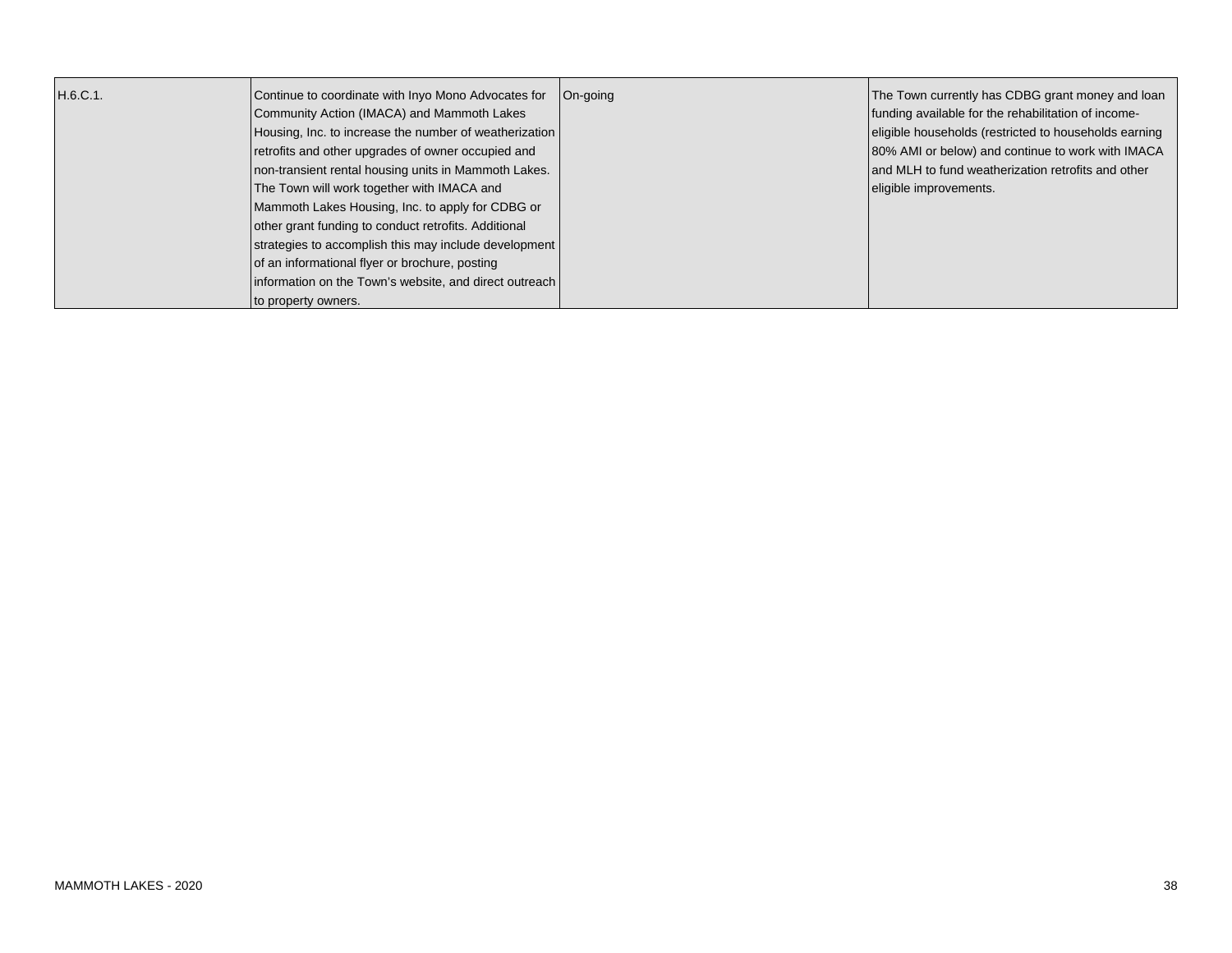| | | | |
|---|---|---|---|
| H.6.C.1. | Continue to coordinate with Inyo Mono Advocates for Community Action (IMACA) and Mammoth Lakes Housing, Inc. to increase the number of weatherization retrofits and other upgrades of owner occupied and non-transient rental housing units in Mammoth Lakes. The Town will work together with IMACA and Mammoth Lakes Housing, Inc. to apply for CDBG or other grant funding to conduct retrofits. Additional strategies to accomplish this may include development of an informational flyer or brochure, posting information on the Town's website, and direct outreach to property owners. | On-going | The Town currently has CDBG grant money and loan funding available for the rehabilitation of income-eligible households (restricted to households earning 80% AMI or below) and continue to work with IMACA and MLH to fund weatherization retrofits and other eligible improvements. |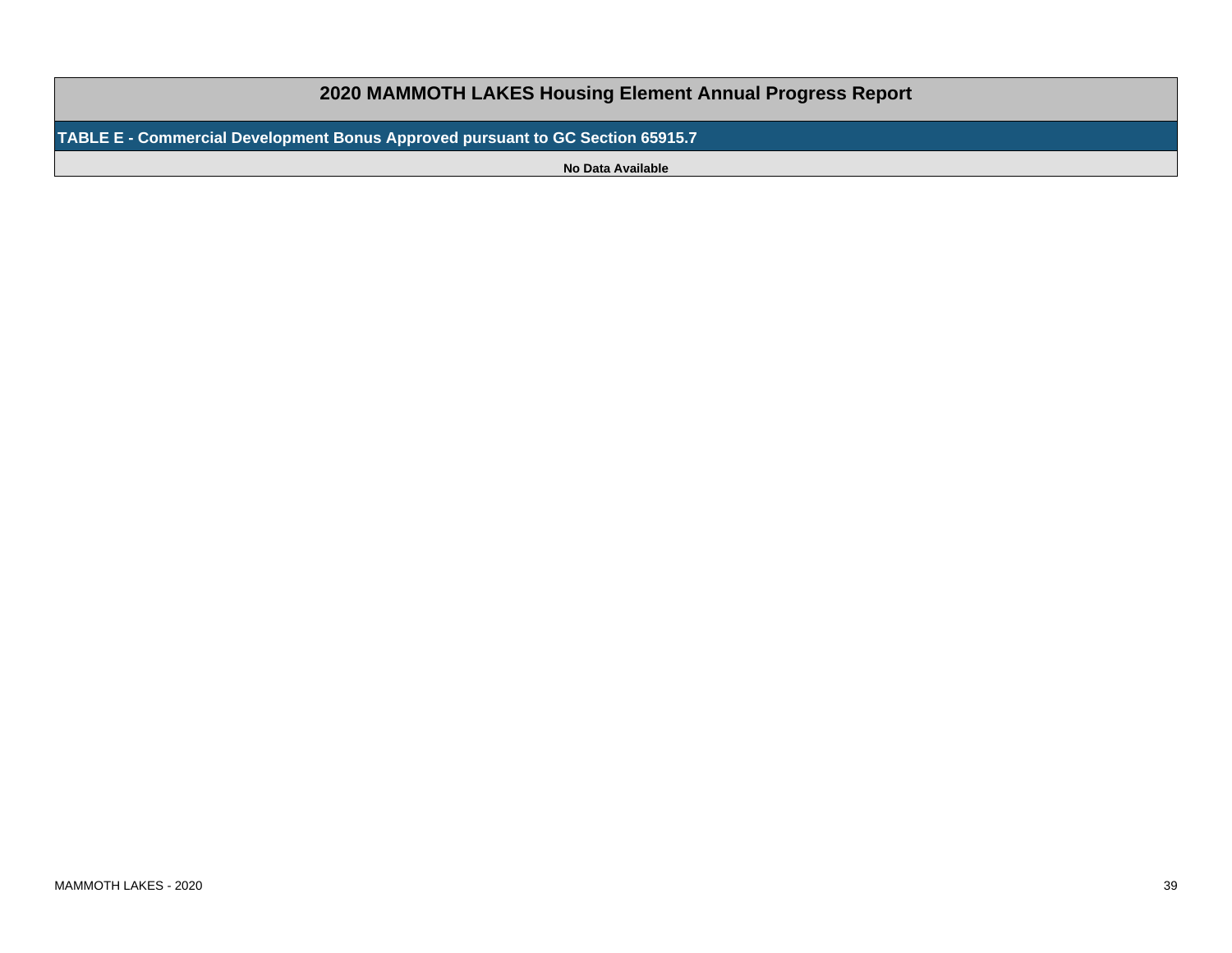# 2020 MAMMOTH LAKES Housing Element Annual Progress Report

## TABLE E - Commercial Development Bonus Approved pursuant to GC Section 65915.7

**No Data Available**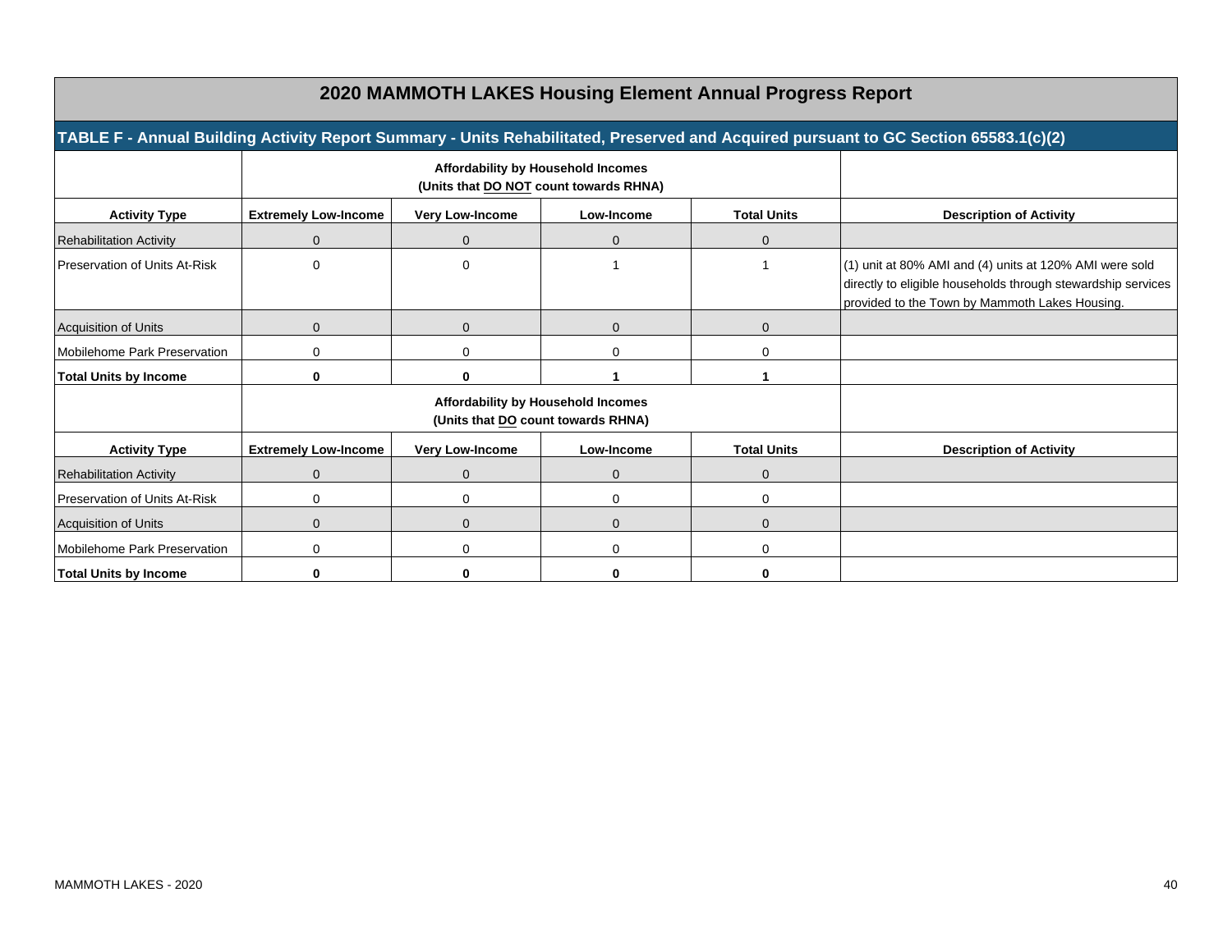# 2020 MAMMOTH LAKES Housing Element Annual Progress Report

## TABLE F - Annual Building Activity Report Summary - Units Rehabilitated, Preserved and Acquired pursuant to GC Section 65583.1(c)(2)

| | Affordability by Household Incomes (Units that DO NOT count towards RHNA) | | | | |
|---|---|---|---|---|---|
| **Activity Type** | **Extremely Low-Income** | **Very Low-Income** | **Low-Income** | **Total Units** | **Description of Activity** |
| Rehabilitation Activity | 0 | 0 | 0 | 0 | |
| Preservation of Units At-Risk | 0 | 0 | 1 | 1 | (1) unit at 80% AMI and (4) units at 120% AMI were sold directly to eligible households through stewardship services provided to the Town by Mammoth Lakes Housing. |
| Acquisition of Units | 0 | 0 | 0 | 0 | |
| Mobilehome Park Preservation | 0 | 0 | 0 | 0 | |
| **Total Units by Income** | **0** | **0** | **1** | **1** | |

| | Affordability by Household Incomes (Units that DO count towards RHNA) | | | | |
|---|---|---|---|---|---|
| **Activity Type** | **Extremely Low-Income** | **Very Low-Income** | **Low-Income** | **Total Units** | **Description of Activity** |
| Rehabilitation Activity | 0 | 0 | 0 | 0 | |
| Preservation of Units At-Risk | 0 | 0 | 0 | 0 | |
| Acquisition of Units | 0 | 0 | 0 | 0 | |
| Mobilehome Park Preservation | 0 | 0 | 0 | 0 | |
| **Total Units by Income** | **0** | **0** | **0** | **0** | |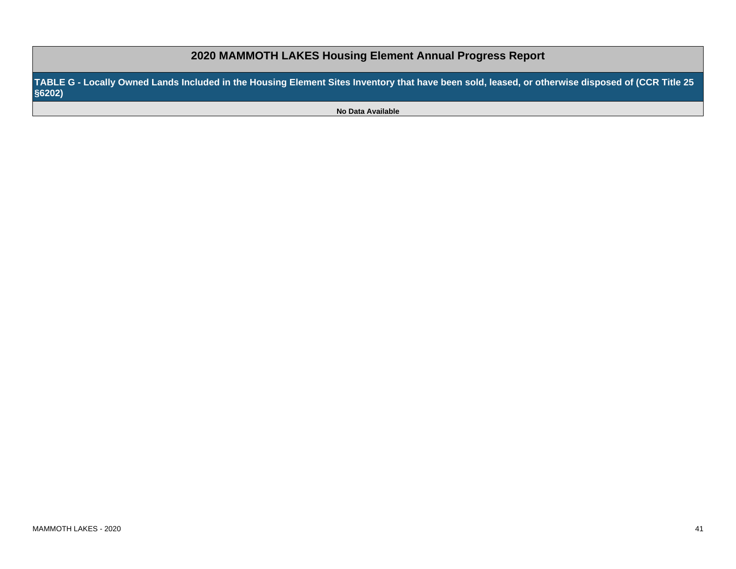# 2020 MAMMOTH LAKES Housing Element Annual Progress Report

## TABLE G - Locally Owned Lands Included in the Housing Element Sites Inventory that have been sold, leased, or otherwise disposed of (CCR Title 25 §6202)

**No Data Available**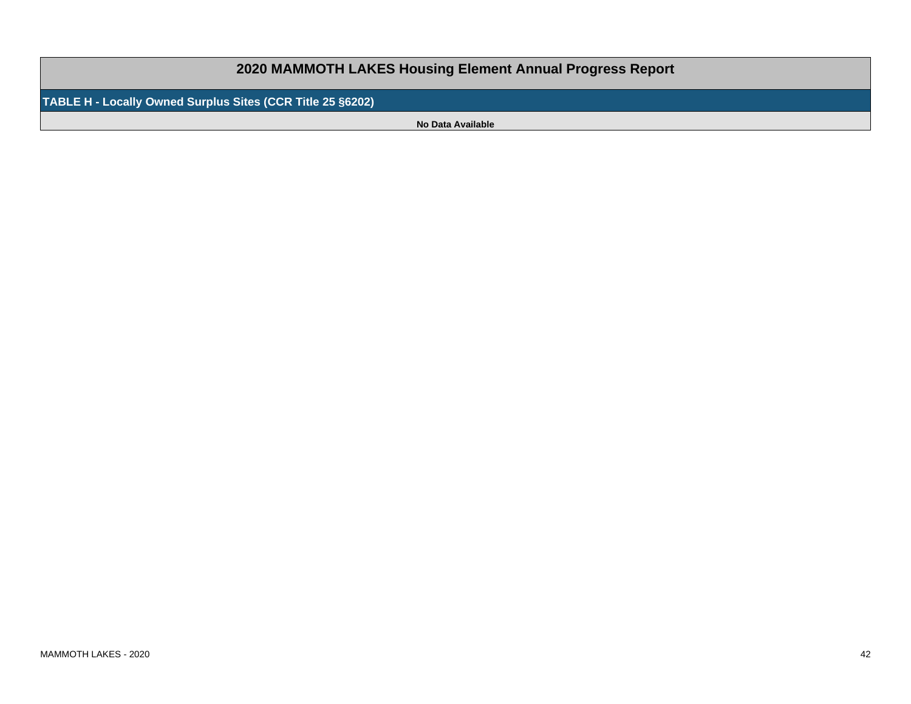# 2020 MAMMOTH LAKES Housing Element Annual Progress Report

## TABLE H - Locally Owned Surplus Sites (CCR Title 25 §6202)

**No Data Available**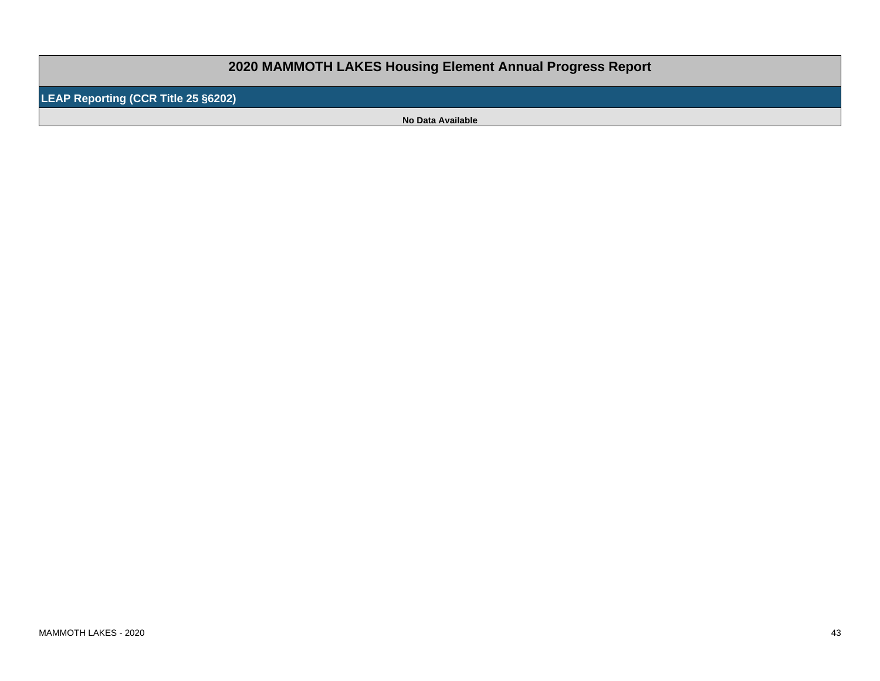# 2020 MAMMOTH LAKES Housing Element Annual Progress Report

## LEAP Reporting (CCR Title 25 §6202)

**No Data Available**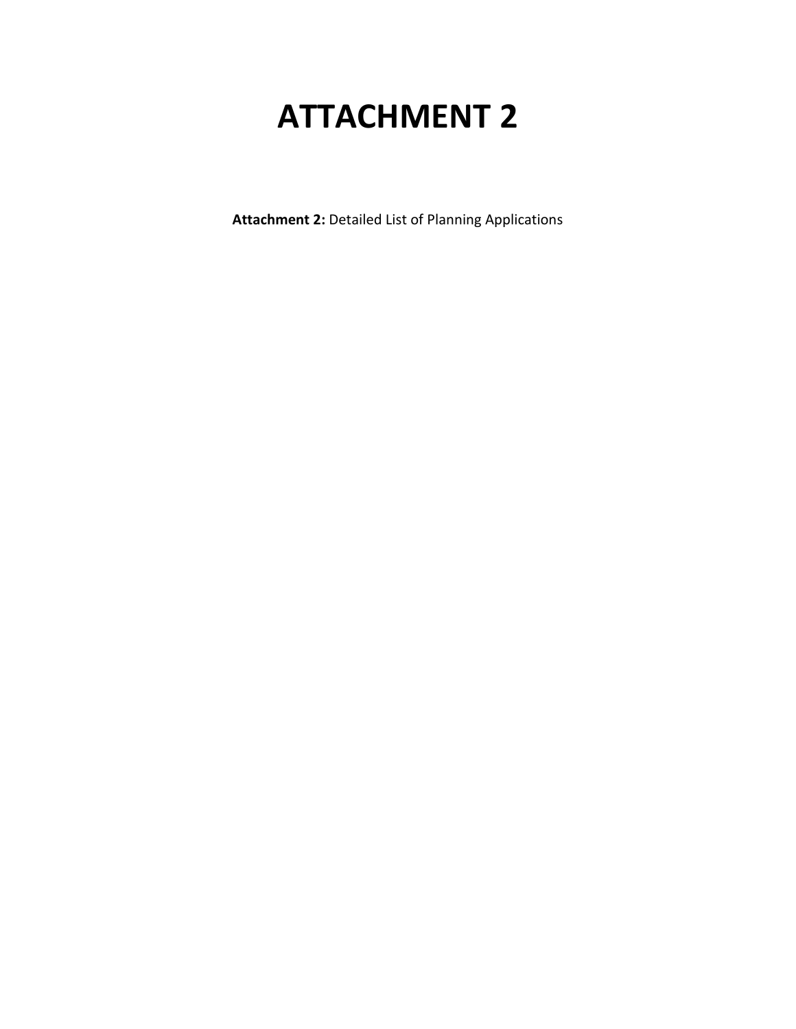# ATTACHMENT 2

**Attachment 2:** Detailed List of Planning Applications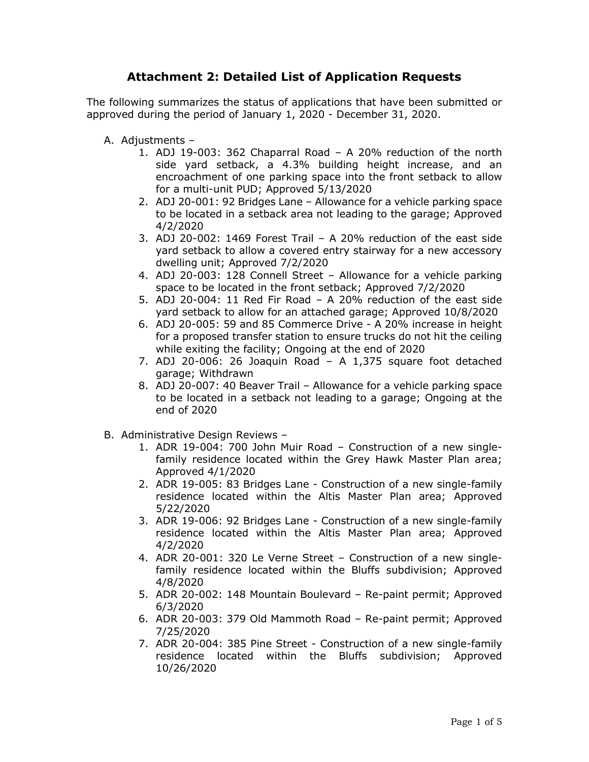# Attachment 2: Detailed List of Application Requests

The following summarizes the status of applications that have been submitted or approved during the period of January 1, 2020 - December 31, 2020.

A. Adjustments –
   1. ADJ 19-003: 362 Chaparral Road – A 20% reduction of the north side yard setback, a 4.3% building height increase, and an encroachment of one parking space into the front setback to allow for a multi-unit PUD; Approved 5/13/2020
   2. ADJ 20-001: 92 Bridges Lane – Allowance for a vehicle parking space to be located in a setback area not leading to the garage; Approved 4/2/2020
   3. ADJ 20-002: 1469 Forest Trail – A 20% reduction of the east side yard setback to allow a covered entry stairway for a new accessory dwelling unit; Approved 7/2/2020
   4. ADJ 20-003: 128 Connell Street – Allowance for a vehicle parking space to be located in the front setback; Approved 7/2/2020
   5. ADJ 20-004: 11 Red Fir Road – A 20% reduction of the east side yard setback to allow for an attached garage; Approved 10/8/2020
   6. ADJ 20-005: 59 and 85 Commerce Drive - A 20% increase in height for a proposed transfer station to ensure trucks do not hit the ceiling while exiting the facility; Ongoing at the end of 2020
   7. ADJ 20-006: 26 Joaquin Road – A 1,375 square foot detached garage; Withdrawn
   8. ADJ 20-007: 40 Beaver Trail – Allowance for a vehicle parking space to be located in a setback not leading to a garage; Ongoing at the end of 2020

B. Administrative Design Reviews –
   1. ADR 19-004: 700 John Muir Road – Construction of a new single-family residence located within the Grey Hawk Master Plan area; Approved 4/1/2020
   2. ADR 19-005: 83 Bridges Lane - Construction of a new single-family residence located within the Altis Master Plan area; Approved 5/22/2020
   3. ADR 19-006: 92 Bridges Lane - Construction of a new single-family residence located within the Altis Master Plan area; Approved 4/2/2020
   4. ADR 20-001: 320 Le Verne Street – Construction of a new single-family residence located within the Bluffs subdivision; Approved 4/8/2020
   5. ADR 20-002: 148 Mountain Boulevard – Re-paint permit; Approved 6/3/2020
   6. ADR 20-003: 379 Old Mammoth Road – Re-paint permit; Approved 7/25/2020
   7. ADR 20-004: 385 Pine Street - Construction of a new single-family residence located within the Bluffs subdivision; Approved 10/26/2020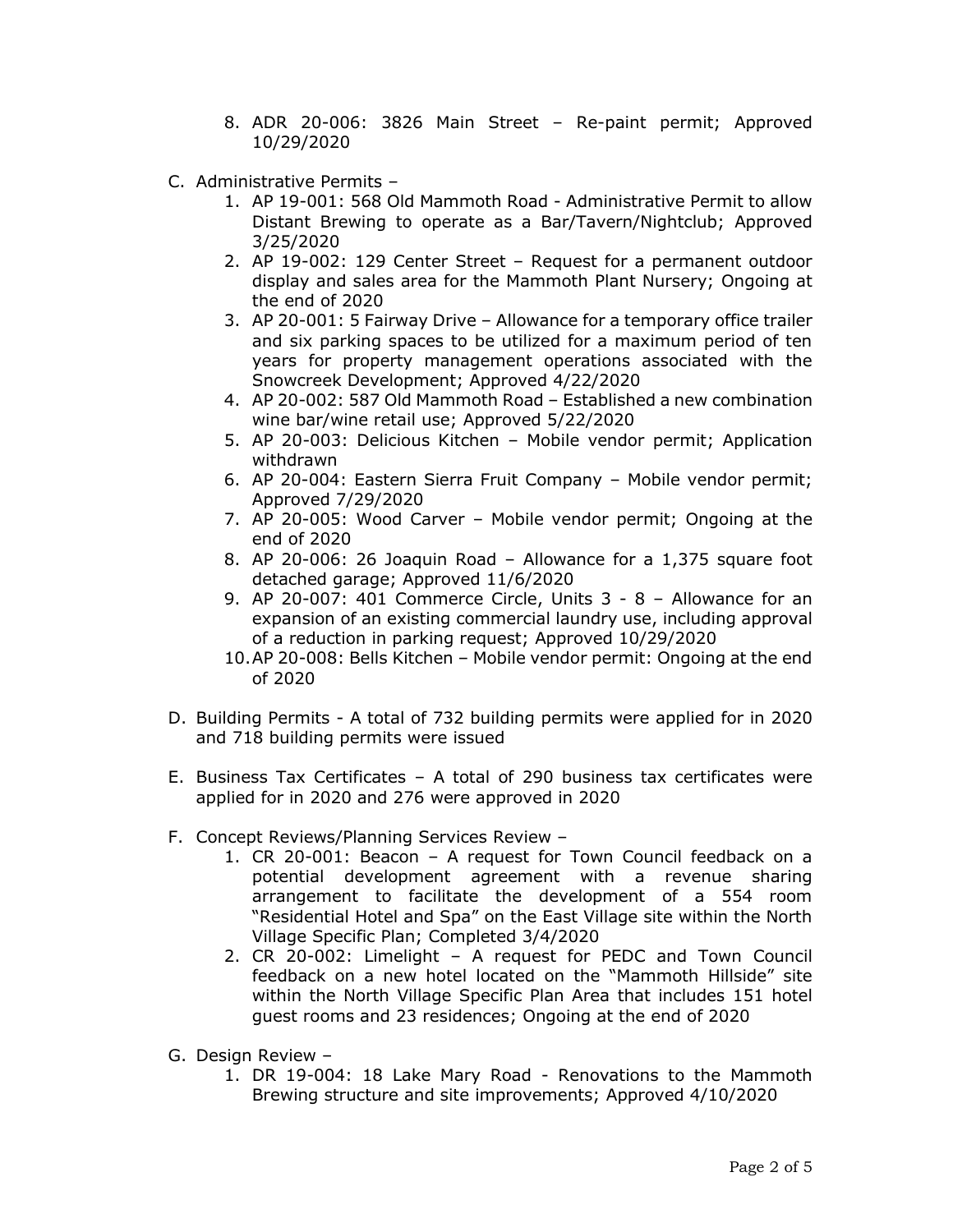8. ADR 20-006: 3826 Main Street – Re-paint permit; Approved 10/29/2020

C. Administrative Permits –
   1. AP 19-001: 568 Old Mammoth Road - Administrative Permit to allow Distant Brewing to operate as a Bar/Tavern/Nightclub; Approved 3/25/2020
   2. AP 19-002: 129 Center Street – Request for a permanent outdoor display and sales area for the Mammoth Plant Nursery; Ongoing at the end of 2020
   3. AP 20-001: 5 Fairway Drive – Allowance for a temporary office trailer and six parking spaces to be utilized for a maximum period of ten years for property management operations associated with the Snowcreek Development; Approved 4/22/2020
   4. AP 20-002: 587 Old Mammoth Road – Established a new combination wine bar/wine retail use; Approved 5/22/2020
   5. AP 20-003: Delicious Kitchen – Mobile vendor permit; Application withdrawn
   6. AP 20-004: Eastern Sierra Fruit Company – Mobile vendor permit; Approved 7/29/2020
   7. AP 20-005: Wood Carver – Mobile vendor permit; Ongoing at the end of 2020
   8. AP 20-006: 26 Joaquin Road – Allowance for a 1,375 square foot detached garage; Approved 11/6/2020
   9. AP 20-007: 401 Commerce Circle, Units 3 - 8 – Allowance for an expansion of an existing commercial laundry use, including approval of a reduction in parking request; Approved 10/29/2020
   10. AP 20-008: Bells Kitchen – Mobile vendor permit: Ongoing at the end of 2020

D. Building Permits - A total of 732 building permits were applied for in 2020 and 718 building permits were issued

E. Business Tax Certificates – A total of 290 business tax certificates were applied for in 2020 and 276 were approved in 2020

F. Concept Reviews/Planning Services Review –
   1. CR 20-001: Beacon – A request for Town Council feedback on a potential development agreement with a revenue sharing arrangement to facilitate the development of a 554 room "Residential Hotel and Spa" on the East Village site within the North Village Specific Plan; Completed 3/4/2020
   2. CR 20-002: Limelight – A request for PEDC and Town Council feedback on a new hotel located on the "Mammoth Hillside" site within the North Village Specific Plan Area that includes 151 hotel guest rooms and 23 residences; Ongoing at the end of 2020

G. Design Review –
   1. DR 19-004: 18 Lake Mary Road - Renovations to the Mammoth Brewing structure and site improvements; Approved 4/10/2020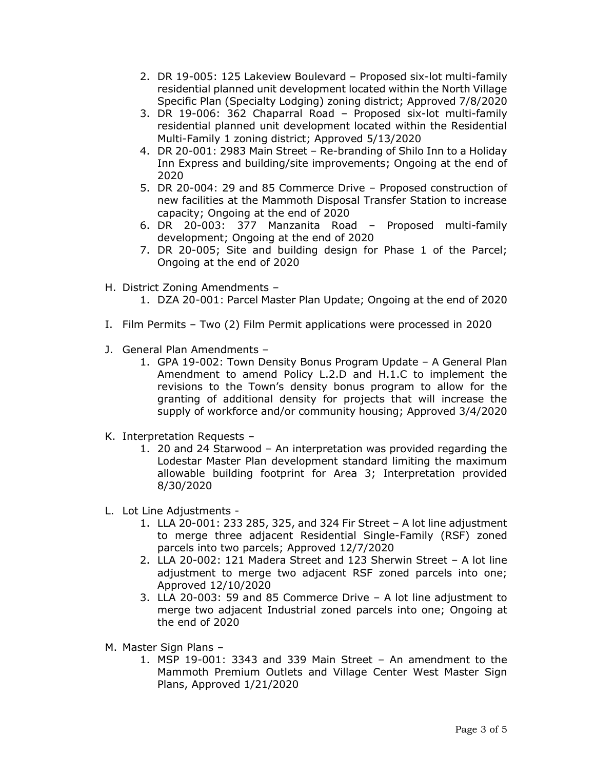2. DR 19-005: 125 Lakeview Boulevard – Proposed six-lot multi-family residential planned unit development located within the North Village Specific Plan (Specialty Lodging) zoning district; Approved 7/8/2020
3. DR 19-006: 362 Chaparral Road – Proposed six-lot multi-family residential planned unit development located within the Residential Multi-Family 1 zoning district; Approved 5/13/2020
4. DR 20-001: 2983 Main Street – Re-branding of Shilo Inn to a Holiday Inn Express and building/site improvements; Ongoing at the end of 2020
5. DR 20-004: 29 and 85 Commerce Drive – Proposed construction of new facilities at the Mammoth Disposal Transfer Station to increase capacity; Ongoing at the end of 2020
6. DR 20-003: 377 Manzanita Road – Proposed multi-family development; Ongoing at the end of 2020
7. DR 20-005; Site and building design for Phase 1 of the Parcel; Ongoing at the end of 2020

H. District Zoning Amendments –
   1. DZA 20-001: Parcel Master Plan Update; Ongoing at the end of 2020

I. Film Permits – Two (2) Film Permit applications were processed in 2020

J. General Plan Amendments –
   1. GPA 19-002: Town Density Bonus Program Update – A General Plan Amendment to amend Policy L.2.D and H.1.C to implement the revisions to the Town's density bonus program to allow for the granting of additional density for projects that will increase the supply of workforce and/or community housing; Approved 3/4/2020

K. Interpretation Requests –
   1. 20 and 24 Starwood – An interpretation was provided regarding the Lodestar Master Plan development standard limiting the maximum allowable building footprint for Area 3; Interpretation provided 8/30/2020

L. Lot Line Adjustments -
   1. LLA 20-001: 233 285, 325, and 324 Fir Street – A lot line adjustment to merge three adjacent Residential Single-Family (RSF) zoned parcels into two parcels; Approved 12/7/2020
   2. LLA 20-002: 121 Madera Street and 123 Sherwin Street – A lot line adjustment to merge two adjacent RSF zoned parcels into one; Approved 12/10/2020
   3. LLA 20-003: 59 and 85 Commerce Drive – A lot line adjustment to merge two adjacent Industrial zoned parcels into one; Ongoing at the end of 2020

M. Master Sign Plans –
   1. MSP 19-001: 3343 and 339 Main Street – An amendment to the Mammoth Premium Outlets and Village Center West Master Sign Plans, Approved 1/21/2020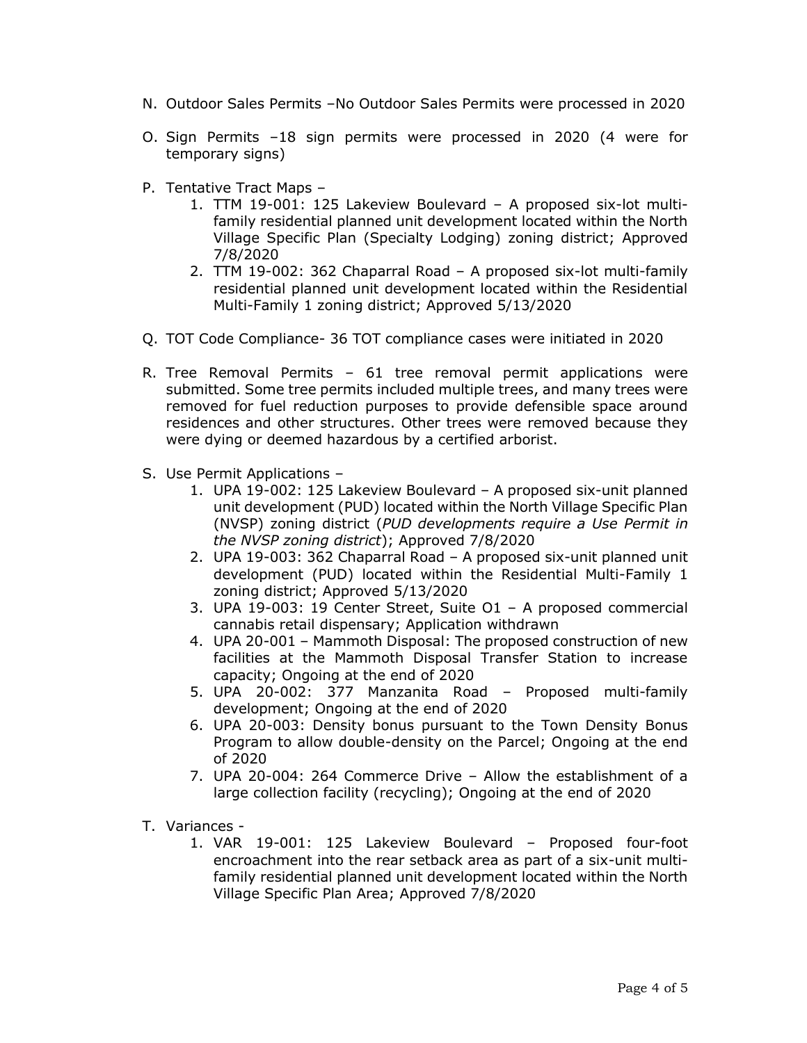N. Outdoor Sales Permits –No Outdoor Sales Permits were processed in 2020

O. Sign Permits –18 sign permits were processed in 2020 (4 were for temporary signs)

P. Tentative Tract Maps –
   1. TTM 19-001: 125 Lakeview Boulevard – A proposed six-lot multi-family residential planned unit development located within the North Village Specific Plan (Specialty Lodging) zoning district; Approved 7/8/2020
   2. TTM 19-002: 362 Chaparral Road – A proposed six-lot multi-family residential planned unit development located within the Residential Multi-Family 1 zoning district; Approved 5/13/2020

Q. TOT Code Compliance- 36 TOT compliance cases were initiated in 2020

R. Tree Removal Permits – 61 tree removal permit applications were submitted. Some tree permits included multiple trees, and many trees were removed for fuel reduction purposes to provide defensible space around residences and other structures. Other trees were removed because they were dying or deemed hazardous by a certified arborist.

S. Use Permit Applications –
   1. UPA 19-002: 125 Lakeview Boulevard – A proposed six-unit planned unit development (PUD) located within the North Village Specific Plan (NVSP) zoning district (*PUD developments require a Use Permit in the NVSP zoning district*); Approved 7/8/2020
   2. UPA 19-003: 362 Chaparral Road – A proposed six-unit planned unit development (PUD) located within the Residential Multi-Family 1 zoning district; Approved 5/13/2020
   3. UPA 19-003: 19 Center Street, Suite O1 – A proposed commercial cannabis retail dispensary; Application withdrawn
   4. UPA 20-001 – Mammoth Disposal: The proposed construction of new facilities at the Mammoth Disposal Transfer Station to increase capacity; Ongoing at the end of 2020
   5. UPA 20-002: 377 Manzanita Road – Proposed multi-family development; Ongoing at the end of 2020
   6. UPA 20-003: Density bonus pursuant to the Town Density Bonus Program to allow double-density on the Parcel; Ongoing at the end of 2020
   7. UPA 20-004: 264 Commerce Drive – Allow the establishment of a large collection facility (recycling); Ongoing at the end of 2020

T. Variances -
   1. VAR 19-001: 125 Lakeview Boulevard – Proposed four-foot encroachment into the rear setback area as part of a six-unit multi-family residential planned unit development located within the North Village Specific Plan Area; Approved 7/8/2020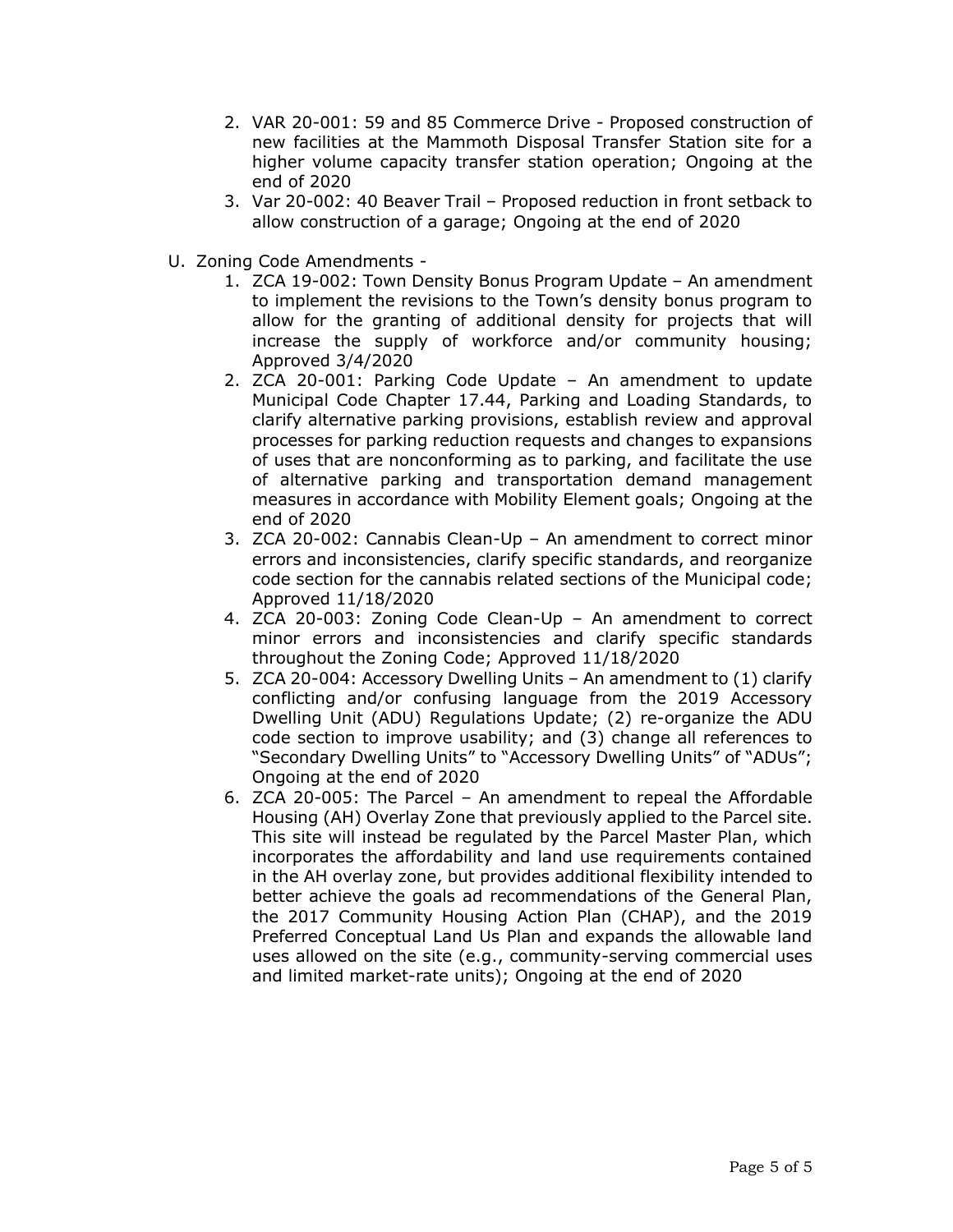2. VAR 20-001: 59 and 85 Commerce Drive - Proposed construction of new facilities at the Mammoth Disposal Transfer Station site for a higher volume capacity transfer station operation; Ongoing at the end of 2020
3. Var 20-002: 40 Beaver Trail – Proposed reduction in front setback to allow construction of a garage; Ongoing at the end of 2020

U. Zoning Code Amendments -

1. ZCA 19-002: Town Density Bonus Program Update – An amendment to implement the revisions to the Town's density bonus program to allow for the granting of additional density for projects that will increase the supply of workforce and/or community housing; Approved 3/4/2020
2. ZCA 20-001: Parking Code Update – An amendment to update Municipal Code Chapter 17.44, Parking and Loading Standards, to clarify alternative parking provisions, establish review and approval processes for parking reduction requests and changes to expansions of uses that are nonconforming as to parking, and facilitate the use of alternative parking and transportation demand management measures in accordance with Mobility Element goals; Ongoing at the end of 2020
3. ZCA 20-002: Cannabis Clean-Up – An amendment to correct minor errors and inconsistencies, clarify specific standards, and reorganize code section for the cannabis related sections of the Municipal code; Approved 11/18/2020
4. ZCA 20-003: Zoning Code Clean-Up – An amendment to correct minor errors and inconsistencies and clarify specific standards throughout the Zoning Code; Approved 11/18/2020
5. ZCA 20-004: Accessory Dwelling Units – An amendment to (1) clarify conflicting and/or confusing language from the 2019 Accessory Dwelling Unit (ADU) Regulations Update; (2) re-organize the ADU code section to improve usability; and (3) change all references to "Secondary Dwelling Units" to "Accessory Dwelling Units" of "ADUs"; Ongoing at the end of 2020
6. ZCA 20-005: The Parcel – An amendment to repeal the Affordable Housing (AH) Overlay Zone that previously applied to the Parcel site. This site will instead be regulated by the Parcel Master Plan, which incorporates the affordability and land use requirements contained in the AH overlay zone, but provides additional flexibility intended to better achieve the goals ad recommendations of the General Plan, the 2017 Community Housing Action Plan (CHAP), and the 2019 Preferred Conceptual Land Us Plan and expands the allowable land uses allowed on the site (e.g., community-serving commercial uses and limited market-rate units); Ongoing at the end of 2020